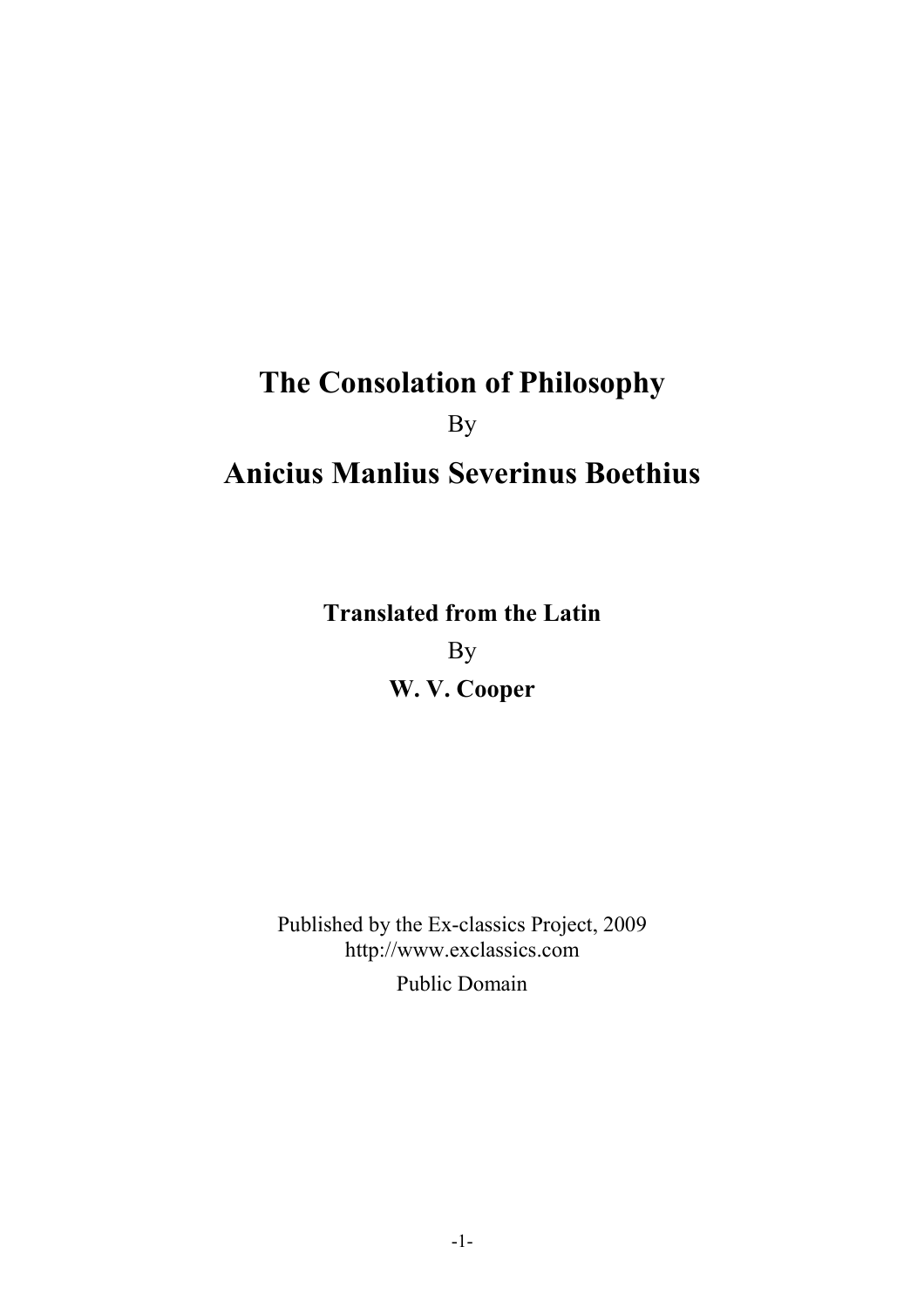# The Consolation of Philosophy

By

# Anicius Manlius Severinus Boethius

**Translated from the Latin**

By

**W. V. Cooper**

Published by the Ex-classics Project, 2009
http://www.exclassics.com
Public Domain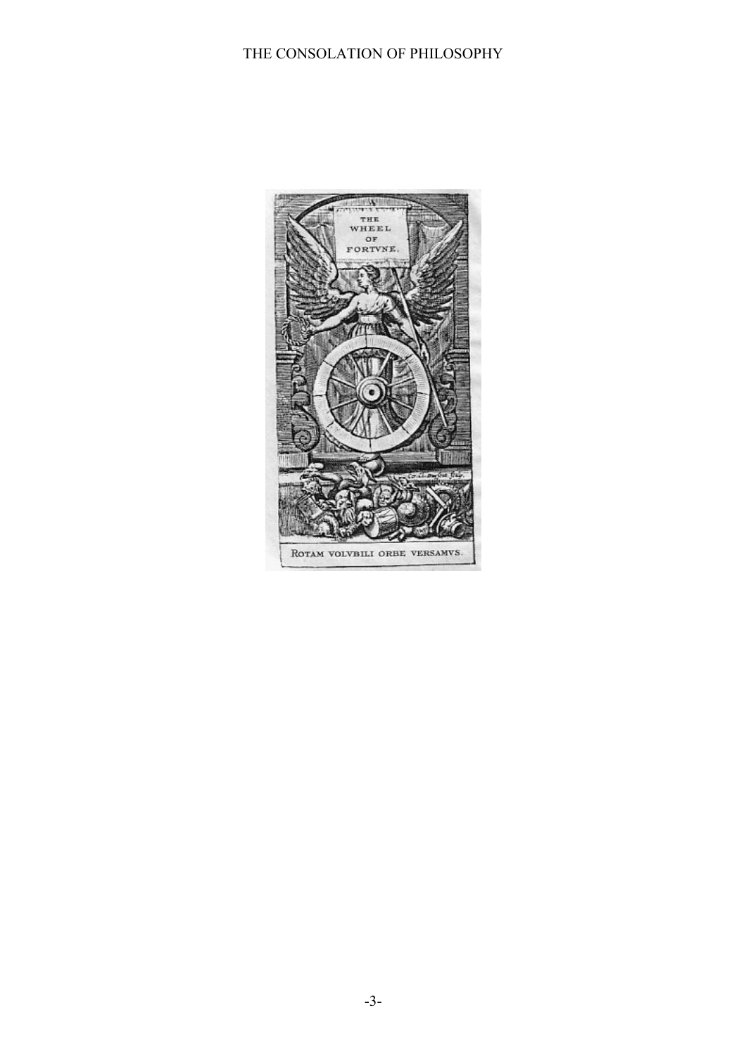THE WHEEL OF FORTVNE.

ROTAM VOLVBILI ORBE VERSAMVS.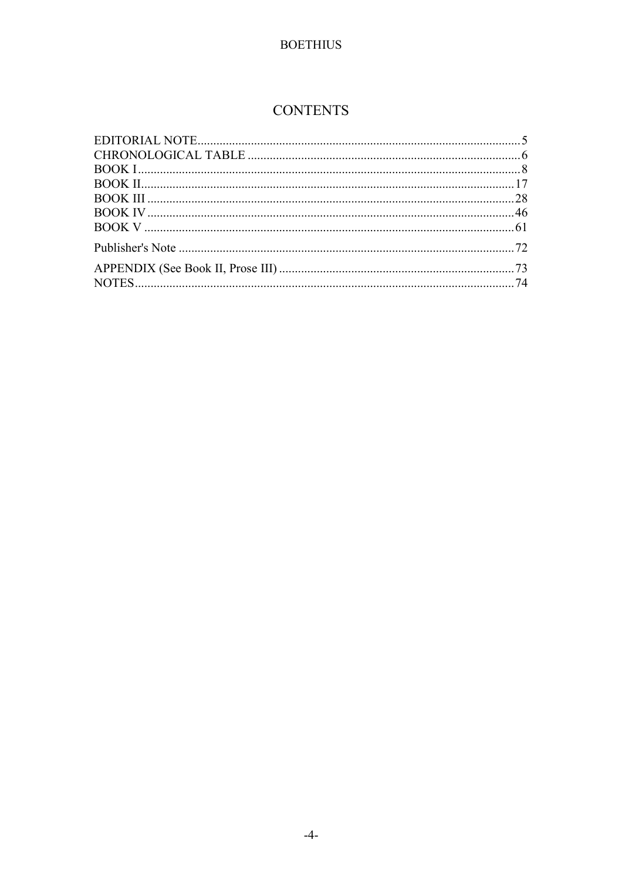# CONTENTS

EDITORIAL NOTE .......... 5
CHRONOLOGICAL TABLE .......... 6
BOOK I .......... 8
BOOK II .......... 17
BOOK III .......... 28
BOOK IV .......... 46
BOOK V .......... 61

Publisher's Note .......... 72

APPENDIX (See Book II, Prose III) .......... 73
NOTES .......... 74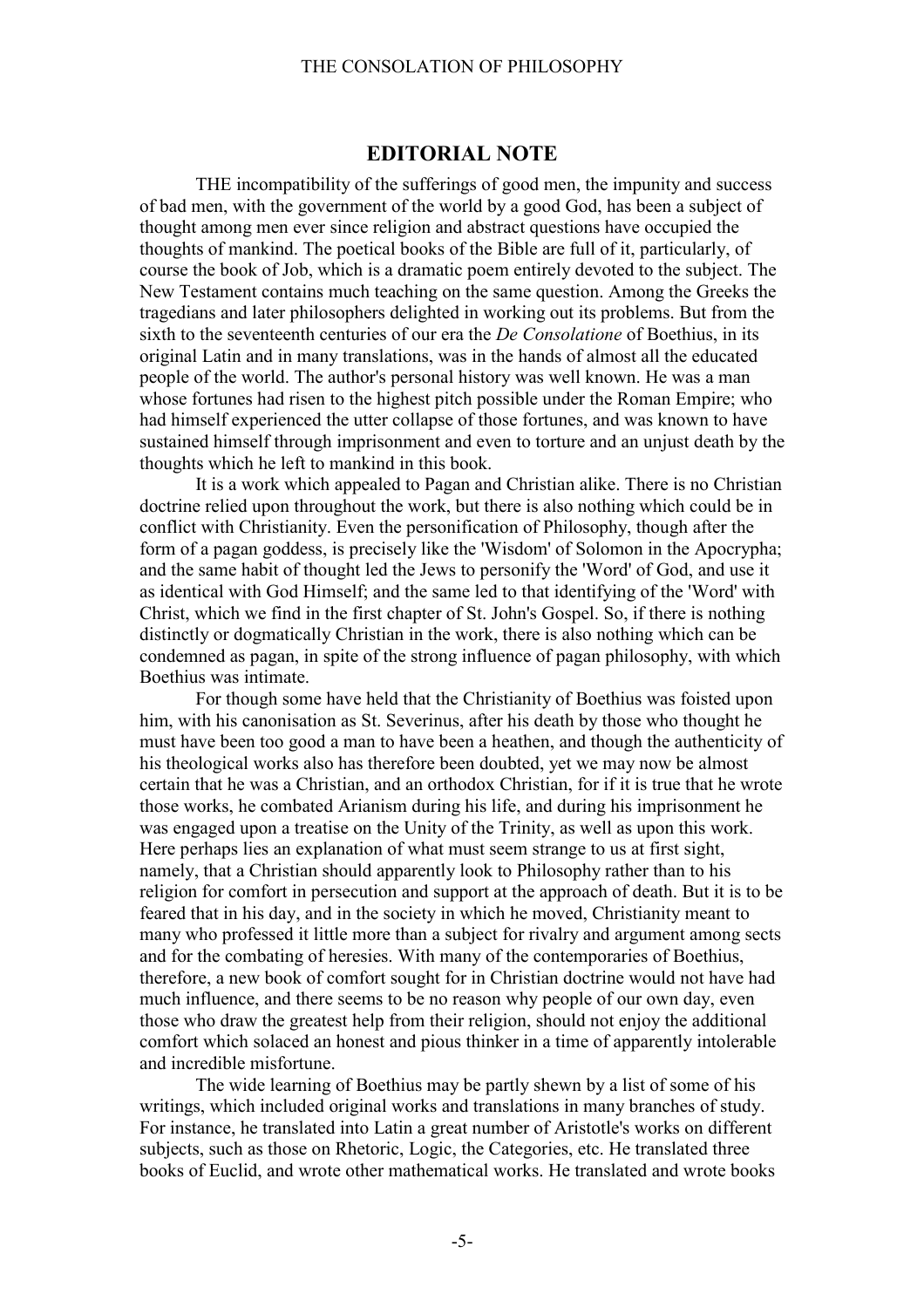## EDITORIAL NOTE

THE incompatibility of the sufferings of good men, the impunity and success of bad men, with the government of the world by a good God, has been a subject of thought among men ever since religion and abstract questions have occupied the thoughts of mankind. The poetical books of the Bible are full of it, particularly, of course the book of Job, which is a dramatic poem entirely devoted to the subject. The New Testament contains much teaching on the same question. Among the Greeks the tragedians and later philosophers delighted in working out its problems. But from the sixth to the seventeenth centuries of our era the *De Consolatione* of Boethius, in its original Latin and in many translations, was in the hands of almost all the educated people of the world. The author's personal history was well known. He was a man whose fortunes had risen to the highest pitch possible under the Roman Empire; who had himself experienced the utter collapse of those fortunes, and was known to have sustained himself through imprisonment and even to torture and an unjust death by the thoughts which he left to mankind in this book.

It is a work which appealed to Pagan and Christian alike. There is no Christian doctrine relied upon throughout the work, but there is also nothing which could be in conflict with Christianity. Even the personification of Philosophy, though after the form of a pagan goddess, is precisely like the 'Wisdom' of Solomon in the Apocrypha; and the same habit of thought led the Jews to personify the 'Word' of God, and use it as identical with God Himself; and the same led to that identifying of the 'Word' with Christ, which we find in the first chapter of St. John's Gospel. So, if there is nothing distinctly or dogmatically Christian in the work, there is also nothing which can be condemned as pagan, in spite of the strong influence of pagan philosophy, with which Boethius was intimate.

For though some have held that the Christianity of Boethius was foisted upon him, with his canonisation as St. Severinus, after his death by those who thought he must have been too good a man to have been a heathen, and though the authenticity of his theological works also has therefore been doubted, yet we may now be almost certain that he was a Christian, and an orthodox Christian, for if it is true that he wrote those works, he combated Arianism during his life, and during his imprisonment he was engaged upon a treatise on the Unity of the Trinity, as well as upon this work. Here perhaps lies an explanation of what must seem strange to us at first sight, namely, that a Christian should apparently look to Philosophy rather than to his religion for comfort in persecution and support at the approach of death. But it is to be feared that in his day, and in the society in which he moved, Christianity meant to many who professed it little more than a subject for rivalry and argument among sects and for the combating of heresies. With many of the contemporaries of Boethius, therefore, a new book of comfort sought for in Christian doctrine would not have had much influence, and there seems to be no reason why people of our own day, even those who draw the greatest help from their religion, should not enjoy the additional comfort which solaced an honest and pious thinker in a time of apparently intolerable and incredible misfortune.

The wide learning of Boethius may be partly shewn by a list of some of his writings, which included original works and translations in many branches of study. For instance, he translated into Latin a great number of Aristotle's works on different subjects, such as those on Rhetoric, Logic, the Categories, etc. He translated three books of Euclid, and wrote other mathematical works. He translated and wrote books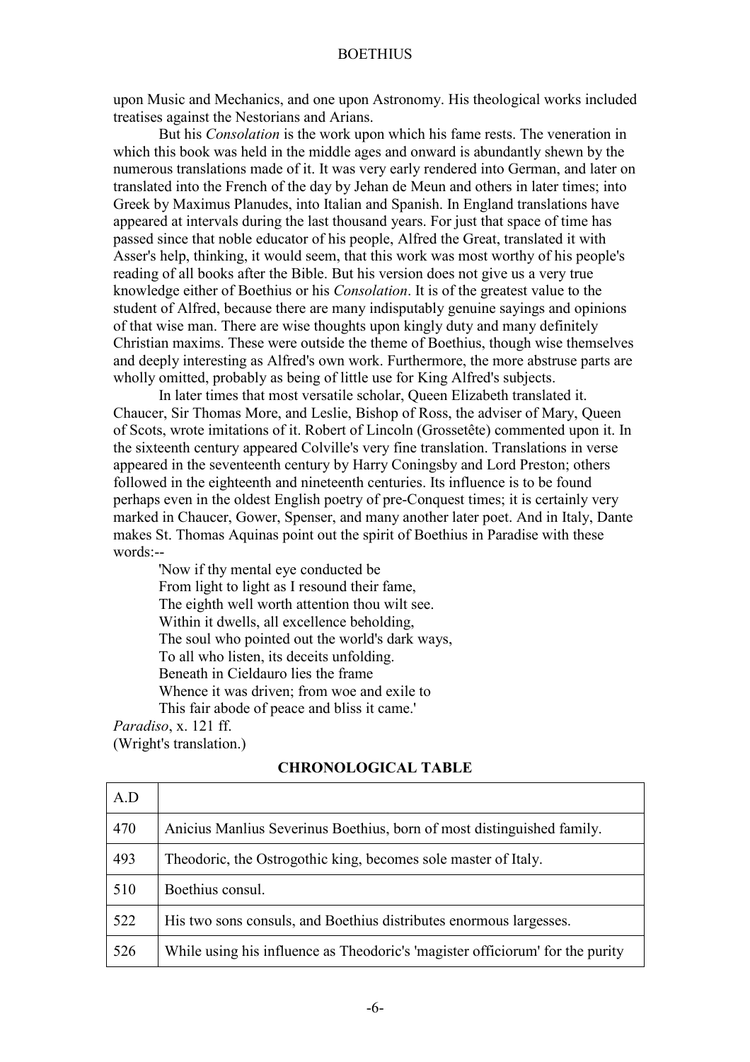upon Music and Mechanics, and one upon Astronomy. His theological works included treatises against the Nestorians and Arians.

But his *Consolation* is the work upon which his fame rests. The veneration in which this book was held in the middle ages and onward is abundantly shewn by the numerous translations made of it. It was very early rendered into German, and later on translated into the French of the day by Jehan de Meun and others in later times; into Greek by Maximus Planudes, into Italian and Spanish. In England translations have appeared at intervals during the last thousand years. For just that space of time has passed since that noble educator of his people, Alfred the Great, translated it with Asser's help, thinking, it would seem, that this work was most worthy of his people's reading of all books after the Bible. But his version does not give us a very true knowledge either of Boethius or his *Consolation*. It is of the greatest value to the student of Alfred, because there are many indisputably genuine sayings and opinions of that wise man. There are wise thoughts upon kingly duty and many definitely Christian maxims. These were outside the theme of Boethius, though wise themselves and deeply interesting as Alfred's own work. Furthermore, the more abstruse parts are wholly omitted, probably as being of little use for King Alfred's subjects.

In later times that most versatile scholar, Queen Elizabeth translated it. Chaucer, Sir Thomas More, and Leslie, Bishop of Ross, the adviser of Mary, Queen of Scots, wrote imitations of it. Robert of Lincoln (Grossetête) commented upon it. In the sixteenth century appeared Colville's very fine translation. Translations in verse appeared in the seventeenth century by Harry Coningsby and Lord Preston; others followed in the eighteenth and nineteenth centuries. Its influence is to be found perhaps even in the oldest English poetry of pre-Conquest times; it is certainly very marked in Chaucer, Gower, Spenser, and many another later poet. And in Italy, Dante makes St. Thomas Aquinas point out the spirit of Boethius in Paradise with these words:--

> 'Now if thy mental eye conducted be
> From light to light as I resound their fame,
> The eighth well worth attention thou wilt see.
> Within it dwells, all excellence beholding,
> The soul who pointed out the world's dark ways,
> To all who listen, its deceits unfolding.
> Beneath in Cieldauro lies the frame
> Whence it was driven; from woe and exile to
> This fair abode of peace and bliss it came.'

*Paradiso*, x. 121 ff.
(Wright's translation.)

## CHRONOLOGICAL TABLE

| A.D | |
|---|---|
| 470 | Anicius Manlius Severinus Boethius, born of most distinguished family. |
| 493 | Theodoric, the Ostrogothic king, becomes sole master of Italy. |
| 510 | Boethius consul. |
| 522 | His two sons consuls, and Boethius distributes enormous largesses. |
| 526 | While using his influence as Theodoric's 'magister officiorum' for the purity |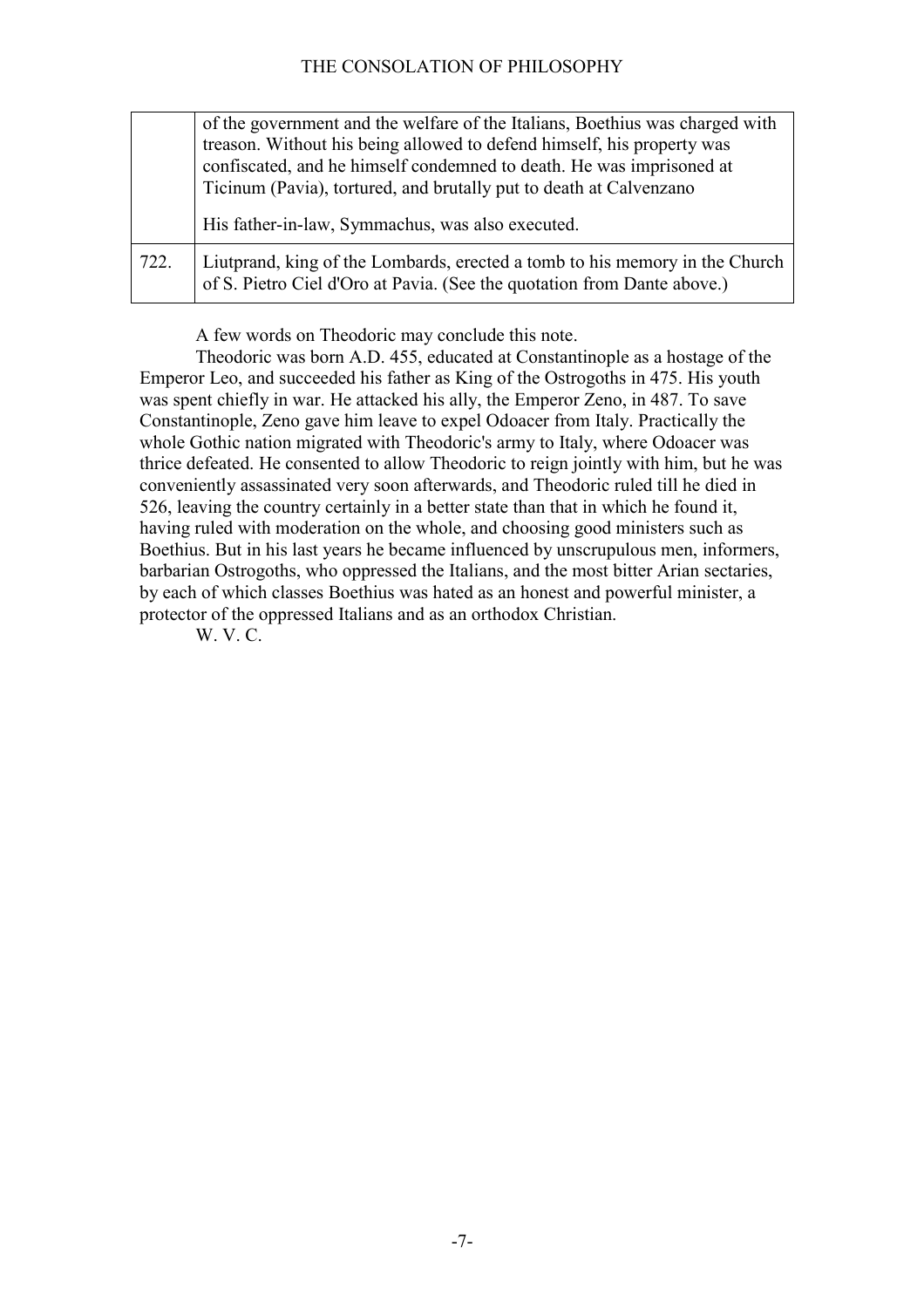| | |
|---|---|
| | of the government and the welfare of the Italians, Boethius was charged with treason. Without his being allowed to defend himself, his property was confiscated, and he himself condemned to death. He was imprisoned at Ticinum (Pavia), tortured, and brutally put to death at Calvenzano<br><br>His father-in-law, Symmachus, was also executed. |
| 722. | Liutprand, king of the Lombards, erected a tomb to his memory in the Church of S. Pietro Ciel d'Oro at Pavia. (See the quotation from Dante above.) |

A few words on Theodoric may conclude this note.

Theodoric was born A.D. 455, educated at Constantinople as a hostage of the Emperor Leo, and succeeded his father as King of the Ostrogoths in 475. His youth was spent chiefly in war. He attacked his ally, the Emperor Zeno, in 487. To save Constantinople, Zeno gave him leave to expel Odoacer from Italy. Practically the whole Gothic nation migrated with Theodoric's army to Italy, where Odoacer was thrice defeated. He consented to allow Theodoric to reign jointly with him, but he was conveniently assassinated very soon afterwards, and Theodoric ruled till he died in 526, leaving the country certainly in a better state than that in which he found it, having ruled with moderation on the whole, and choosing good ministers such as Boethius. But in his last years he became influenced by unscrupulous men, informers, barbarian Ostrogoths, who oppressed the Italians, and the most bitter Arian sectaries, by each of which classes Boethius was hated as an honest and powerful minister, a protector of the oppressed Italians and as an orthodox Christian.

W. V. C.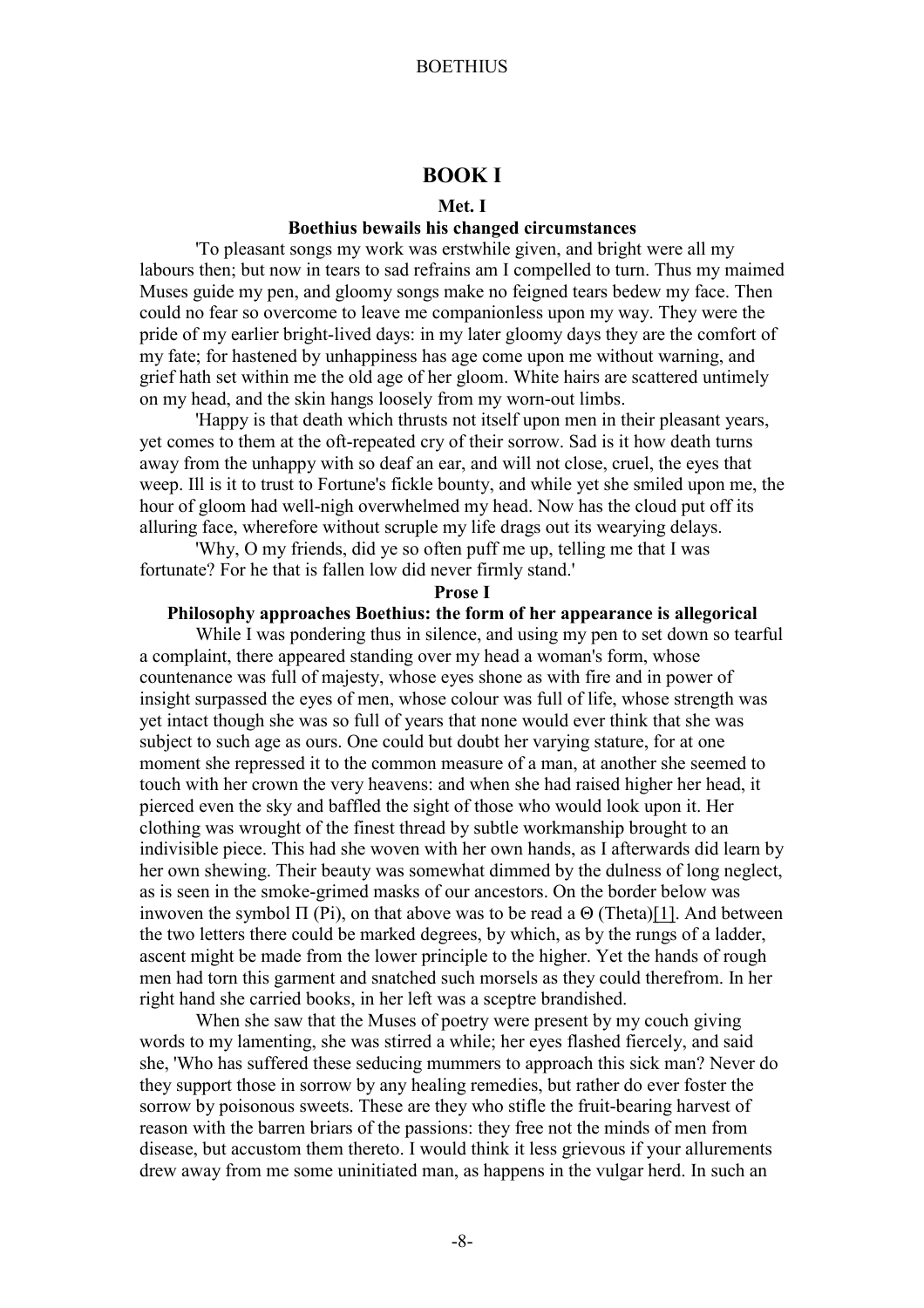## BOOK I

### Met. I

#### Boethius bewails his changed circumstances

'To pleasant songs my work was erstwhile given, and bright were all my labours then; but now in tears to sad refrains am I compelled to turn. Thus my maimed Muses guide my pen, and gloomy songs make no feigned tears bedew my face. Then could no fear so overcome to leave me companionless upon my way. They were the pride of my earlier bright-lived days: in my later gloomy days they are the comfort of my fate; for hastened by unhappiness has age come upon me without warning, and grief hath set within me the old age of her gloom. White hairs are scattered untimely on my head, and the skin hangs loosely from my worn-out limbs.

'Happy is that death which thrusts not itself upon men in their pleasant years, yet comes to them at the oft-repeated cry of their sorrow. Sad is it how death turns away from the unhappy with so deaf an ear, and will not close, cruel, the eyes that weep. Ill is it to trust to Fortune's fickle bounty, and while yet she smiled upon me, the hour of gloom had well-nigh overwhelmed my head. Now has the cloud put off its alluring face, wherefore without scruple my life drags out its wearying delays.

'Why, O my friends, did ye so often puff me up, telling me that I was fortunate? For he that is fallen low did never firmly stand.'

### Prose I

#### Philosophy approaches Boethius: the form of her appearance is allegorical

While I was pondering thus in silence, and using my pen to set down so tearful a complaint, there appeared standing over my head a woman's form, whose countenance was full of majesty, whose eyes shone as with fire and in power of insight surpassed the eyes of men, whose colour was full of life, whose strength was yet intact though she was so full of years that none would ever think that she was subject to such age as ours. One could but doubt her varying stature, for at one moment she repressed it to the common measure of a man, at another she seemed to touch with her crown the very heavens: and when she had raised higher her head, it pierced even the sky and baffled the sight of those who would look upon it. Her clothing was wrought of the finest thread by subtle workmanship brought to an indivisible piece. This had she woven with her own hands, as I afterwards did learn by her own shewing. Their beauty was somewhat dimmed by the dulness of long neglect, as is seen in the smoke-grimed masks of our ancestors. On the border below was inwoven the symbol Π (Pi), on that above was to be read a Θ (Theta)[1]. And between the two letters there could be marked degrees, by which, as by the rungs of a ladder, ascent might be made from the lower principle to the higher. Yet the hands of rough men had torn this garment and snatched such morsels as they could therefrom. In her right hand she carried books, in her left was a sceptre brandished.

When she saw that the Muses of poetry were present by my couch giving words to my lamenting, she was stirred a while; her eyes flashed fiercely, and said she, 'Who has suffered these seducing mummers to approach this sick man? Never do they support those in sorrow by any healing remedies, but rather do ever foster the sorrow by poisonous sweets. These are they who stifle the fruit-bearing harvest of reason with the barren briars of the passions: they free not the minds of men from disease, but accustom them thereto. I would think it less grievous if your allurements drew away from me some uninitiated man, as happens in the vulgar herd. In such an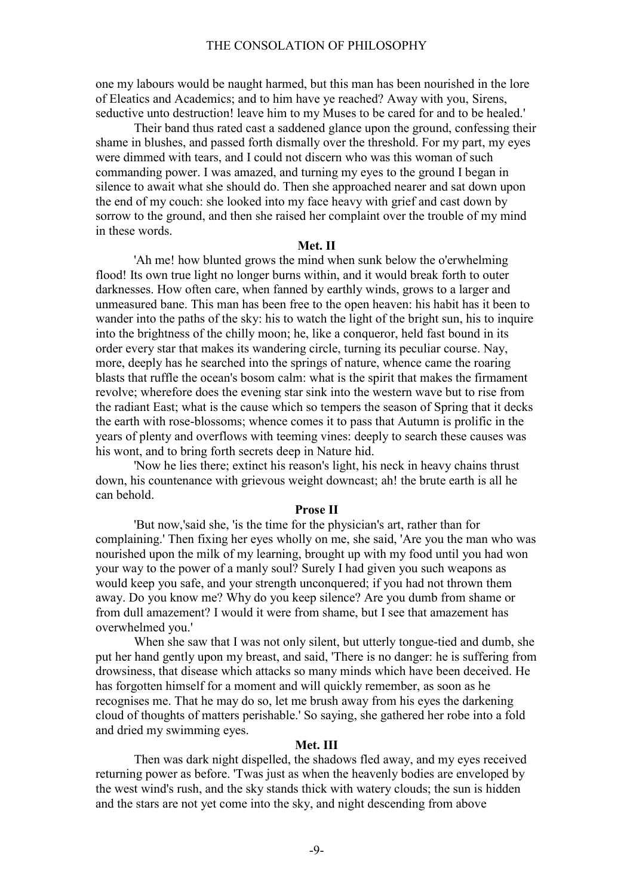one my labours would be naught harmed, but this man has been nourished in the lore of Eleatics and Academics; and to him have ye reached? Away with you, Sirens, seductive unto destruction! leave him to my Muses to be cared for and to be healed.'

Their band thus rated cast a saddened glance upon the ground, confessing their shame in blushes, and passed forth dismally over the threshold. For my part, my eyes were dimmed with tears, and I could not discern who was this woman of such commanding power. I was amazed, and turning my eyes to the ground I began in silence to await what she should do. Then she approached nearer and sat down upon the end of my couch: she looked into my face heavy with grief and cast down by sorrow to the ground, and then she raised her complaint over the trouble of my mind in these words.

### Met. II

'Ah me! how blunted grows the mind when sunk below the o'erwhelming flood! Its own true light no longer burns within, and it would break forth to outer darknesses. How often care, when fanned by earthly winds, grows to a larger and unmeasured bane. This man has been free to the open heaven: his habit has it been to wander into the paths of the sky: his to watch the light of the bright sun, his to inquire into the brightness of the chilly moon; he, like a conqueror, held fast bound in its order every star that makes its wandering circle, turning its peculiar course. Nay, more, deeply has he searched into the springs of nature, whence came the roaring blasts that ruffle the ocean's bosom calm: what is the spirit that makes the firmament revolve; wherefore does the evening star sink into the western wave but to rise from the radiant East; what is the cause which so tempers the season of Spring that it decks the earth with rose-blossoms; whence comes it to pass that Autumn is prolific in the years of plenty and overflows with teeming vines: deeply to search these causes was his wont, and to bring forth secrets deep in Nature hid.

'Now he lies there; extinct his reason's light, his neck in heavy chains thrust down, his countenance with grievous weight downcast; ah! the brute earth is all he can behold.

### Prose II

'But now,'said she, 'is the time for the physician's art, rather than for complaining.' Then fixing her eyes wholly on me, she said, 'Are you the man who was nourished upon the milk of my learning, brought up with my food until you had won your way to the power of a manly soul? Surely I had given you such weapons as would keep you safe, and your strength unconquered; if you had not thrown them away. Do you know me? Why do you keep silence? Are you dumb from shame or from dull amazement? I would it were from shame, but I see that amazement has overwhelmed you.'

When she saw that I was not only silent, but utterly tongue-tied and dumb, she put her hand gently upon my breast, and said, 'There is no danger: he is suffering from drowsiness, that disease which attacks so many minds which have been deceived. He has forgotten himself for a moment and will quickly remember, as soon as he recognises me. That he may do so, let me brush away from his eyes the darkening cloud of thoughts of matters perishable.' So saying, she gathered her robe into a fold and dried my swimming eyes.

### Met. III

Then was dark night dispelled, the shadows fled away, and my eyes received returning power as before. 'Twas just as when the heavenly bodies are enveloped by the west wind's rush, and the sky stands thick with watery clouds; the sun is hidden and the stars are not yet come into the sky, and night descending from above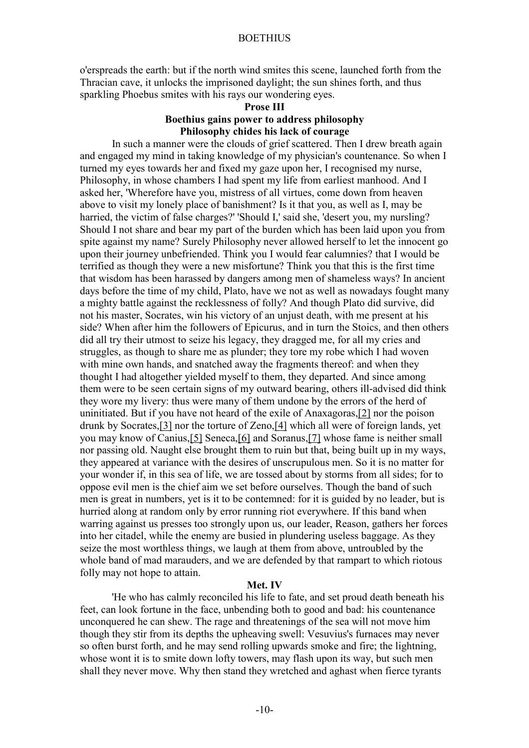o'erspreads the earth: but if the north wind smites this scene, launched forth from the Thracian cave, it unlocks the imprisoned daylight; the sun shines forth, and thus sparkling Phoebus smites with his rays our wondering eyes.

### Prose III

### Boethius gains power to address philosophy
### Philosophy chides his lack of courage

In such a manner were the clouds of grief scattered. Then I drew breath again and engaged my mind in taking knowledge of my physician's countenance. So when I turned my eyes towards her and fixed my gaze upon her, I recognised my nurse, Philosophy, in whose chambers I had spent my life from earliest manhood. And I asked her, 'Wherefore have you, mistress of all virtues, come down from heaven above to visit my lonely place of banishment? Is it that you, as well as I, may be harried, the victim of false charges?' 'Should I,' said she, 'desert you, my nursling? Should I not share and bear my part of the burden which has been laid upon you from spite against my name? Surely Philosophy never allowed herself to let the innocent go upon their journey unbefriended. Think you I would fear calumnies? that I would be terrified as though they were a new misfortune? Think you that this is the first time that wisdom has been harassed by dangers among men of shameless ways? In ancient days before the time of my child, Plato, have we not as well as nowadays fought many a mighty battle against the recklessness of folly? And though Plato did survive, did not his master, Socrates, win his victory of an unjust death, with me present at his side? When after him the followers of Epicurus, and in turn the Stoics, and then others did all try their utmost to seize his legacy, they dragged me, for all my cries and struggles, as though to share me as plunder; they tore my robe which I had woven with mine own hands, and snatched away the fragments thereof: and when they thought I had altogether yielded myself to them, they departed. And since among them were to be seen certain signs of my outward bearing, others ill-advised did think they wore my livery: thus were many of them undone by the errors of the herd of uninitiated. But if you have not heard of the exile of Anaxagoras,[2] nor the poison drunk by Socrates,[3] nor the torture of Zeno,[4] which all were of foreign lands, yet you may know of Canius,[5] Seneca,[6] and Soranus,[7] whose fame is neither small nor passing old. Naught else brought them to ruin but that, being built up in my ways, they appeared at variance with the desires of unscrupulous men. So it is no matter for your wonder if, in this sea of life, we are tossed about by storms from all sides; for to oppose evil men is the chief aim we set before ourselves. Though the band of such men is great in numbers, yet is it to be contemned: for it is guided by no leader, but is hurried along at random only by error running riot everywhere. If this band when warring against us presses too strongly upon us, our leader, Reason, gathers her forces into her citadel, while the enemy are busied in plundering useless baggage. As they seize the most worthless things, we laugh at them from above, untroubled by the whole band of mad marauders, and we are defended by that rampart to which riotous folly may not hope to attain.

### Met. IV

'He who has calmly reconciled his life to fate, and set proud death beneath his feet, can look fortune in the face, unbending both to good and bad: his countenance unconquered he can shew. The rage and threatenings of the sea will not move him though they stir from its depths the upheaving swell: Vesuvius's furnaces may never so often burst forth, and he may send rolling upwards smoke and fire; the lightning, whose wont it is to smite down lofty towers, may flash upon its way, but such men shall they never move. Why then stand they wretched and aghast when fierce tyrants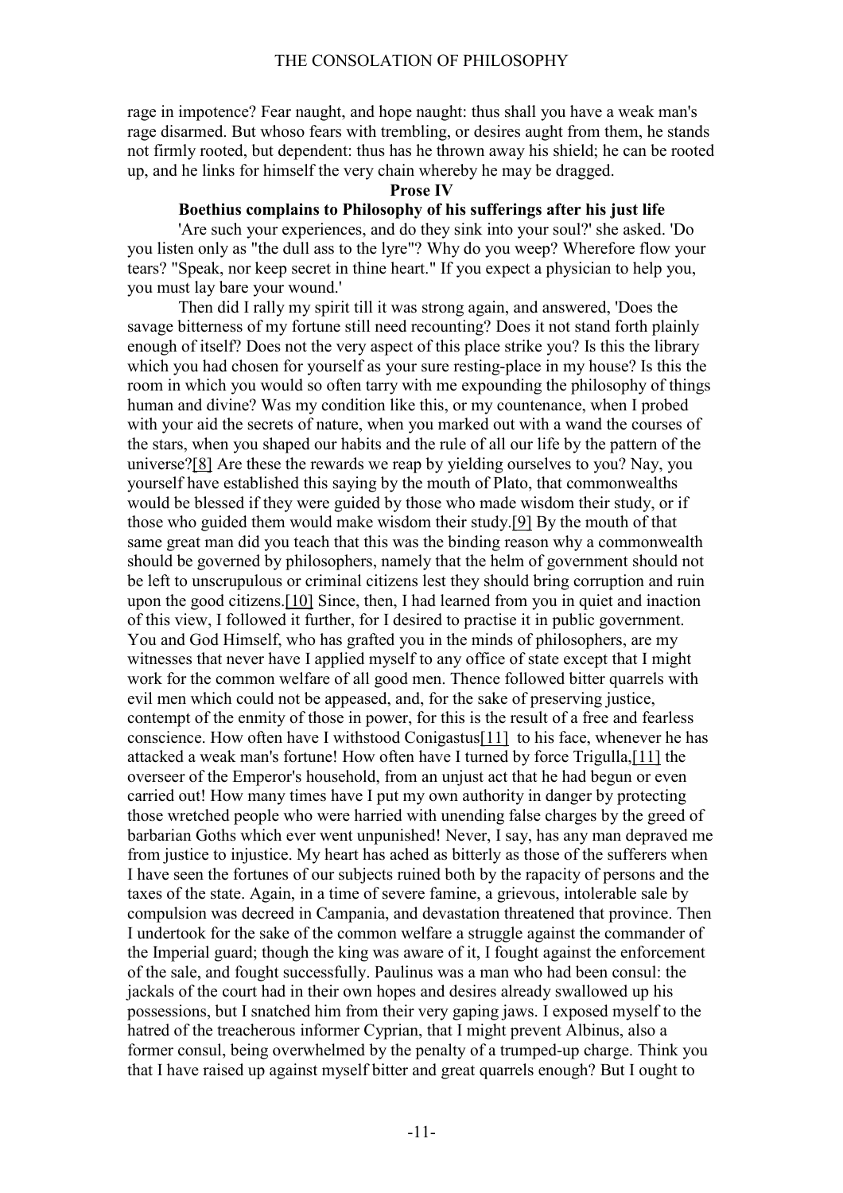rage in impotence? Fear naught, and hope naught: thus shall you have a weak man's rage disarmed. But whoso fears with trembling, or desires aught from them, he stands not firmly rooted, but dependent: thus has he thrown away his shield; he can be rooted up, and he links for himself the very chain whereby he may be dragged.

### Prose IV

**Boethius complains to Philosophy of his sufferings after his just life**

'Are such your experiences, and do they sink into your soul?' she asked. 'Do you listen only as "the dull ass to the lyre"? Why do you weep? Wherefore flow your tears? "Speak, nor keep secret in thine heart." If you expect a physician to help you, you must lay bare your wound.'

Then did I rally my spirit till it was strong again, and answered, 'Does the savage bitterness of my fortune still need recounting? Does it not stand forth plainly enough of itself? Does not the very aspect of this place strike you? Is this the library which you had chosen for yourself as your sure resting-place in my house? Is this the room in which you would so often tarry with me expounding the philosophy of things human and divine? Was my condition like this, or my countenance, when I probed with your aid the secrets of nature, when you marked out with a wand the courses of the stars, when you shaped our habits and the rule of all our life by the pattern of the universe?[8] Are these the rewards we reap by yielding ourselves to you? Nay, you yourself have established this saying by the mouth of Plato, that commonwealths would be blessed if they were guided by those who made wisdom their study, or if those who guided them would make wisdom their study.[9] By the mouth of that same great man did you teach that this was the binding reason why a commonwealth should be governed by philosophers, namely that the helm of government should not be left to unscrupulous or criminal citizens lest they should bring corruption and ruin upon the good citizens.[10] Since, then, I had learned from you in quiet and inaction of this view, I followed it further, for I desired to practise it in public government. You and God Himself, who has grafted you in the minds of philosophers, are my witnesses that never have I applied myself to any office of state except that I might work for the common welfare of all good men. Thence followed bitter quarrels with evil men which could not be appeased, and, for the sake of preserving justice, contempt of the enmity of those in power, for this is the result of a free and fearless conscience. How often have I withstood Conigastus[11] to his face, whenever he has attacked a weak man's fortune! How often have I turned by force Trigulla,[11] the overseer of the Emperor's household, from an unjust act that he had begun or even carried out! How many times have I put my own authority in danger by protecting those wretched people who were harried with unending false charges by the greed of barbarian Goths which ever went unpunished! Never, I say, has any man depraved me from justice to injustice. My heart has ached as bitterly as those of the sufferers when I have seen the fortunes of our subjects ruined both by the rapacity of persons and the taxes of the state. Again, in a time of severe famine, a grievous, intolerable sale by compulsion was decreed in Campania, and devastation threatened that province. Then I undertook for the sake of the common welfare a struggle against the commander of the Imperial guard; though the king was aware of it, I fought against the enforcement of the sale, and fought successfully. Paulinus was a man who had been consul: the jackals of the court had in their own hopes and desires already swallowed up his possessions, but I snatched him from their very gaping jaws. I exposed myself to the hatred of the treacherous informer Cyprian, that I might prevent Albinus, also a former consul, being overwhelmed by the penalty of a trumped-up charge. Think you that I have raised up against myself bitter and great quarrels enough? But I ought to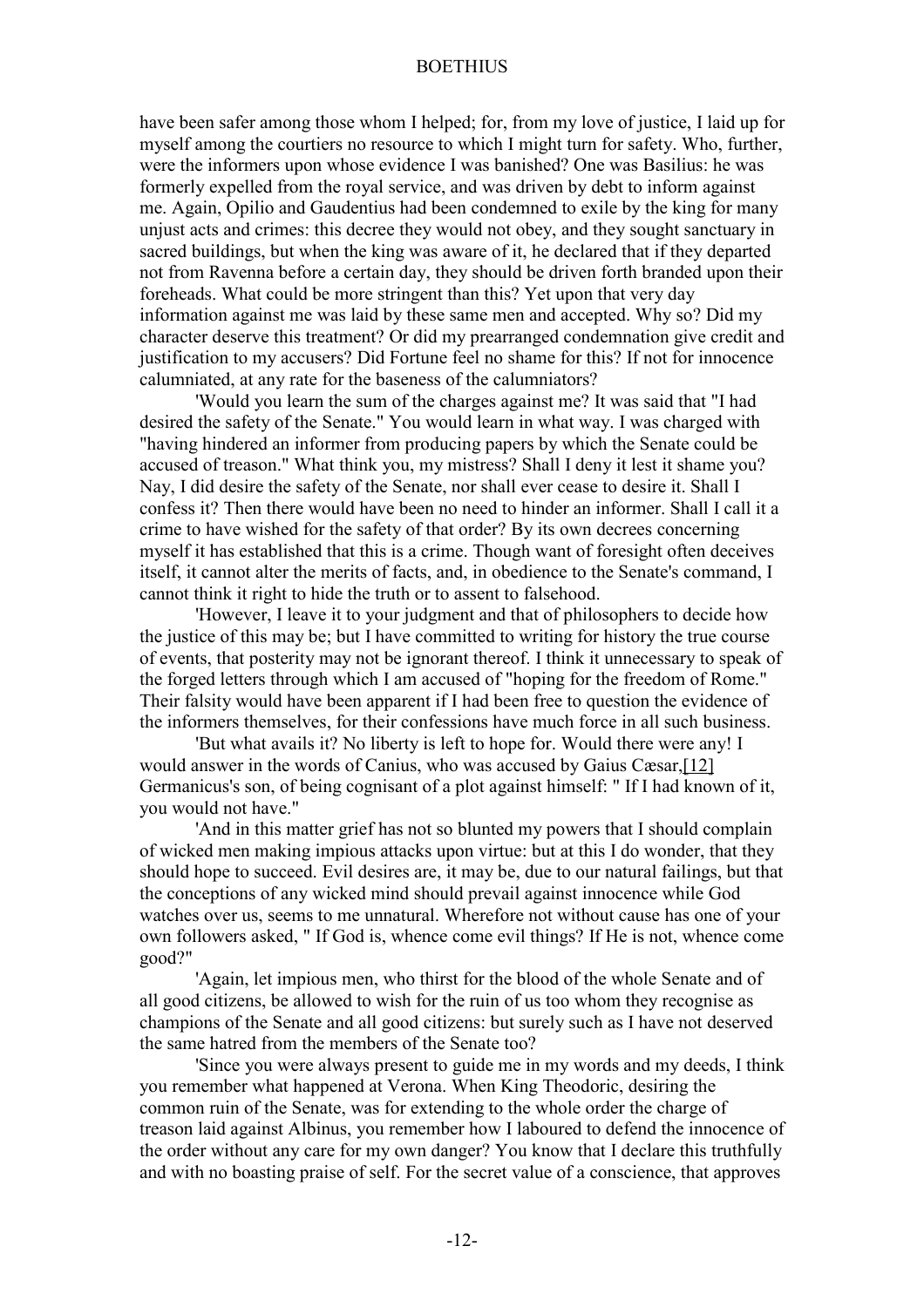have been safer among those whom I helped; for, from my love of justice, I laid up for myself among the courtiers no resource to which I might turn for safety. Who, further, were the informers upon whose evidence I was banished? One was Basilius: he was formerly expelled from the royal service, and was driven by debt to inform against me. Again, Opilio and Gaudentius had been condemned to exile by the king for many unjust acts and crimes: this decree they would not obey, and they sought sanctuary in sacred buildings, but when the king was aware of it, he declared that if they departed not from Ravenna before a certain day, they should be driven forth branded upon their foreheads. What could be more stringent than this? Yet upon that very day information against me was laid by these same men and accepted. Why so? Did my character deserve this treatment? Or did my prearranged condemnation give credit and justification to my accusers? Did Fortune feel no shame for this? If not for innocence calumniated, at any rate for the baseness of the calumniators?

'Would you learn the sum of the charges against me? It was said that "I had desired the safety of the Senate." You would learn in what way. I was charged with "having hindered an informer from producing papers by which the Senate could be accused of treason." What think you, my mistress? Shall I deny it lest it shame you? Nay, I did desire the safety of the Senate, nor shall ever cease to desire it. Shall I confess it? Then there would have been no need to hinder an informer. Shall I call it a crime to have wished for the safety of that order? By its own decrees concerning myself it has established that this is a crime. Though want of foresight often deceives itself, it cannot alter the merits of facts, and, in obedience to the Senate's command, I cannot think it right to hide the truth or to assent to falsehood.

'However, I leave it to your judgment and that of philosophers to decide how the justice of this may be; but I have committed to writing for history the true course of events, that posterity may not be ignorant thereof. I think it unnecessary to speak of the forged letters through which I am accused of "hoping for the freedom of Rome." Their falsity would have been apparent if I had been free to question the evidence of the informers themselves, for their confessions have much force in all such business.

'But what avails it? No liberty is left to hope for. Would there were any! I would answer in the words of Canius, who was accused by Gaius Cæsar,[12] Germanicus's son, of being cognisant of a plot against himself: " If I had known of it, you would not have."

'And in this matter grief has not so blunted my powers that I should complain of wicked men making impious attacks upon virtue: but at this I do wonder, that they should hope to succeed. Evil desires are, it may be, due to our natural failings, but that the conceptions of any wicked mind should prevail against innocence while God watches over us, seems to me unnatural. Wherefore not without cause has one of your own followers asked, " If God is, whence come evil things? If He is not, whence come good?"

'Again, let impious men, who thirst for the blood of the whole Senate and of all good citizens, be allowed to wish for the ruin of us too whom they recognise as champions of the Senate and all good citizens: but surely such as I have not deserved the same hatred from the members of the Senate too?

'Since you were always present to guide me in my words and my deeds, I think you remember what happened at Verona. When King Theodoric, desiring the common ruin of the Senate, was for extending to the whole order the charge of treason laid against Albinus, you remember how I laboured to defend the innocence of the order without any care for my own danger? You know that I declare this truthfully and with no boasting praise of self. For the secret value of a conscience, that approves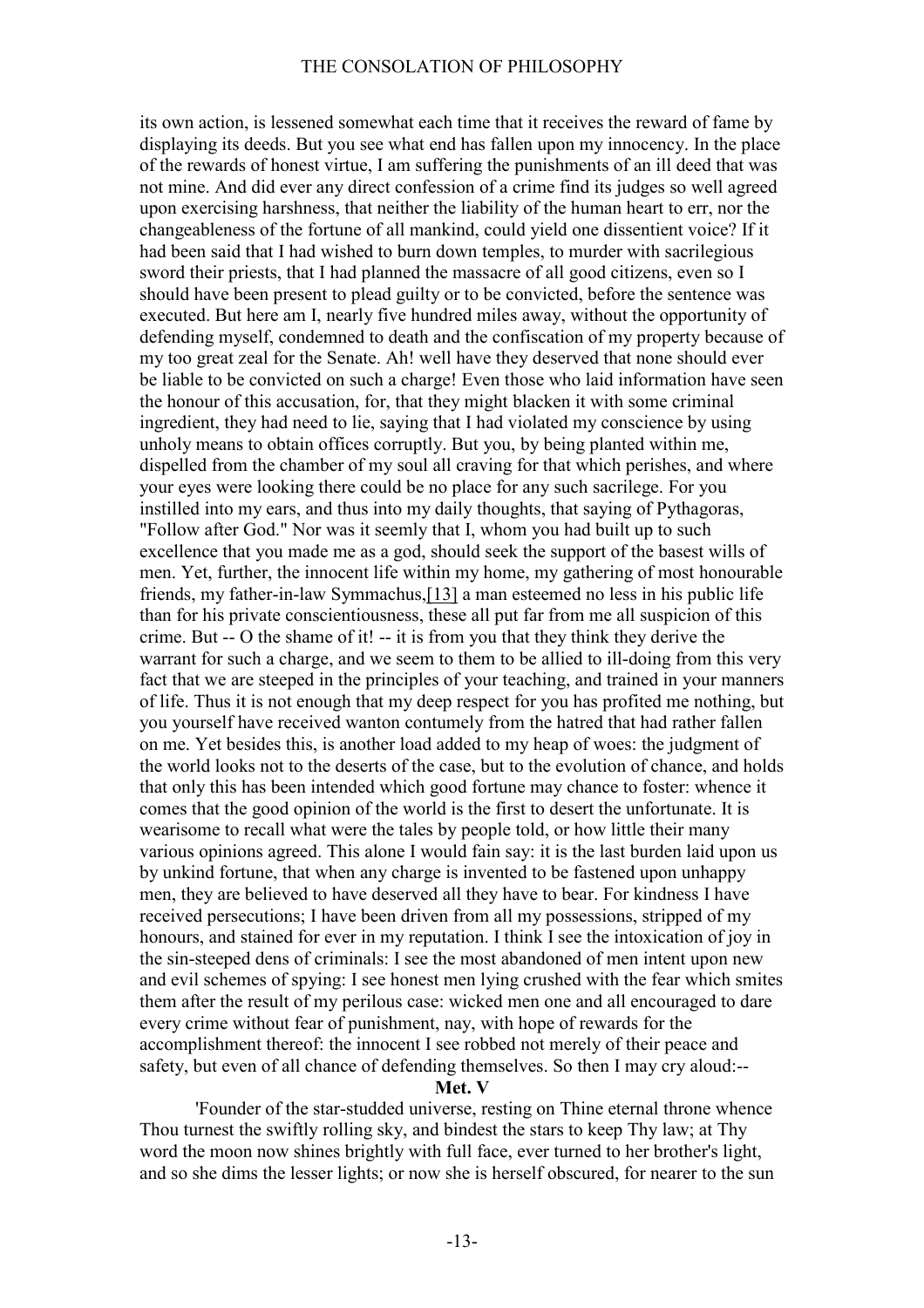its own action, is lessened somewhat each time that it receives the reward of fame by displaying its deeds. But you see what end has fallen upon my innocency. In the place of the rewards of honest virtue, I am suffering the punishments of an ill deed that was not mine. And did ever any direct confession of a crime find its judges so well agreed upon exercising harshness, that neither the liability of the human heart to err, nor the changeableness of the fortune of all mankind, could yield one dissentient voice? If it had been said that I had wished to burn down temples, to murder with sacrilegious sword their priests, that I had planned the massacre of all good citizens, even so I should have been present to plead guilty or to be convicted, before the sentence was executed. But here am I, nearly five hundred miles away, without the opportunity of defending myself, condemned to death and the confiscation of my property because of my too great zeal for the Senate. Ah! well have they deserved that none should ever be liable to be convicted on such a charge! Even those who laid information have seen the honour of this accusation, for, that they might blacken it with some criminal ingredient, they had need to lie, saying that I had violated my conscience by using unholy means to obtain offices corruptly. But you, by being planted within me, dispelled from the chamber of my soul all craving for that which perishes, and where your eyes were looking there could be no place for any such sacrilege. For you instilled into my ears, and thus into my daily thoughts, that saying of Pythagoras, "Follow after God." Nor was it seemly that I, whom you had built up to such excellence that you made me as a god, should seek the support of the basest wills of men. Yet, further, the innocent life within my home, my gathering of most honourable friends, my father-in-law Symmachus,[13] a man esteemed no less in his public life than for his private conscientiousness, these all put far from me all suspicion of this crime. But -- O the shame of it! -- it is from you that they think they derive the warrant for such a charge, and we seem to them to be allied to ill-doing from this very fact that we are steeped in the principles of your teaching, and trained in your manners of life. Thus it is not enough that my deep respect for you has profited me nothing, but you yourself have received wanton contumely from the hatred that had rather fallen on me. Yet besides this, is another load added to my heap of woes: the judgment of the world looks not to the deserts of the case, but to the evolution of chance, and holds that only this has been intended which good fortune may chance to foster: whence it comes that the good opinion of the world is the first to desert the unfortunate. It is wearisome to recall what were the tales by people told, or how little their many various opinions agreed. This alone I would fain say: it is the last burden laid upon us by unkind fortune, that when any charge is invented to be fastened upon unhappy men, they are believed to have deserved all they have to bear. For kindness I have received persecutions; I have been driven from all my possessions, stripped of my honours, and stained for ever in my reputation. I think I see the intoxication of joy in the sin-steeped dens of criminals: I see the most abandoned of men intent upon new and evil schemes of spying: I see honest men lying crushed with the fear which smites them after the result of my perilous case: wicked men one and all encouraged to dare every crime without fear of punishment, nay, with hope of rewards for the accomplishment thereof: the innocent I see robbed not merely of their peace and safety, but even of all chance of defending themselves. So then I may cry aloud:--

**Met. V**

'Founder of the star-studded universe, resting on Thine eternal throne whence Thou turnest the swiftly rolling sky, and bindest the stars to keep Thy law; at Thy word the moon now shines brightly with full face, ever turned to her brother's light, and so she dims the lesser lights; or now she is herself obscured, for nearer to the sun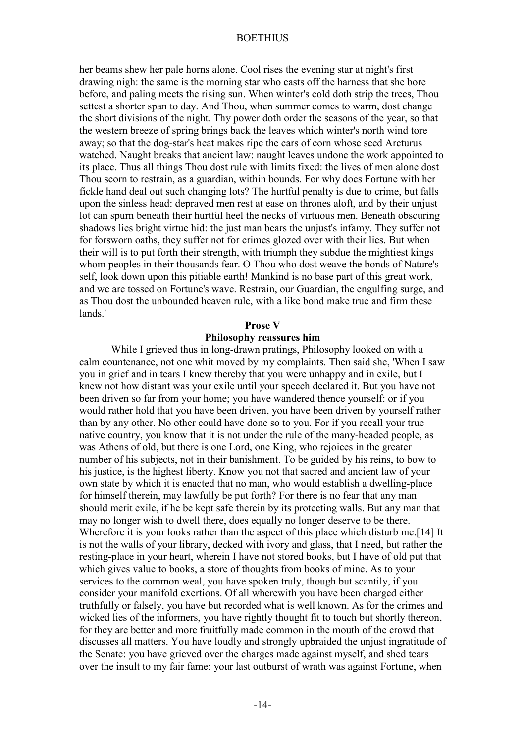her beams shew her pale horns alone. Cool rises the evening star at night's first drawing nigh: the same is the morning star who casts off the harness that she bore before, and paling meets the rising sun. When winter's cold doth strip the trees, Thou settest a shorter span to day. And Thou, when summer comes to warm, dost change the short divisions of the night. Thy power doth order the seasons of the year, so that the western breeze of spring brings back the leaves which winter's north wind tore away; so that the dog-star's heat makes ripe the ears of corn whose seed Arcturus watched. Naught breaks that ancient law: naught leaves undone the work appointed to its place. Thus all things Thou dost rule with limits fixed: the lives of men alone dost Thou scorn to restrain, as a guardian, within bounds. For why does Fortune with her fickle hand deal out such changing lots? The hurtful penalty is due to crime, but falls upon the sinless head: depraved men rest at ease on thrones aloft, and by their unjust lot can spurn beneath their hurtful heel the necks of virtuous men. Beneath obscuring shadows lies bright virtue hid: the just man bears the unjust's infamy. They suffer not for forsworn oaths, they suffer not for crimes glozed over with their lies. But when their will is to put forth their strength, with triumph they subdue the mightiest kings whom peoples in their thousands fear. O Thou who dost weave the bonds of Nature's self, look down upon this pitiable earth! Mankind is no base part of this great work, and we are tossed on Fortune's wave. Restrain, our Guardian, the engulfing surge, and as Thou dost the unbounded heaven rule, with a like bond make true and firm these lands.'

### Prose V
### Philosophy reassures him

While I grieved thus in long-drawn pratings, Philosophy looked on with a calm countenance, not one whit moved by my complaints. Then said she, 'When I saw you in grief and in tears I knew thereby that you were unhappy and in exile, but I knew not how distant was your exile until your speech declared it. But you have not been driven so far from your home; you have wandered thence yourself: or if you would rather hold that you have been driven, you have been driven by yourself rather than by any other. No other could have done so to you. For if you recall your true native country, you know that it is not under the rule of the many-headed people, as was Athens of old, but there is one Lord, one King, who rejoices in the greater number of his subjects, not in their banishment. To be guided by his reins, to bow to his justice, is the highest liberty. Know you not that sacred and ancient law of your own state by which it is enacted that no man, who would establish a dwelling-place for himself therein, may lawfully be put forth? For there is no fear that any man should merit exile, if he be kept safe therein by its protecting walls. But any man that may no longer wish to dwell there, does equally no longer deserve to be there. Wherefore it is your looks rather than the aspect of this place which disturb me.[14] It is not the walls of your library, decked with ivory and glass, that I need, but rather the resting-place in your heart, wherein I have not stored books, but I have of old put that which gives value to books, a store of thoughts from books of mine. As to your services to the common weal, you have spoken truly, though but scantily, if you consider your manifold exertions. Of all wherewith you have been charged either truthfully or falsely, you have but recorded what is well known. As for the crimes and wicked lies of the informers, you have rightly thought fit to touch but shortly thereon, for they are better and more fruitfully made common in the mouth of the crowd that discusses all matters. You have loudly and strongly upbraided the unjust ingratitude of the Senate: you have grieved over the charges made against myself, and shed tears over the insult to my fair fame: your last outburst of wrath was against Fortune, when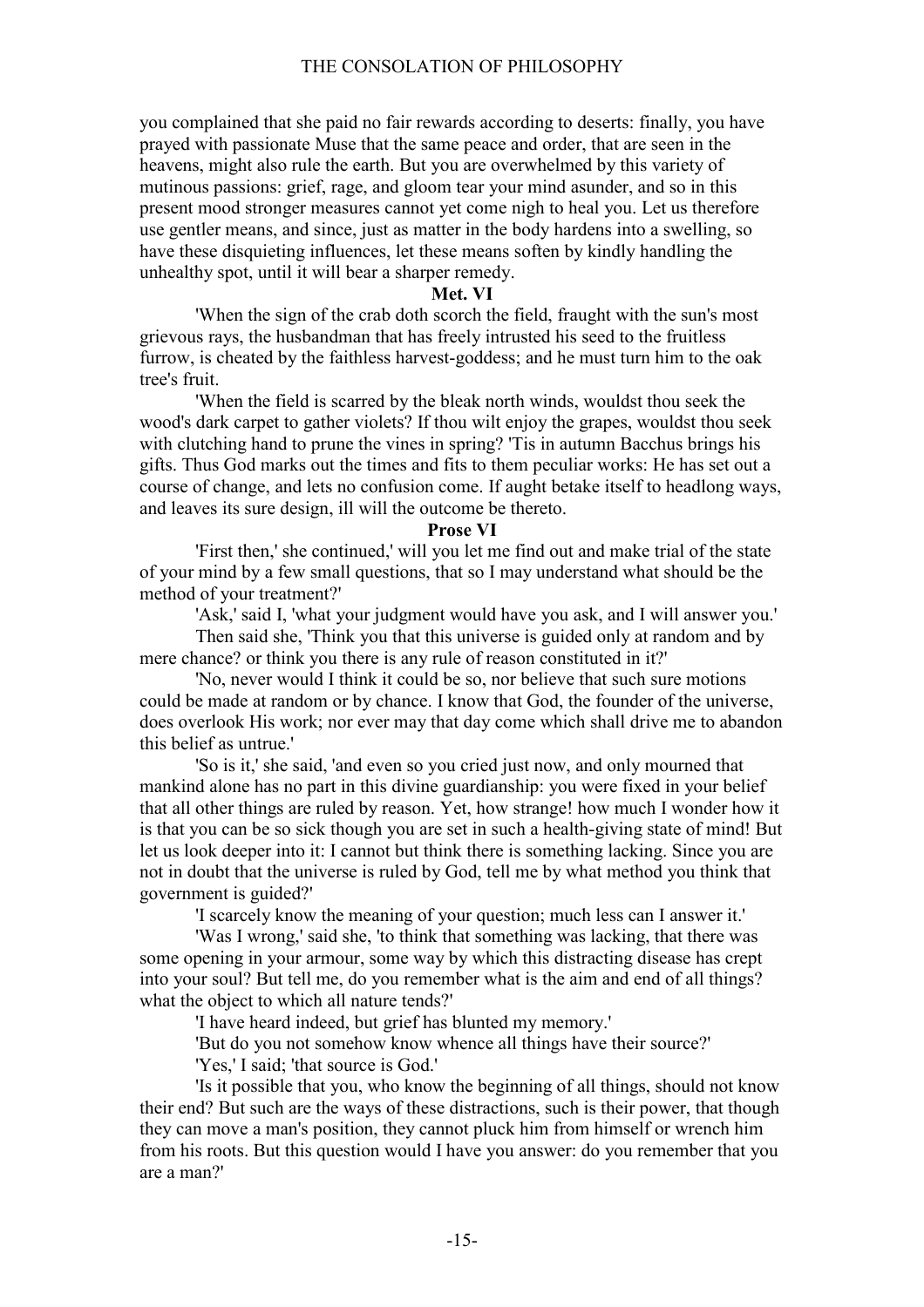you complained that she paid no fair rewards according to deserts: finally, you have prayed with passionate Muse that the same peace and order, that are seen in the heavens, might also rule the earth. But you are overwhelmed by this variety of mutinous passions: grief, rage, and gloom tear your mind asunder, and so in this present mood stronger measures cannot yet come nigh to heal you. Let us therefore use gentler means, and since, just as matter in the body hardens into a swelling, so have these disquieting influences, let these means soften by kindly handling the unhealthy spot, until it will bear a sharper remedy.

### Met. VI

'When the sign of the crab doth scorch the field, fraught with the sun's most grievous rays, the husbandman that has freely intrusted his seed to the fruitless furrow, is cheated by the faithless harvest-goddess; and he must turn him to the oak tree's fruit.

'When the field is scarred by the bleak north winds, wouldst thou seek the wood's dark carpet to gather violets? If thou wilt enjoy the grapes, wouldst thou seek with clutching hand to prune the vines in spring? 'Tis in autumn Bacchus brings his gifts. Thus God marks out the times and fits to them peculiar works: He has set out a course of change, and lets no confusion come. If aught betake itself to headlong ways, and leaves its sure design, ill will the outcome be thereto.

### Prose VI

'First then,' she continued,' will you let me find out and make trial of the state of your mind by a few small questions, that so I may understand what should be the method of your treatment?'

'Ask,' said I, 'what your judgment would have you ask, and I will answer you.'

Then said she, 'Think you that this universe is guided only at random and by mere chance? or think you there is any rule of reason constituted in it?'

'No, never would I think it could be so, nor believe that such sure motions could be made at random or by chance. I know that God, the founder of the universe, does overlook His work; nor ever may that day come which shall drive me to abandon this belief as untrue.'

'So is it,' she said, 'and even so you cried just now, and only mourned that mankind alone has no part in this divine guardianship: you were fixed in your belief that all other things are ruled by reason. Yet, how strange! how much I wonder how it is that you can be so sick though you are set in such a health-giving state of mind! But let us look deeper into it: I cannot but think there is something lacking. Since you are not in doubt that the universe is ruled by God, tell me by what method you think that government is guided?'

'I scarcely know the meaning of your question; much less can I answer it.'

'Was I wrong,' said she, 'to think that something was lacking, that there was some opening in your armour, some way by which this distracting disease has crept into your soul? But tell me, do you remember what is the aim and end of all things? what the object to which all nature tends?'

'I have heard indeed, but grief has blunted my memory.'

'But do you not somehow know whence all things have their source?'

'Yes,' I said; 'that source is God.'

'Is it possible that you, who know the beginning of all things, should not know their end? But such are the ways of these distractions, such is their power, that though they can move a man's position, they cannot pluck him from himself or wrench him from his roots. But this question would I have you answer: do you remember that you are a man?'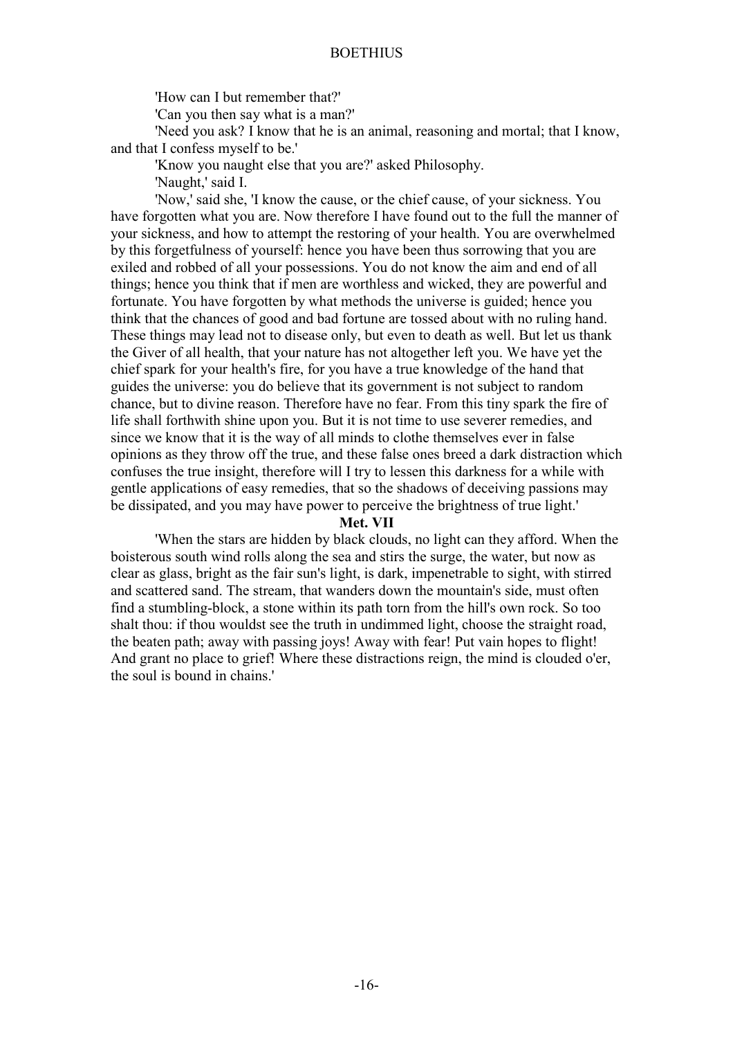'How can I but remember that?'

'Can you then say what is a man?'

'Need you ask? I know that he is an animal, reasoning and mortal; that I know, and that I confess myself to be.'

'Know you naught else that you are?' asked Philosophy.

'Naught,' said I.

'Now,' said she, 'I know the cause, or the chief cause, of your sickness. You have forgotten what you are. Now therefore I have found out to the full the manner of your sickness, and how to attempt the restoring of your health. You are overwhelmed by this forgetfulness of yourself: hence you have been thus sorrowing that you are exiled and robbed of all your possessions. You do not know the aim and end of all things; hence you think that if men are worthless and wicked, they are powerful and fortunate. You have forgotten by what methods the universe is guided; hence you think that the chances of good and bad fortune are tossed about with no ruling hand. These things may lead not to disease only, but even to death as well. But let us thank the Giver of all health, that your nature has not altogether left you. We have yet the chief spark for your health's fire, for you have a true knowledge of the hand that guides the universe: you do believe that its government is not subject to random chance, but to divine reason. Therefore have no fear. From this tiny spark the fire of life shall forthwith shine upon you. But it is not time to use severer remedies, and since we know that it is the way of all minds to clothe themselves ever in false opinions as they throw off the true, and these false ones breed a dark distraction which confuses the true insight, therefore will I try to lessen this darkness for a while with gentle applications of easy remedies, that so the shadows of deceiving passions may be dissipated, and you may have power to perceive the brightness of true light.'

**Met. VII**

'When the stars are hidden by black clouds, no light can they afford. When the boisterous south wind rolls along the sea and stirs the surge, the water, but now as clear as glass, bright as the fair sun's light, is dark, impenetrable to sight, with stirred and scattered sand. The stream, that wanders down the mountain's side, must often find a stumbling-block, a stone within its path torn from the hill's own rock. So too shalt thou: if thou wouldst see the truth in undimmed light, choose the straight road, the beaten path; away with passing joys! Away with fear! Put vain hopes to flight! And grant no place to grief! Where these distractions reign, the mind is clouded o'er, the soul is bound in chains.'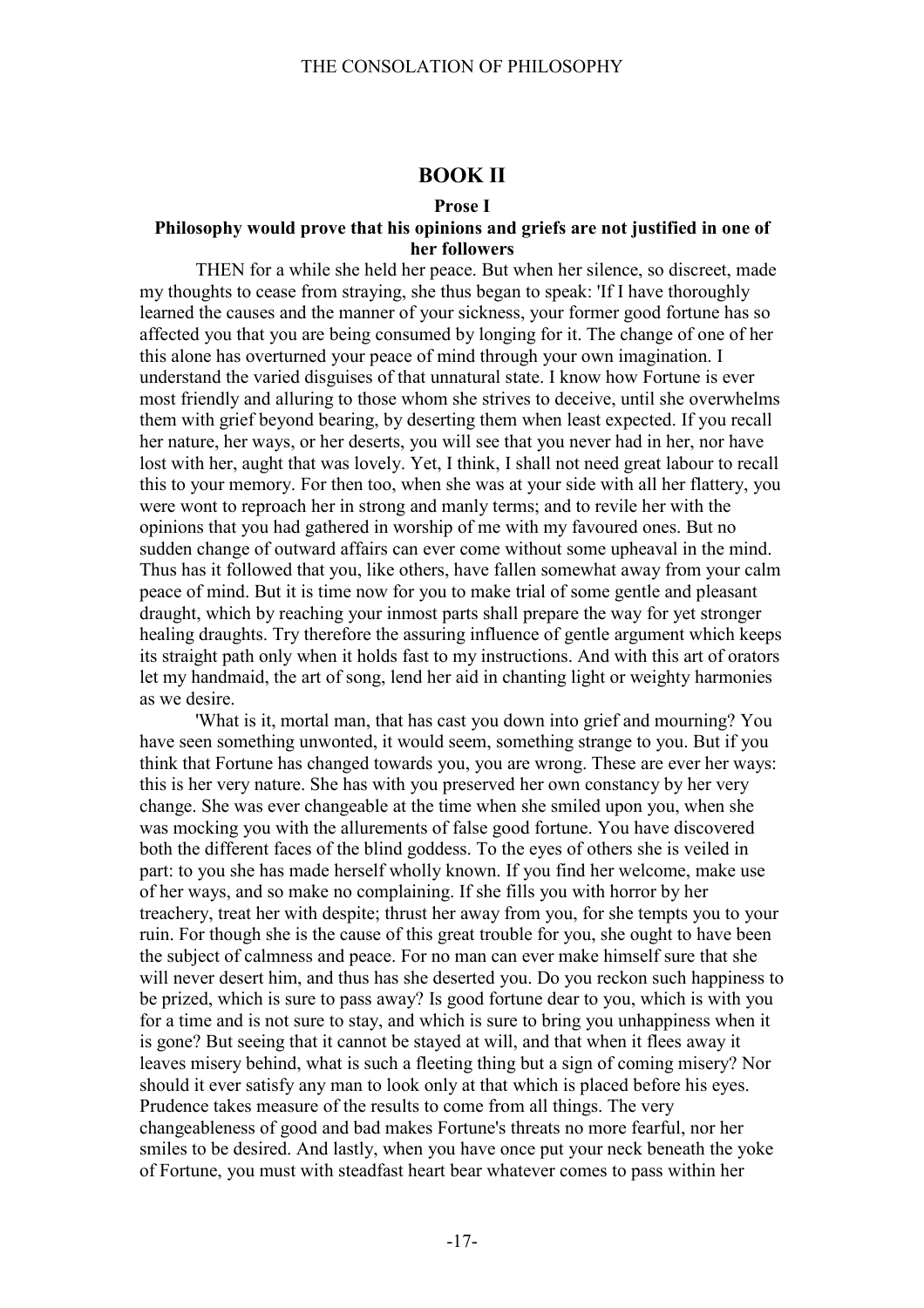## BOOK II

### Prose I

**Philosophy would prove that his opinions and griefs are not justified in one of her followers**

THEN for a while she held her peace. But when her silence, so discreet, made my thoughts to cease from straying, she thus began to speak: 'If I have thoroughly learned the causes and the manner of your sickness, your former good fortune has so affected you that you are being consumed by longing for it. The change of one of her this alone has overturned your peace of mind through your own imagination. I understand the varied disguises of that unnatural state. I know how Fortune is ever most friendly and alluring to those whom she strives to deceive, until she overwhelms them with grief beyond bearing, by deserting them when least expected. If you recall her nature, her ways, or her deserts, you will see that you never had in her, nor have lost with her, aught that was lovely. Yet, I think, I shall not need great labour to recall this to your memory. For then too, when she was at your side with all her flattery, you were wont to reproach her in strong and manly terms; and to revile her with the opinions that you had gathered in worship of me with my favoured ones. But no sudden change of outward affairs can ever come without some upheaval in the mind. Thus has it followed that you, like others, have fallen somewhat away from your calm peace of mind. But it is time now for you to make trial of some gentle and pleasant draught, which by reaching your inmost parts shall prepare the way for yet stronger healing draughts. Try therefore the assuring influence of gentle argument which keeps its straight path only when it holds fast to my instructions. And with this art of orators let my handmaid, the art of song, lend her aid in chanting light or weighty harmonies as we desire.

'What is it, mortal man, that has cast you down into grief and mourning? You have seen something unwonted, it would seem, something strange to you. But if you think that Fortune has changed towards you, you are wrong. These are ever her ways: this is her very nature. She has with you preserved her own constancy by her very change. She was ever changeable at the time when she smiled upon you, when she was mocking you with the allurements of false good fortune. You have discovered both the different faces of the blind goddess. To the eyes of others she is veiled in part: to you she has made herself wholly known. If you find her welcome, make use of her ways, and so make no complaining. If she fills you with horror by her treachery, treat her with despite; thrust her away from you, for she tempts you to your ruin. For though she is the cause of this great trouble for you, she ought to have been the subject of calmness and peace. For no man can ever make himself sure that she will never desert him, and thus has she deserted you. Do you reckon such happiness to be prized, which is sure to pass away? Is good fortune dear to you, which is with you for a time and is not sure to stay, and which is sure to bring you unhappiness when it is gone? But seeing that it cannot be stayed at will, and that when it flees away it leaves misery behind, what is such a fleeting thing but a sign of coming misery? Nor should it ever satisfy any man to look only at that which is placed before his eyes. Prudence takes measure of the results to come from all things. The very changeableness of good and bad makes Fortune's threats no more fearful, nor her smiles to be desired. And lastly, when you have once put your neck beneath the yoke of Fortune, you must with steadfast heart bear whatever comes to pass within her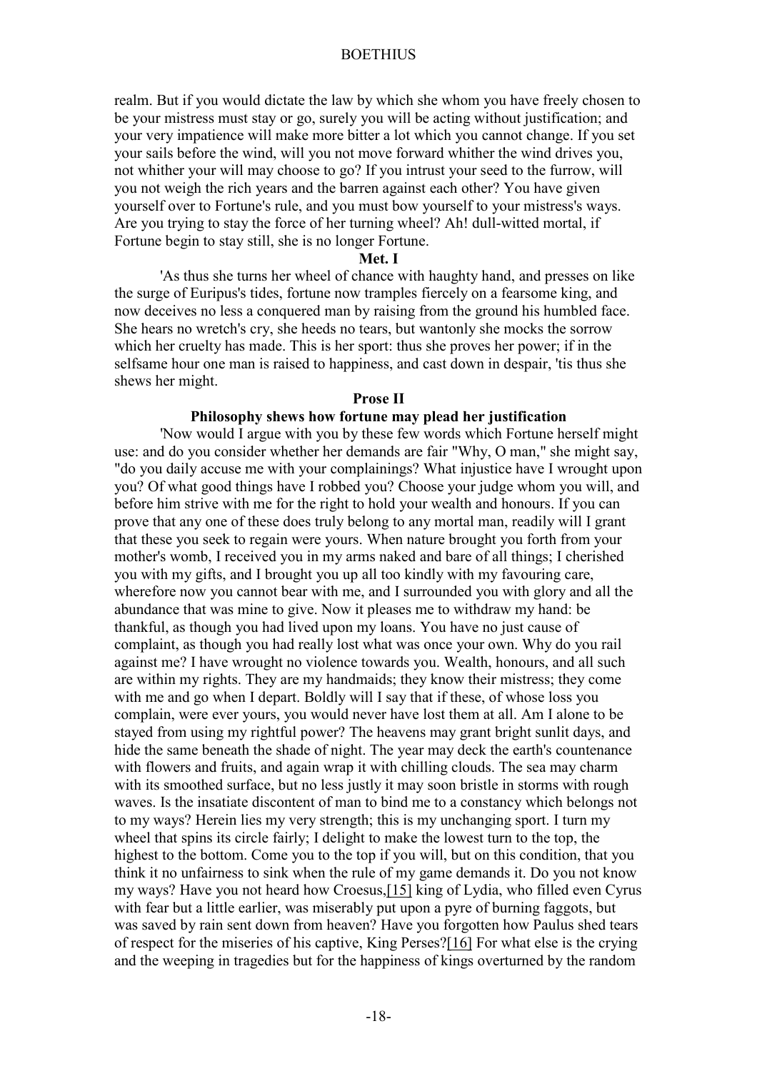realm. But if you would dictate the law by which she whom you have freely chosen to be your mistress must stay or go, surely you will be acting without justification; and your very impatience will make more bitter a lot which you cannot change. If you set your sails before the wind, will you not move forward whither the wind drives you, not whither your will may choose to go? If you intrust your seed to the furrow, will you not weigh the rich years and the barren against each other? You have given yourself over to Fortune's rule, and you must bow yourself to your mistress's ways. Are you trying to stay the force of her turning wheel? Ah! dull-witted mortal, if Fortune begin to stay still, she is no longer Fortune.

**Met. I**

'As thus she turns her wheel of chance with haughty hand, and presses on like the surge of Euripus's tides, fortune now tramples fiercely on a fearsome king, and now deceives no less a conquered man by raising from the ground his humbled face. She hears no wretch's cry, she heeds no tears, but wantonly she mocks the sorrow which her cruelty has made. This is her sport: thus she proves her power; if in the selfsame hour one man is raised to happiness, and cast down in despair, 'tis thus she shews her might.

**Prose II**

**Philosophy shews how fortune may plead her justification**

'Now would I argue with you by these few words which Fortune herself might use: and do you consider whether her demands are fair "Why, O man," she might say, "do you daily accuse me with your complainings? What injustice have I wrought upon you? Of what good things have I robbed you? Choose your judge whom you will, and before him strive with me for the right to hold your wealth and honours. If you can prove that any one of these does truly belong to any mortal man, readily will I grant that these you seek to regain were yours. When nature brought you forth from your mother's womb, I received you in my arms naked and bare of all things; I cherished you with my gifts, and I brought you up all too kindly with my favouring care, wherefore now you cannot bear with me, and I surrounded you with glory and all the abundance that was mine to give. Now it pleases me to withdraw my hand: be thankful, as though you had lived upon my loans. You have no just cause of complaint, as though you had really lost what was once your own. Why do you rail against me? I have wrought no violence towards you. Wealth, honours, and all such are within my rights. They are my handmaids; they know their mistress; they come with me and go when I depart. Boldly will I say that if these, of whose loss you complain, were ever yours, you would never have lost them at all. Am I alone to be stayed from using my rightful power? The heavens may grant bright sunlit days, and hide the same beneath the shade of night. The year may deck the earth's countenance with flowers and fruits, and again wrap it with chilling clouds. The sea may charm with its smoothed surface, but no less justly it may soon bristle in storms with rough waves. Is the insatiate discontent of man to bind me to a constancy which belongs not to my ways? Herein lies my very strength; this is my unchanging sport. I turn my wheel that spins its circle fairly; I delight to make the lowest turn to the top, the highest to the bottom. Come you to the top if you will, but on this condition, that you think it no unfairness to sink when the rule of my game demands it. Do you not know my ways? Have you not heard how Croesus,[15] king of Lydia, who filled even Cyrus with fear but a little earlier, was miserably put upon a pyre of burning faggots, but was saved by rain sent down from heaven? Have you forgotten how Paulus shed tears of respect for the miseries of his captive, King Perses?[16] For what else is the crying and the weeping in tragedies but for the happiness of kings overturned by the random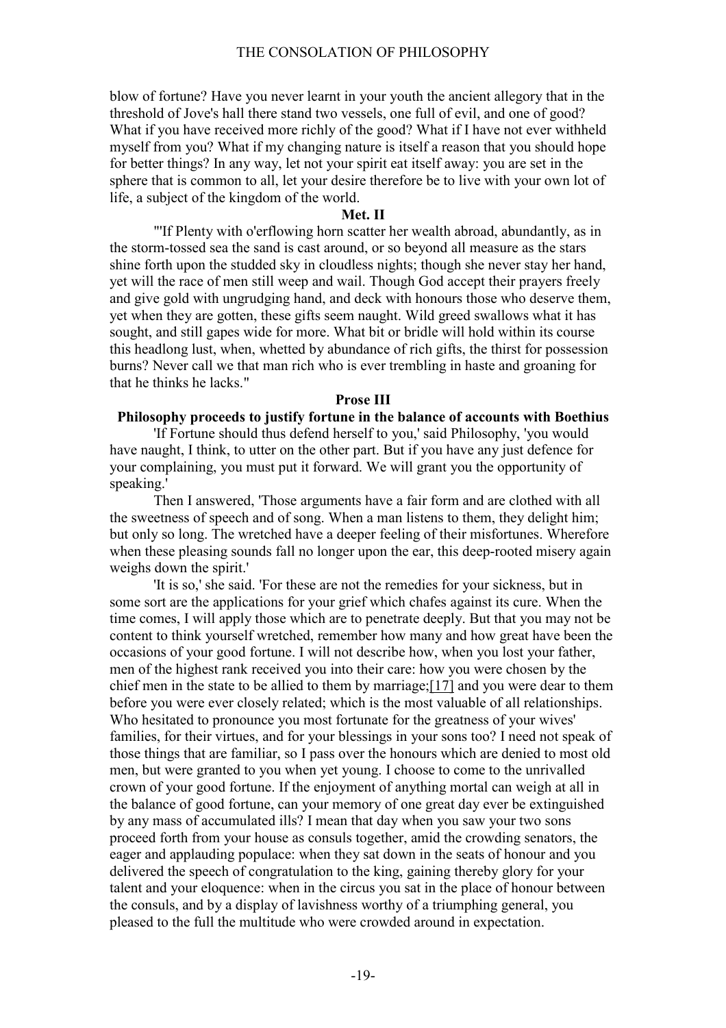blow of fortune? Have you never learnt in your youth the ancient allegory that in the threshold of Jove's hall there stand two vessels, one full of evil, and one of good? What if you have received more richly of the good? What if I have not ever withheld myself from you? What if my changing nature is itself a reason that you should hope for better things? In any way, let not your spirit eat itself away: you are set in the sphere that is common to all, let your desire therefore be to live with your own lot of life, a subject of the kingdom of the world.

### Met. II

"'If Plenty with o'erflowing horn scatter her wealth abroad, abundantly, as in the storm-tossed sea the sand is cast around, or so beyond all measure as the stars shine forth upon the studded sky in cloudless nights; though she never stay her hand, yet will the race of men still weep and wail. Though God accept their prayers freely and give gold with ungrudging hand, and deck with honours those who deserve them, yet when they are gotten, these gifts seem naught. Wild greed swallows what it has sought, and still gapes wide for more. What bit or bridle will hold within its course this headlong lust, when, whetted by abundance of rich gifts, the thirst for possession burns? Never call we that man rich who is ever trembling in haste and groaning for that he thinks he lacks."

### Prose III

**Philosophy proceeds to justify fortune in the balance of accounts with Boethius**

'If Fortune should thus defend herself to you,' said Philosophy, 'you would have naught, I think, to utter on the other part. But if you have any just defence for your complaining, you must put it forward. We will grant you the opportunity of speaking.'

Then I answered, 'Those arguments have a fair form and are clothed with all the sweetness of speech and of song. When a man listens to them, they delight him; but only so long. The wretched have a deeper feeling of their misfortunes. Wherefore when these pleasing sounds fall no longer upon the ear, this deep-rooted misery again weighs down the spirit.'

'It is so,' she said. 'For these are not the remedies for your sickness, but in some sort are the applications for your grief which chafes against its cure. When the time comes, I will apply those which are to penetrate deeply. But that you may not be content to think yourself wretched, remember how many and how great have been the occasions of your good fortune. I will not describe how, when you lost your father, men of the highest rank received you into their care: how you were chosen by the chief men in the state to be allied to them by marriage;[17] and you were dear to them before you were ever closely related; which is the most valuable of all relationships. Who hesitated to pronounce you most fortunate for the greatness of your wives' families, for their virtues, and for your blessings in your sons too? I need not speak of those things that are familiar, so I pass over the honours which are denied to most old men, but were granted to you when yet young. I choose to come to the unrivalled crown of your good fortune. If the enjoyment of anything mortal can weigh at all in the balance of good fortune, can your memory of one great day ever be extinguished by any mass of accumulated ills? I mean that day when you saw your two sons proceed forth from your house as consuls together, amid the crowding senators, the eager and applauding populace: when they sat down in the seats of honour and you delivered the speech of congratulation to the king, gaining thereby glory for your talent and your eloquence: when in the circus you sat in the place of honour between the consuls, and by a display of lavishness worthy of a triumphing general, you pleased to the full the multitude who were crowded around in expectation.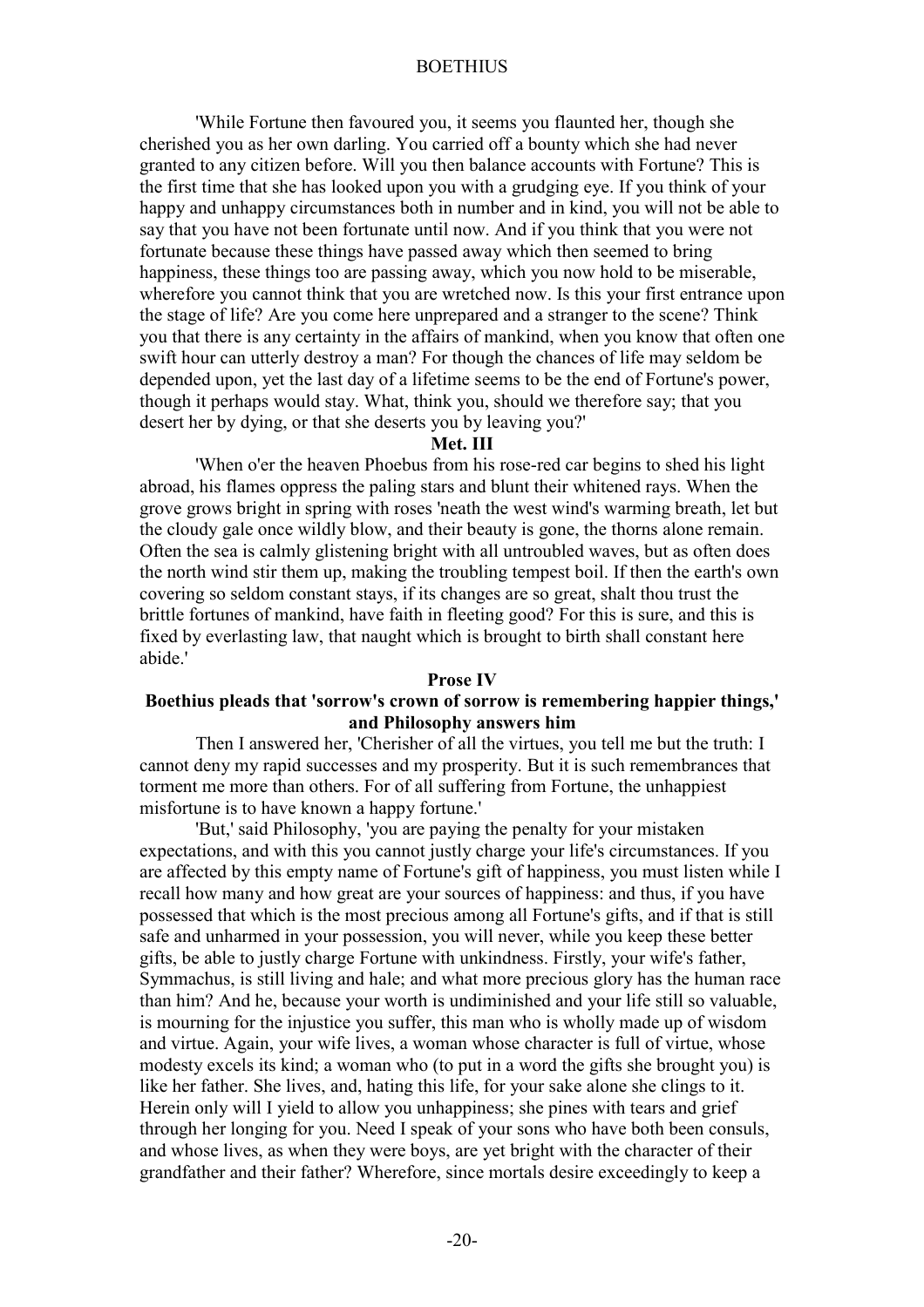'While Fortune then favoured you, it seems you flaunted her, though she cherished you as her own darling. You carried off a bounty which she had never granted to any citizen before. Will you then balance accounts with Fortune? This is the first time that she has looked upon you with a grudging eye. If you think of your happy and unhappy circumstances both in number and in kind, you will not be able to say that you have not been fortunate until now. And if you think that you were not fortunate because these things have passed away which then seemed to bring happiness, these things too are passing away, which you now hold to be miserable, wherefore you cannot think that you are wretched now. Is this your first entrance upon the stage of life? Are you come here unprepared and a stranger to the scene? Think you that there is any certainty in the affairs of mankind, when you know that often one swift hour can utterly destroy a man? For though the chances of life may seldom be depended upon, yet the last day of a lifetime seems to be the end of Fortune's power, though it perhaps would stay. What, think you, should we therefore say; that you desert her by dying, or that she deserts you by leaving you?'

**Met. III**

'When o'er the heaven Phoebus from his rose-red car begins to shed his light abroad, his flames oppress the paling stars and blunt their whitened rays. When the grove grows bright in spring with roses 'neath the west wind's warming breath, let but the cloudy gale once wildly blow, and their beauty is gone, the thorns alone remain. Often the sea is calmly glistening bright with all untroubled waves, but as often does the north wind stir them up, making the troubling tempest boil. If then the earth's own covering so seldom constant stays, if its changes are so great, shalt thou trust the brittle fortunes of mankind, have faith in fleeting good? For this is sure, and this is fixed by everlasting law, that naught which is brought to birth shall constant here abide.'

**Prose IV**

**Boethius pleads that 'sorrow's crown of sorrow is remembering happier things,' and Philosophy answers him**

Then I answered her, 'Cherisher of all the virtues, you tell me but the truth: I cannot deny my rapid successes and my prosperity. But it is such remembrances that torment me more than others. For of all suffering from Fortune, the unhappiest misfortune is to have known a happy fortune.'

'But,' said Philosophy, 'you are paying the penalty for your mistaken expectations, and with this you cannot justly charge your life's circumstances. If you are affected by this empty name of Fortune's gift of happiness, you must listen while I recall how many and how great are your sources of happiness: and thus, if you have possessed that which is the most precious among all Fortune's gifts, and if that is still safe and unharmed in your possession, you will never, while you keep these better gifts, be able to justly charge Fortune with unkindness. Firstly, your wife's father, Symmachus, is still living and hale; and what more precious glory has the human race than him? And he, because your worth is undiminished and your life still so valuable, is mourning for the injustice you suffer, this man who is wholly made up of wisdom and virtue. Again, your wife lives, a woman whose character is full of virtue, whose modesty excels its kind; a woman who (to put in a word the gifts she brought you) is like her father. She lives, and, hating this life, for your sake alone she clings to it. Herein only will I yield to allow you unhappiness; she pines with tears and grief through her longing for you. Need I speak of your sons who have both been consuls, and whose lives, as when they were boys, are yet bright with the character of their grandfather and their father? Wherefore, since mortals desire exceedingly to keep a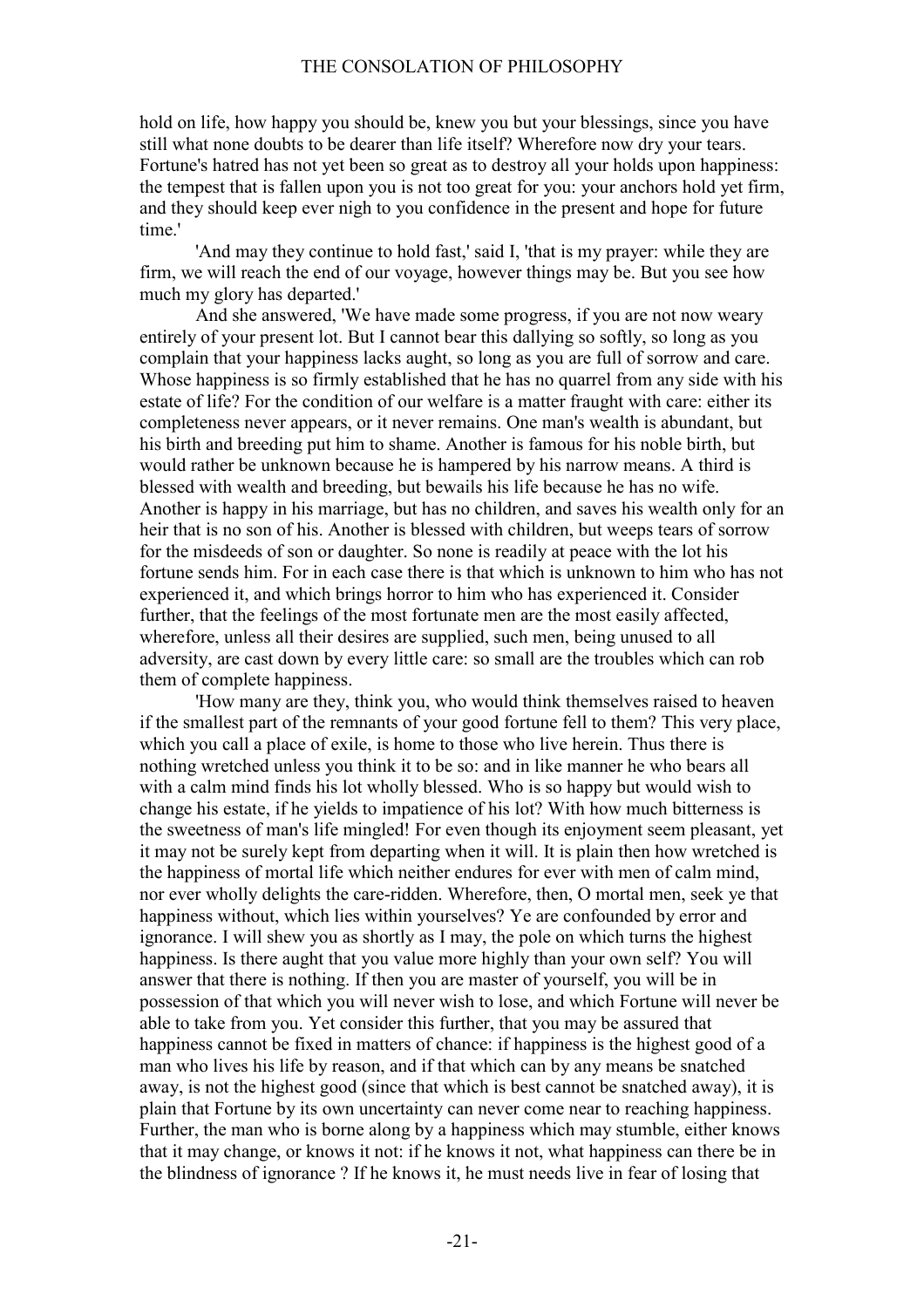hold on life, how happy you should be, knew you but your blessings, since you have still what none doubts to be dearer than life itself? Wherefore now dry your tears. Fortune's hatred has not yet been so great as to destroy all your holds upon happiness: the tempest that is fallen upon you is not too great for you: your anchors hold yet firm, and they should keep ever nigh to you confidence in the present and hope for future time.'

'And may they continue to hold fast,' said I, 'that is my prayer: while they are firm, we will reach the end of our voyage, however things may be. But you see how much my glory has departed.'

And she answered, 'We have made some progress, if you are not now weary entirely of your present lot. But I cannot bear this dallying so softly, so long as you complain that your happiness lacks aught, so long as you are full of sorrow and care. Whose happiness is so firmly established that he has no quarrel from any side with his estate of life? For the condition of our welfare is a matter fraught with care: either its completeness never appears, or it never remains. One man's wealth is abundant, but his birth and breeding put him to shame. Another is famous for his noble birth, but would rather be unknown because he is hampered by his narrow means. A third is blessed with wealth and breeding, but bewails his life because he has no wife. Another is happy in his marriage, but has no children, and saves his wealth only for an heir that is no son of his. Another is blessed with children, but weeps tears of sorrow for the misdeeds of son or daughter. So none is readily at peace with the lot his fortune sends him. For in each case there is that which is unknown to him who has not experienced it, and which brings horror to him who has experienced it. Consider further, that the feelings of the most fortunate men are the most easily affected, wherefore, unless all their desires are supplied, such men, being unused to all adversity, are cast down by every little care: so small are the troubles which can rob them of complete happiness.

'How many are they, think you, who would think themselves raised to heaven if the smallest part of the remnants of your good fortune fell to them? This very place, which you call a place of exile, is home to those who live herein. Thus there is nothing wretched unless you think it to be so: and in like manner he who bears all with a calm mind finds his lot wholly blessed. Who is so happy but would wish to change his estate, if he yields to impatience of his lot? With how much bitterness is the sweetness of man's life mingled! For even though its enjoyment seem pleasant, yet it may not be surely kept from departing when it will. It is plain then how wretched is the happiness of mortal life which neither endures for ever with men of calm mind, nor ever wholly delights the care-ridden. Wherefore, then, O mortal men, seek ye that happiness without, which lies within yourselves? Ye are confounded by error and ignorance. I will shew you as shortly as I may, the pole on which turns the highest happiness. Is there aught that you value more highly than your own self? You will answer that there is nothing. If then you are master of yourself, you will be in possession of that which you will never wish to lose, and which Fortune will never be able to take from you. Yet consider this further, that you may be assured that happiness cannot be fixed in matters of chance: if happiness is the highest good of a man who lives his life by reason, and if that which can by any means be snatched away, is not the highest good (since that which is best cannot be snatched away), it is plain that Fortune by its own uncertainty can never come near to reaching happiness. Further, the man who is borne along by a happiness which may stumble, either knows that it may change, or knows it not: if he knows it not, what happiness can there be in the blindness of ignorance ? If he knows it, he must needs live in fear of losing that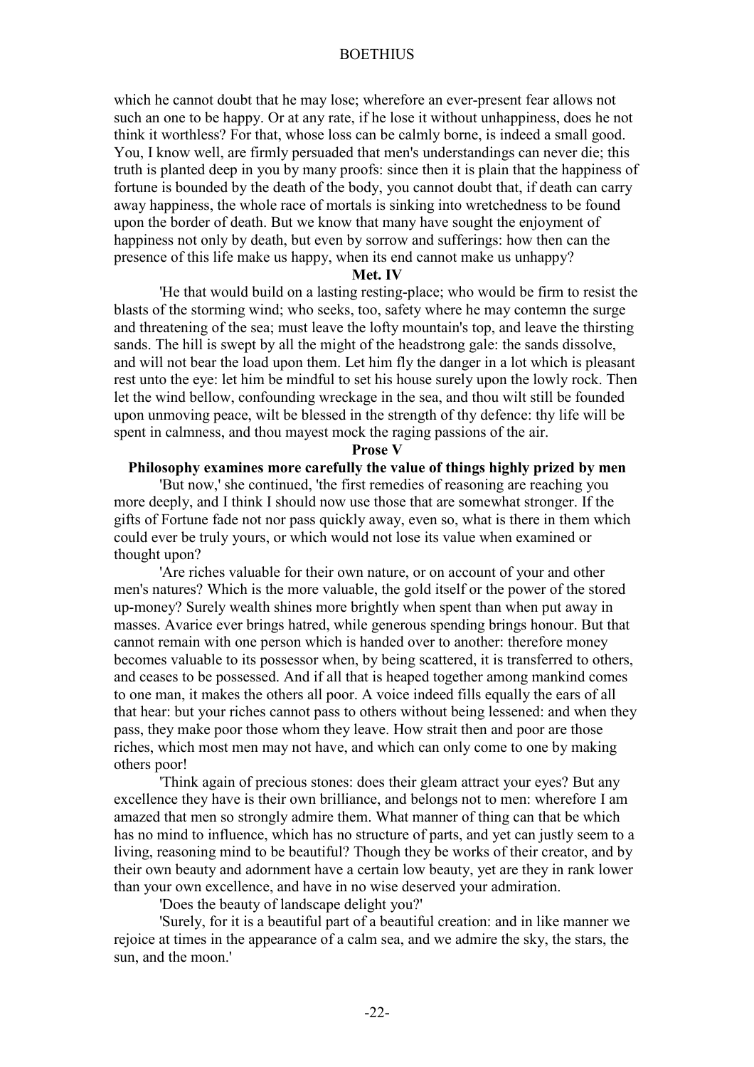which he cannot doubt that he may lose; wherefore an ever-present fear allows not such an one to be happy. Or at any rate, if he lose it without unhappiness, does he not think it worthless? For that, whose loss can be calmly borne, is indeed a small good. You, I know well, are firmly persuaded that men's understandings can never die; this truth is planted deep in you by many proofs: since then it is plain that the happiness of fortune is bounded by the death of the body, you cannot doubt that, if death can carry away happiness, the whole race of mortals is sinking into wretchedness to be found upon the border of death. But we know that many have sought the enjoyment of happiness not only by death, but even by sorrow and sufferings: how then can the presence of this life make us happy, when its end cannot make us unhappy?

**Met. IV**

'He that would build on a lasting resting-place; who would be firm to resist the blasts of the storming wind; who seeks, too, safety where he may contemn the surge and threatening of the sea; must leave the lofty mountain's top, and leave the thirsting sands. The hill is swept by all the might of the headstrong gale: the sands dissolve, and will not bear the load upon them. Let him fly the danger in a lot which is pleasant rest unto the eye: let him be mindful to set his house surely upon the lowly rock. Then let the wind bellow, confounding wreckage in the sea, and thou wilt still be founded upon unmoving peace, wilt be blessed in the strength of thy defence: thy life will be spent in calmness, and thou mayest mock the raging passions of the air.

**Prose V**

**Philosophy examines more carefully the value of things highly prized by men**

'But now,' she continued, 'the first remedies of reasoning are reaching you more deeply, and I think I should now use those that are somewhat stronger. If the gifts of Fortune fade not nor pass quickly away, even so, what is there in them which could ever be truly yours, or which would not lose its value when examined or thought upon?

'Are riches valuable for their own nature, or on account of your and other men's natures? Which is the more valuable, the gold itself or the power of the stored up-money? Surely wealth shines more brightly when spent than when put away in masses. Avarice ever brings hatred, while generous spending brings honour. But that cannot remain with one person which is handed over to another: therefore money becomes valuable to its possessor when, by being scattered, it is transferred to others, and ceases to be possessed. And if all that is heaped together among mankind comes to one man, it makes the others all poor. A voice indeed fills equally the ears of all that hear: but your riches cannot pass to others without being lessened: and when they pass, they make poor those whom they leave. How strait then and poor are those riches, which most men may not have, and which can only come to one by making others poor!

'Think again of precious stones: does their gleam attract your eyes? But any excellence they have is their own brilliance, and belongs not to men: wherefore I am amazed that men so strongly admire them. What manner of thing can that be which has no mind to influence, which has no structure of parts, and yet can justly seem to a living, reasoning mind to be beautiful? Though they be works of their creator, and by their own beauty and adornment have a certain low beauty, yet are they in rank lower than your own excellence, and have in no wise deserved your admiration.

'Does the beauty of landscape delight you?'

'Surely, for it is a beautiful part of a beautiful creation: and in like manner we rejoice at times in the appearance of a calm sea, and we admire the sky, the stars, the sun, and the moon.'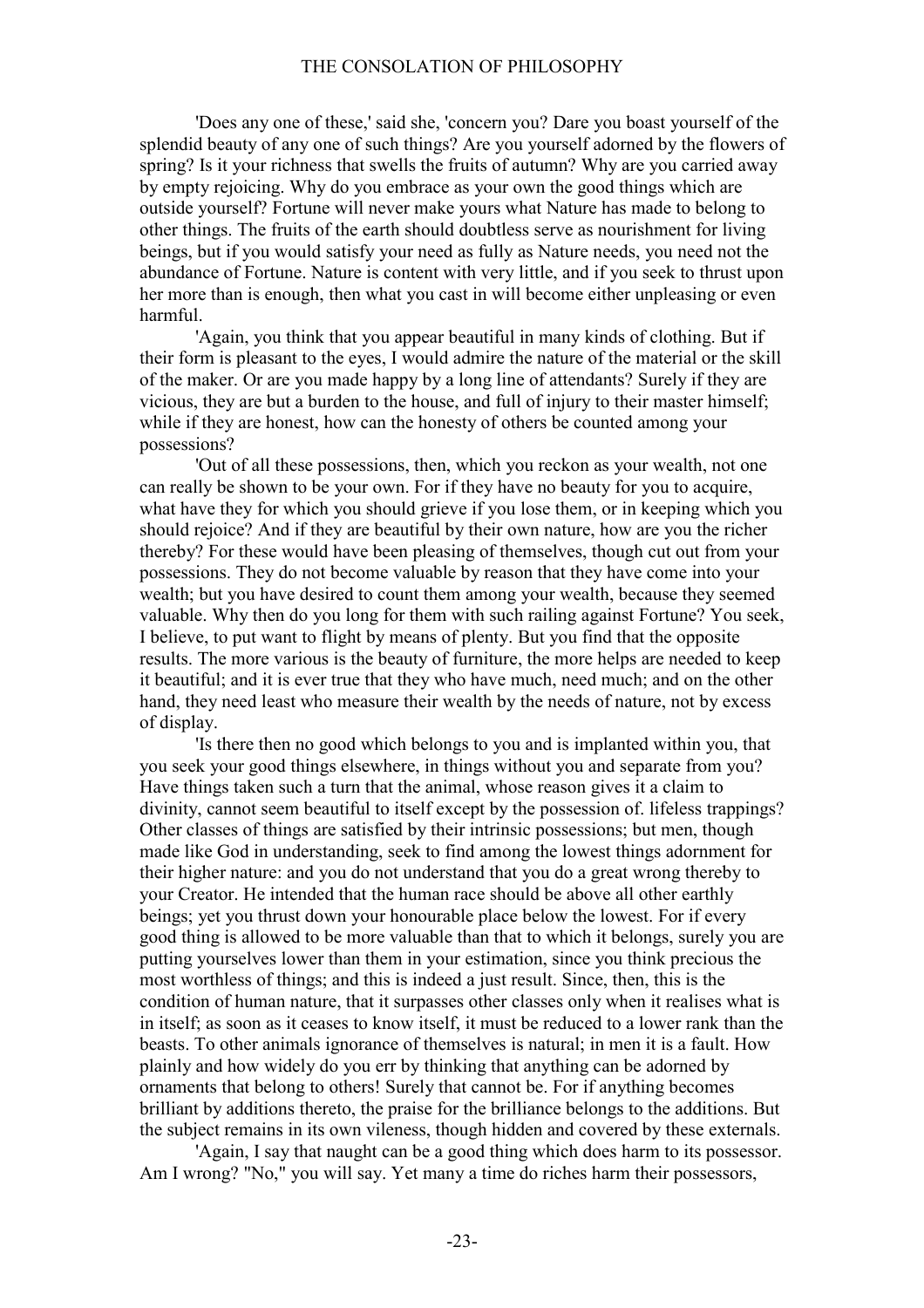'Does any one of these,' said she, 'concern you? Dare you boast yourself of the splendid beauty of any one of such things? Are you yourself adorned by the flowers of spring? Is it your richness that swells the fruits of autumn? Why are you carried away by empty rejoicing. Why do you embrace as your own the good things which are outside yourself? Fortune will never make yours what Nature has made to belong to other things. The fruits of the earth should doubtless serve as nourishment for living beings, but if you would satisfy your need as fully as Nature needs, you need not the abundance of Fortune. Nature is content with very little, and if you seek to thrust upon her more than is enough, then what you cast in will become either unpleasing or even harmful.

'Again, you think that you appear beautiful in many kinds of clothing. But if their form is pleasant to the eyes, I would admire the nature of the material or the skill of the maker. Or are you made happy by a long line of attendants? Surely if they are vicious, they are but a burden to the house, and full of injury to their master himself; while if they are honest, how can the honesty of others be counted among your possessions?

'Out of all these possessions, then, which you reckon as your wealth, not one can really be shown to be your own. For if they have no beauty for you to acquire, what have they for which you should grieve if you lose them, or in keeping which you should rejoice? And if they are beautiful by their own nature, how are you the richer thereby? For these would have been pleasing of themselves, though cut out from your possessions. They do not become valuable by reason that they have come into your wealth; but you have desired to count them among your wealth, because they seemed valuable. Why then do you long for them with such railing against Fortune? You seek, I believe, to put want to flight by means of plenty. But you find that the opposite results. The more various is the beauty of furniture, the more helps are needed to keep it beautiful; and it is ever true that they who have much, need much; and on the other hand, they need least who measure their wealth by the needs of nature, not by excess of display.

'Is there then no good which belongs to you and is implanted within you, that you seek your good things elsewhere, in things without you and separate from you? Have things taken such a turn that the animal, whose reason gives it a claim to divinity, cannot seem beautiful to itself except by the possession of. lifeless trappings? Other classes of things are satisfied by their intrinsic possessions; but men, though made like God in understanding, seek to find among the lowest things adornment for their higher nature: and you do not understand that you do a great wrong thereby to your Creator. He intended that the human race should be above all other earthly beings; yet you thrust down your honourable place below the lowest. For if every good thing is allowed to be more valuable than that to which it belongs, surely you are putting yourselves lower than them in your estimation, since you think precious the most worthless of things; and this is indeed a just result. Since, then, this is the condition of human nature, that it surpasses other classes only when it realises what is in itself; as soon as it ceases to know itself, it must be reduced to a lower rank than the beasts. To other animals ignorance of themselves is natural; in men it is a fault. How plainly and how widely do you err by thinking that anything can be adorned by ornaments that belong to others! Surely that cannot be. For if anything becomes brilliant by additions thereto, the praise for the brilliance belongs to the additions. But the subject remains in its own vileness, though hidden and covered by these externals.

'Again, I say that naught can be a good thing which does harm to its possessor. Am I wrong? "No," you will say. Yet many a time do riches harm their possessors,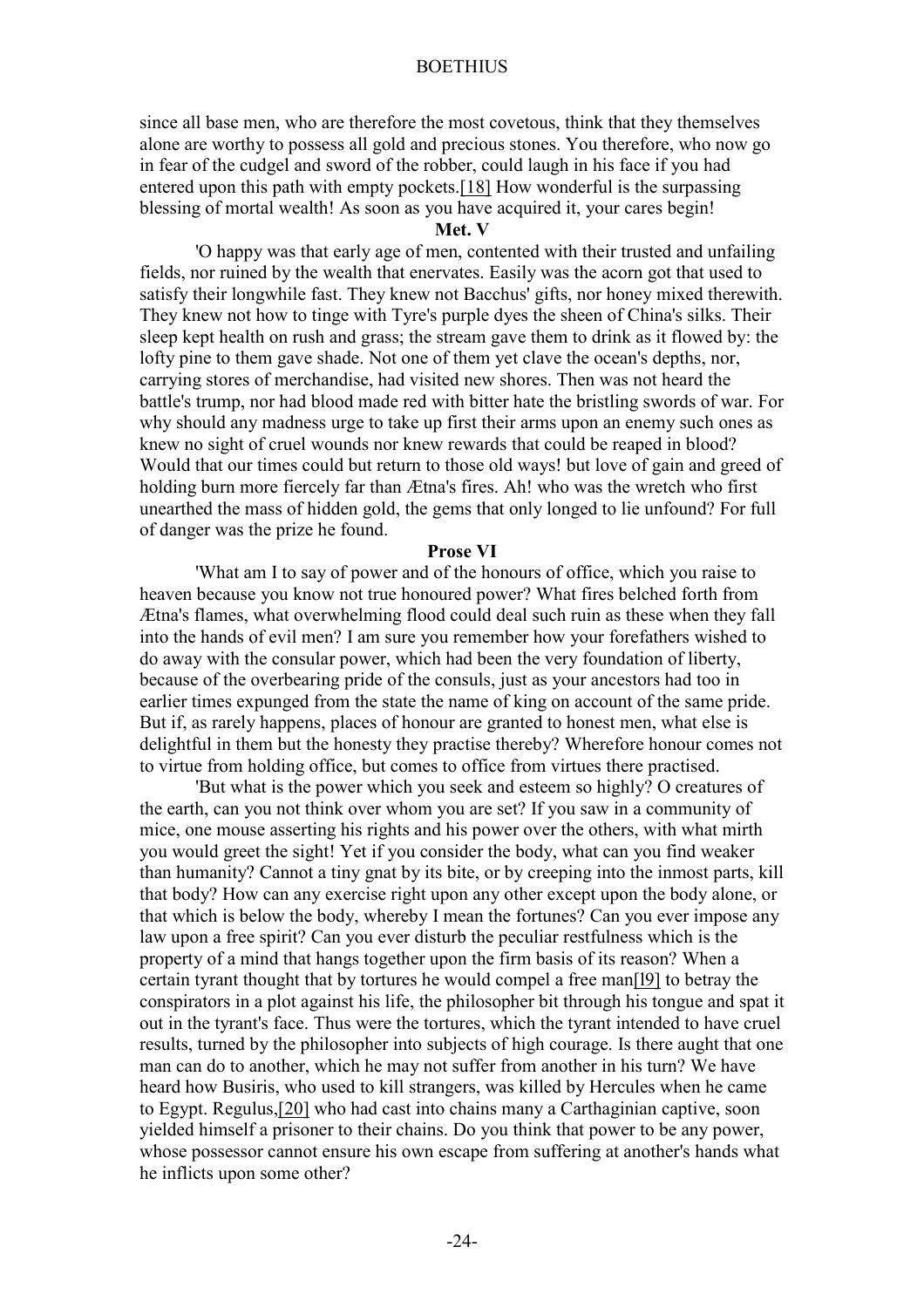since all base men, who are therefore the most covetous, think that they themselves alone are worthy to possess all gold and precious stones. You therefore, who now go in fear of the cudgel and sword of the robber, could laugh in his face if you had entered upon this path with empty pockets.[18] How wonderful is the surpassing blessing of mortal wealth! As soon as you have acquired it, your cares begin!

**Met. V**

'O happy was that early age of men, contented with their trusted and unfailing fields, nor ruined by the wealth that enervates. Easily was the acorn got that used to satisfy their longwhile fast. They knew not Bacchus' gifts, nor honey mixed therewith. They knew not how to tinge with Tyre's purple dyes the sheen of China's silks. Their sleep kept health on rush and grass; the stream gave them to drink as it flowed by: the lofty pine to them gave shade. Not one of them yet clave the ocean's depths, nor, carrying stores of merchandise, had visited new shores. Then was not heard the battle's trump, nor had blood made red with bitter hate the bristling swords of war. For why should any madness urge to take up first their arms upon an enemy such ones as knew no sight of cruel wounds nor knew rewards that could be reaped in blood? Would that our times could but return to those old ways! but love of gain and greed of holding burn more fiercely far than Ætna's fires. Ah! who was the wretch who first unearthed the mass of hidden gold, the gems that only longed to lie unfound? For full of danger was the prize he found.

**Prose VI**

'What am I to say of power and of the honours of office, which you raise to heaven because you know not true honoured power? What fires belched forth from Ætna's flames, what overwhelming flood could deal such ruin as these when they fall into the hands of evil men? I am sure you remember how your forefathers wished to do away with the consular power, which had been the very foundation of liberty, because of the overbearing pride of the consuls, just as your ancestors had too in earlier times expunged from the state the name of king on account of the same pride. But if, as rarely happens, places of honour are granted to honest men, what else is delightful in them but the honesty they practise thereby? Wherefore honour comes not to virtue from holding office, but comes to office from virtues there practised.

'But what is the power which you seek and esteem so highly? O creatures of the earth, can you not think over whom you are set? If you saw in a community of mice, one mouse asserting his rights and his power over the others, with what mirth you would greet the sight! Yet if you consider the body, what can you find weaker than humanity? Cannot a tiny gnat by its bite, or by creeping into the inmost parts, kill that body? How can any exercise right upon any other except upon the body alone, or that which is below the body, whereby I mean the fortunes? Can you ever impose any law upon a free spirit? Can you ever disturb the peculiar restfulness which is the property of a mind that hangs together upon the firm basis of its reason? When a certain tyrant thought that by tortures he would compel a free man[l9] to betray the conspirators in a plot against his life, the philosopher bit through his tongue and spat it out in the tyrant's face. Thus were the tortures, which the tyrant intended to have cruel results, turned by the philosopher into subjects of high courage. Is there aught that one man can do to another, which he may not suffer from another in his turn? We have heard how Busiris, who used to kill strangers, was killed by Hercules when he came to Egypt. Regulus,[20] who had cast into chains many a Carthaginian captive, soon yielded himself a prisoner to their chains. Do you think that power to be any power, whose possessor cannot ensure his own escape from suffering at another's hands what he inflicts upon some other?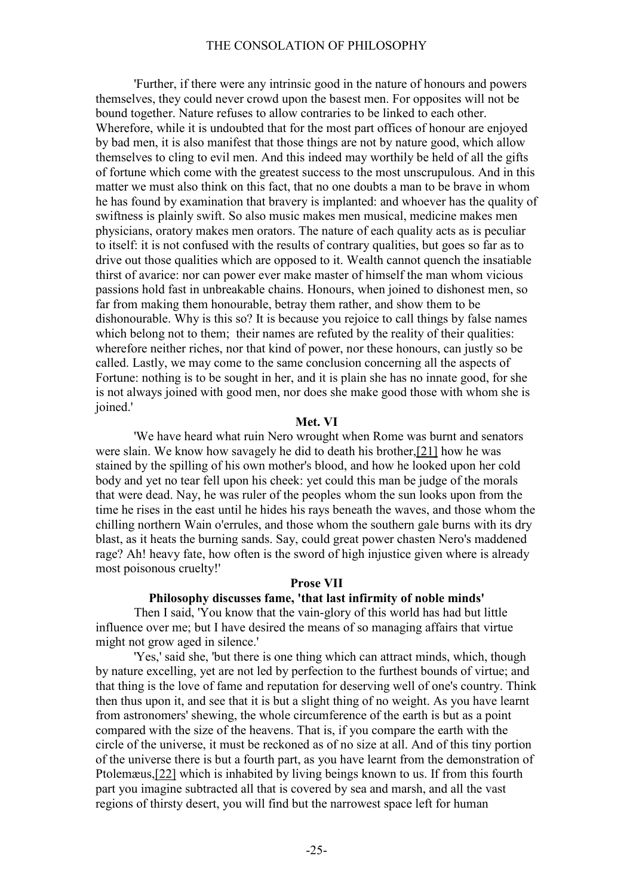'Further, if there were any intrinsic good in the nature of honours and powers themselves, they could never crowd upon the basest men. For opposites will not be bound together. Nature refuses to allow contraries to be linked to each other. Wherefore, while it is undoubted that for the most part offices of honour are enjoyed by bad men, it is also manifest that those things are not by nature good, which allow themselves to cling to evil men. And this indeed may worthily be held of all the gifts of fortune which come with the greatest success to the most unscrupulous. And in this matter we must also think on this fact, that no one doubts a man to be brave in whom he has found by examination that bravery is implanted: and whoever has the quality of swiftness is plainly swift. So also music makes men musical, medicine makes men physicians, oratory makes men orators. The nature of each quality acts as is peculiar to itself: it is not confused with the results of contrary qualities, but goes so far as to drive out those qualities which are opposed to it. Wealth cannot quench the insatiable thirst of avarice: nor can power ever make master of himself the man whom vicious passions hold fast in unbreakable chains. Honours, when joined to dishonest men, so far from making them honourable, betray them rather, and show them to be dishonourable. Why is this so? It is because you rejoice to call things by false names which belong not to them; their names are refuted by the reality of their qualities: wherefore neither riches, nor that kind of power, nor these honours, can justly so be called. Lastly, we may come to the same conclusion concerning all the aspects of Fortune: nothing is to be sought in her, and it is plain she has no innate good, for she is not always joined with good men, nor does she make good those with whom she is joined.'

### Met. VI

'We have heard what ruin Nero wrought when Rome was burnt and senators were slain. We know how savagely he did to death his brother,[21] how he was stained by the spilling of his own mother's blood, and how he looked upon her cold body and yet no tear fell upon his cheek: yet could this man be judge of the morals that were dead. Nay, he was ruler of the peoples whom the sun looks upon from the time he rises in the east until he hides his rays beneath the waves, and those whom the chilling northern Wain o'errules, and those whom the southern gale burns with its dry blast, as it heats the burning sands. Say, could great power chasten Nero's maddened rage? Ah! heavy fate, how often is the sword of high injustice given where is already most poisonous cruelty!'

### Prose VII

#### Philosophy discusses fame, 'that last infirmity of noble minds'

Then I said, 'You know that the vain-glory of this world has had but little influence over me; but I have desired the means of so managing affairs that virtue might not grow aged in silence.'

'Yes,' said she, 'but there is one thing which can attract minds, which, though by nature excelling, yet are not led by perfection to the furthest bounds of virtue; and that thing is the love of fame and reputation for deserving well of one's country. Think then thus upon it, and see that it is but a slight thing of no weight. As you have learnt from astronomers' shewing, the whole circumference of the earth is but as a point compared with the size of the heavens. That is, if you compare the earth with the circle of the universe, it must be reckoned as of no size at all. And of this tiny portion of the universe there is but a fourth part, as you have learnt from the demonstration of Ptolemæus,[22] which is inhabited by living beings known to us. If from this fourth part you imagine subtracted all that is covered by sea and marsh, and all the vast regions of thirsty desert, you will find but the narrowest space left for human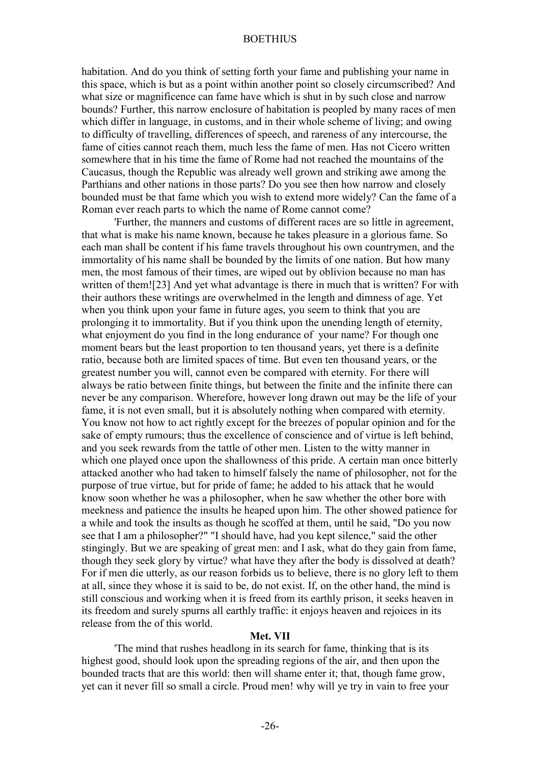habitation. And do you think of setting forth your fame and publishing your name in this space, which is but as a point within another point so closely circumscribed? And what size or magnificence can fame have which is shut in by such close and narrow bounds? Further, this narrow enclosure of habitation is peopled by many races of men which differ in language, in customs, and in their whole scheme of living; and owing to difficulty of travelling, differences of speech, and rareness of any intercourse, the fame of cities cannot reach them, much less the fame of men. Has not Cicero written somewhere that in his time the fame of Rome had not reached the mountains of the Caucasus, though the Republic was already well grown and striking awe among the Parthians and other nations in those parts? Do you see then how narrow and closely bounded must be that fame which you wish to extend more widely? Can the fame of a Roman ever reach parts to which the name of Rome cannot come?

'Further, the manners and customs of different races are so little in agreement, that what is make his name known, because he takes pleasure in a glorious fame. So each man shall be content if his fame travels throughout his own countrymen, and the immortality of his name shall be bounded by the limits of one nation. But how many men, the most famous of their times, are wiped out by oblivion because no man has written of them![23] And yet what advantage is there in much that is written? For with their authors these writings are overwhelmed in the length and dimness of age. Yet when you think upon your fame in future ages, you seem to think that you are prolonging it to immortality. But if you think upon the unending length of eternity, what enjoyment do you find in the long endurance of your name? For though one moment bears but the least proportion to ten thousand years, yet there is a definite ratio, because both are limited spaces of time. But even ten thousand years, or the greatest number you will, cannot even be compared with eternity. For there will always be ratio between finite things, but between the finite and the infinite there can never be any comparison. Wherefore, however long drawn out may be the life of your fame, it is not even small, but it is absolutely nothing when compared with eternity. You know not how to act rightly except for the breezes of popular opinion and for the sake of empty rumours; thus the excellence of conscience and of virtue is left behind, and you seek rewards from the tattle of other men. Listen to the witty manner in which one played once upon the shallowness of this pride. A certain man once bitterly attacked another who had taken to himself falsely the name of philosopher, not for the purpose of true virtue, but for pride of fame; he added to his attack that he would know soon whether he was a philosopher, when he saw whether the other bore with meekness and patience the insults he heaped upon him. The other showed patience for a while and took the insults as though he scoffed at them, until he said, "Do you now see that I am a philosopher?" "I should have, had you kept silence," said the other stingingly. But we are speaking of great men: and I ask, what do they gain from fame, though they seek glory by virtue? what have they after the body is dissolved at death? For if men die utterly, as our reason forbids us to believe, there is no glory left to them at all, since they whose it is said to be, do not exist. If, on the other hand, the mind is still conscious and working when it is freed from its earthly prison, it seeks heaven in its freedom and surely spurns all earthly traffic: it enjoys heaven and rejoices in its release from the of this world.

**Met. VII**

'The mind that rushes headlong in its search for fame, thinking that is its highest good, should look upon the spreading regions of the air, and then upon the bounded tracts that are this world: then will shame enter it; that, though fame grow, yet can it never fill so small a circle. Proud men! why will ye try in vain to free your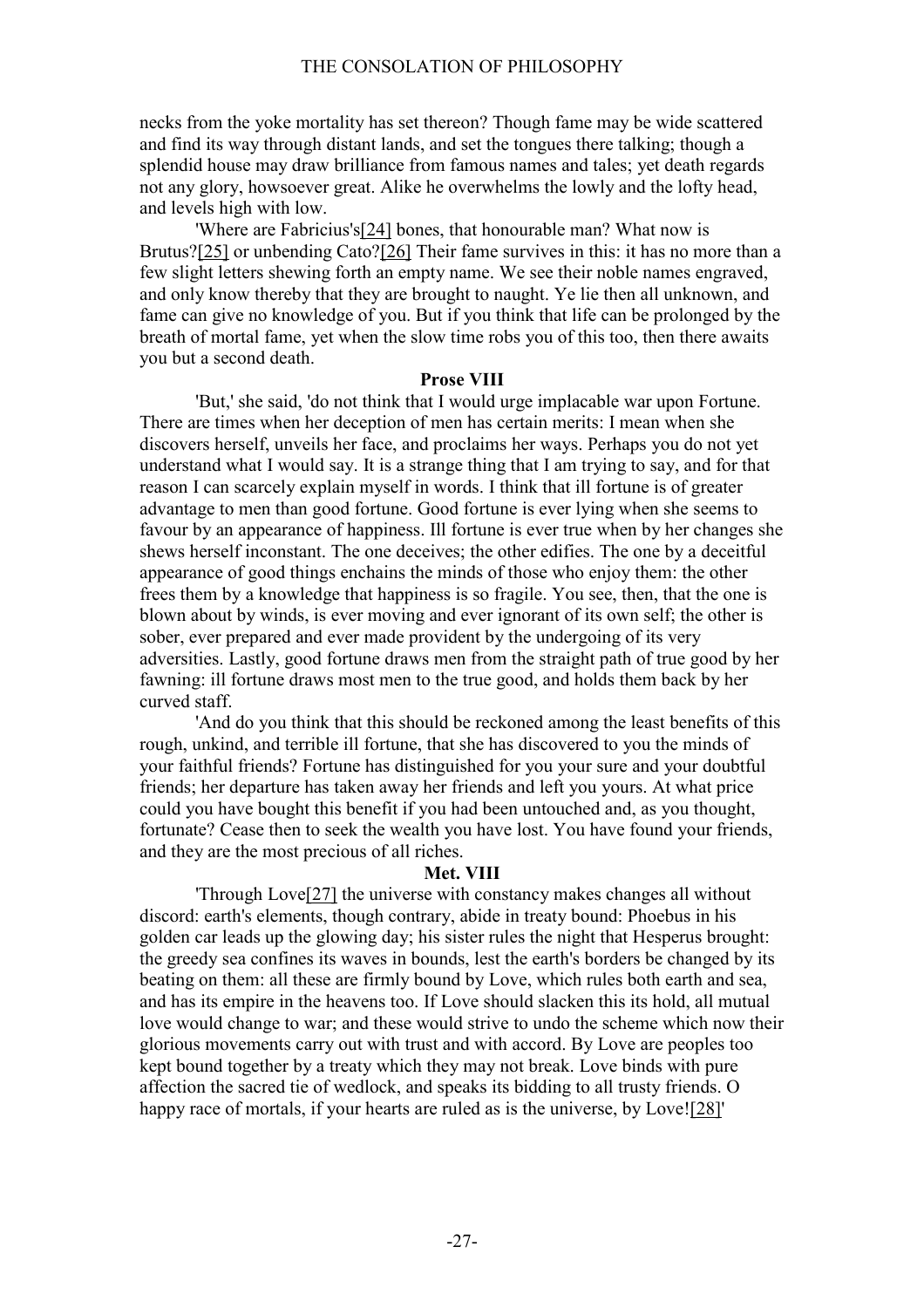necks from the yoke mortality has set thereon? Though fame may be wide scattered and find its way through distant lands, and set the tongues there talking; though a splendid house may draw brilliance from famous names and tales; yet death regards not any glory, howsoever great. Alike he overwhelms the lowly and the lofty head, and levels high with low.

'Where are Fabricius's[24] bones, that honourable man? What now is Brutus?[25] or unbending Cato?[26] Their fame survives in this: it has no more than a few slight letters shewing forth an empty name. We see their noble names engraved, and only know thereby that they are brought to naught. Ye lie then all unknown, and fame can give no knowledge of you. But if you think that life can be prolonged by the breath of mortal fame, yet when the slow time robs you of this too, then there awaits you but a second death.

**Prose VIII**

'But,' she said, 'do not think that I would urge implacable war upon Fortune. There are times when her deception of men has certain merits: I mean when she discovers herself, unveils her face, and proclaims her ways. Perhaps you do not yet understand what I would say. It is a strange thing that I am trying to say, and for that reason I can scarcely explain myself in words. I think that ill fortune is of greater advantage to men than good fortune. Good fortune is ever lying when she seems to favour by an appearance of happiness. Ill fortune is ever true when by her changes she shews herself inconstant. The one deceives; the other edifies. The one by a deceitful appearance of good things enchains the minds of those who enjoy them: the other frees them by a knowledge that happiness is so fragile. You see, then, that the one is blown about by winds, is ever moving and ever ignorant of its own self; the other is sober, ever prepared and ever made provident by the undergoing of its very adversities. Lastly, good fortune draws men from the straight path of true good by her fawning: ill fortune draws most men to the true good, and holds them back by her curved staff.

'And do you think that this should be reckoned among the least benefits of this rough, unkind, and terrible ill fortune, that she has discovered to you the minds of your faithful friends? Fortune has distinguished for you your sure and your doubtful friends; her departure has taken away her friends and left you yours. At what price could you have bought this benefit if you had been untouched and, as you thought, fortunate? Cease then to seek the wealth you have lost. You have found your friends, and they are the most precious of all riches.

**Met. VIII**

'Through Love[27] the universe with constancy makes changes all without discord: earth's elements, though contrary, abide in treaty bound: Phoebus in his golden car leads up the glowing day; his sister rules the night that Hesperus brought: the greedy sea confines its waves in bounds, lest the earth's borders be changed by its beating on them: all these are firmly bound by Love, which rules both earth and sea, and has its empire in the heavens too. If Love should slacken this its hold, all mutual love would change to war; and these would strive to undo the scheme which now their glorious movements carry out with trust and with accord. By Love are peoples too kept bound together by a treaty which they may not break. Love binds with pure affection the sacred tie of wedlock, and speaks its bidding to all trusty friends. O happy race of mortals, if your hearts are ruled as is the universe, by Love![28]'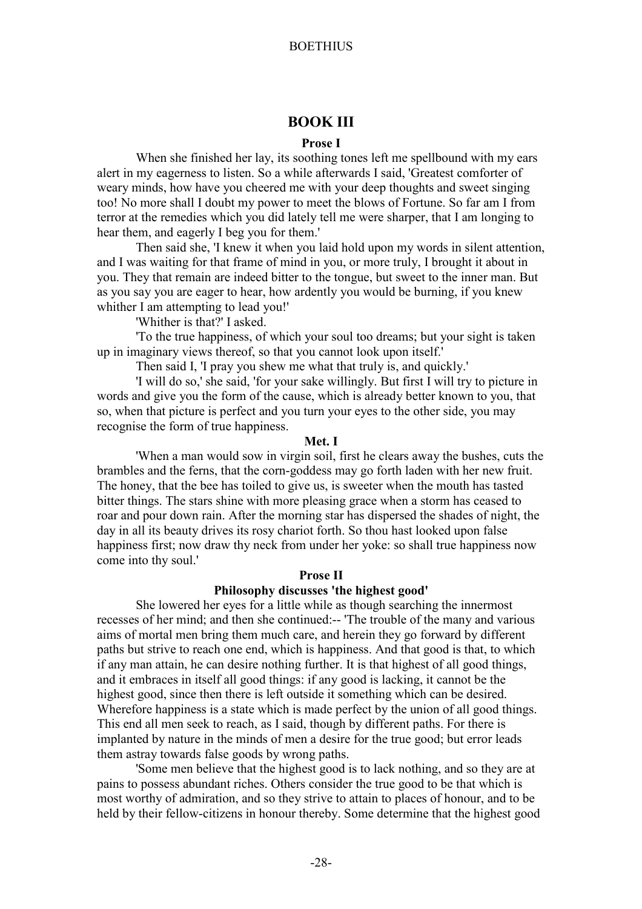## BOOK III

### Prose I

When she finished her lay, its soothing tones left me spellbound with my ears alert in my eagerness to listen. So a while afterwards I said, 'Greatest comforter of weary minds, how have you cheered me with your deep thoughts and sweet singing too! No more shall I doubt my power to meet the blows of Fortune. So far am I from terror at the remedies which you did lately tell me were sharper, that I am longing to hear them, and eagerly I beg you for them.'

Then said she, 'I knew it when you laid hold upon my words in silent attention, and I was waiting for that frame of mind in you, or more truly, I brought it about in you. They that remain are indeed bitter to the tongue, but sweet to the inner man. But as you say you are eager to hear, how ardently you would be burning, if you knew whither I am attempting to lead you!'

'Whither is that?' I asked.

'To the true happiness, of which your soul too dreams; but your sight is taken up in imaginary views thereof, so that you cannot look upon itself.'

Then said I, 'I pray you shew me what that truly is, and quickly.'

'I will do so,' she said, 'for your sake willingly. But first I will try to picture in words and give you the form of the cause, which is already better known to you, that so, when that picture is perfect and you turn your eyes to the other side, you may recognise the form of true happiness.

### Met. I

'When a man would sow in virgin soil, first he clears away the bushes, cuts the brambles and the ferns, that the corn-goddess may go forth laden with her new fruit. The honey, that the bee has toiled to give us, is sweeter when the mouth has tasted bitter things. The stars shine with more pleasing grace when a storm has ceased to roar and pour down rain. After the morning star has dispersed the shades of night, the day in all its beauty drives its rosy chariot forth. So thou hast looked upon false happiness first; now draw thy neck from under her yoke: so shall true happiness now come into thy soul.'

### Prose II

#### Philosophy discusses 'the highest good'

She lowered her eyes for a little while as though searching the innermost recesses of her mind; and then she continued:-- 'The trouble of the many and various aims of mortal men bring them much care, and herein they go forward by different paths but strive to reach one end, which is happiness. And that good is that, to which if any man attain, he can desire nothing further. It is that highest of all good things, and it embraces in itself all good things: if any good is lacking, it cannot be the highest good, since then there is left outside it something which can be desired. Wherefore happiness is a state which is made perfect by the union of all good things. This end all men seek to reach, as I said, though by different paths. For there is implanted by nature in the minds of men a desire for the true good; but error leads them astray towards false goods by wrong paths.

'Some men believe that the highest good is to lack nothing, and so they are at pains to possess abundant riches. Others consider the true good to be that which is most worthy of admiration, and so they strive to attain to places of honour, and to be held by their fellow-citizens in honour thereby. Some determine that the highest good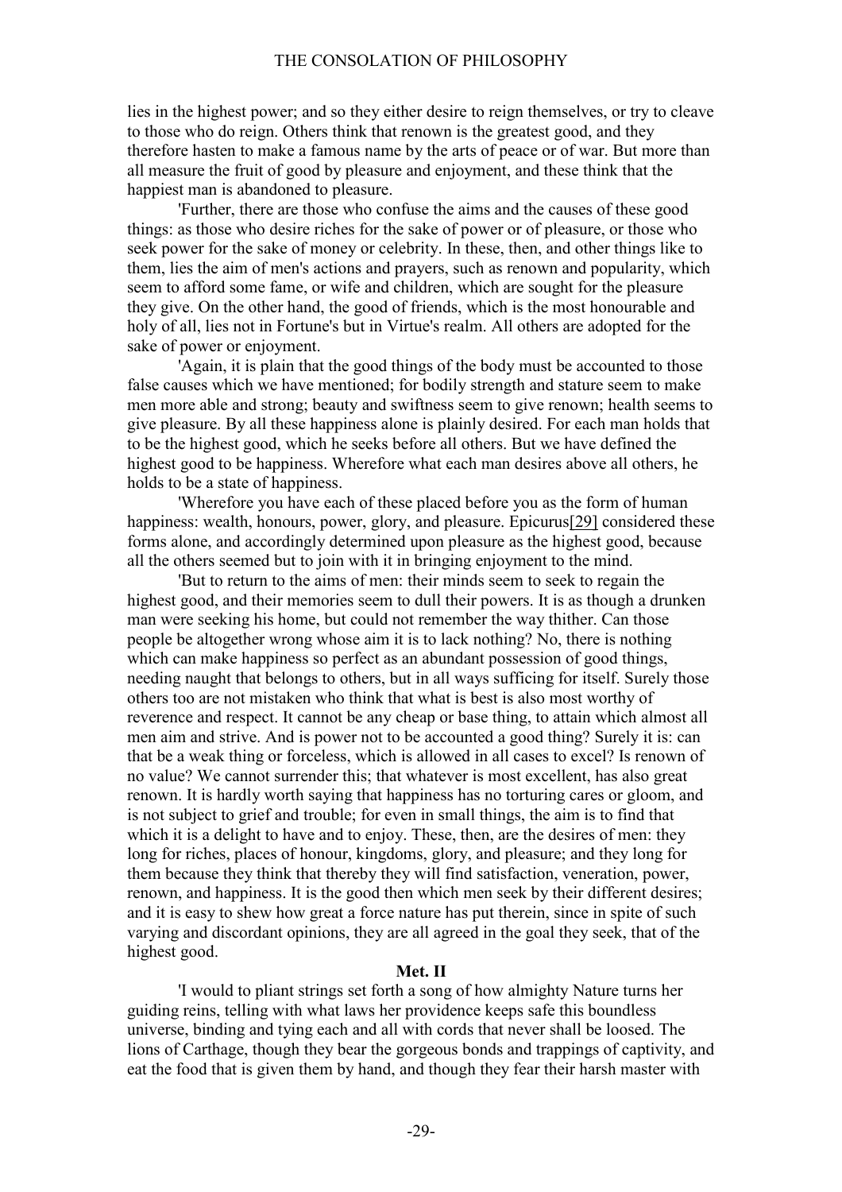lies in the highest power; and so they either desire to reign themselves, or try to cleave to those who do reign. Others think that renown is the greatest good, and they therefore hasten to make a famous name by the arts of peace or of war. But more than all measure the fruit of good by pleasure and enjoyment, and these think that the happiest man is abandoned to pleasure.

'Further, there are those who confuse the aims and the causes of these good things: as those who desire riches for the sake of power or of pleasure, or those who seek power for the sake of money or celebrity. In these, then, and other things like to them, lies the aim of men's actions and prayers, such as renown and popularity, which seem to afford some fame, or wife and children, which are sought for the pleasure they give. On the other hand, the good of friends, which is the most honourable and holy of all, lies not in Fortune's but in Virtue's realm. All others are adopted for the sake of power or enjoyment.

'Again, it is plain that the good things of the body must be accounted to those false causes which we have mentioned; for bodily strength and stature seem to make men more able and strong; beauty and swiftness seem to give renown; health seems to give pleasure. By all these happiness alone is plainly desired. For each man holds that to be the highest good, which he seeks before all others. But we have defined the highest good to be happiness. Wherefore what each man desires above all others, he holds to be a state of happiness.

'Wherefore you have each of these placed before you as the form of human happiness: wealth, honours, power, glory, and pleasure. Epicurus[29] considered these forms alone, and accordingly determined upon pleasure as the highest good, because all the others seemed but to join with it in bringing enjoyment to the mind.

'But to return to the aims of men: their minds seem to seek to regain the highest good, and their memories seem to dull their powers. It is as though a drunken man were seeking his home, but could not remember the way thither. Can those people be altogether wrong whose aim it is to lack nothing? No, there is nothing which can make happiness so perfect as an abundant possession of good things, needing naught that belongs to others, but in all ways sufficing for itself. Surely those others too are not mistaken who think that what is best is also most worthy of reverence and respect. It cannot be any cheap or base thing, to attain which almost all men aim and strive. And is power not to be accounted a good thing? Surely it is: can that be a weak thing or forceless, which is allowed in all cases to excel? Is renown of no value? We cannot surrender this; that whatever is most excellent, has also great renown. It is hardly worth saying that happiness has no torturing cares or gloom, and is not subject to grief and trouble; for even in small things, the aim is to find that which it is a delight to have and to enjoy. These, then, are the desires of men: they long for riches, places of honour, kingdoms, glory, and pleasure; and they long for them because they think that thereby they will find satisfaction, veneration, power, renown, and happiness. It is the good then which men seek by their different desires; and it is easy to shew how great a force nature has put therein, since in spite of such varying and discordant opinions, they are all agreed in the goal they seek, that of the highest good.

**Met. II**

'I would to pliant strings set forth a song of how almighty Nature turns her guiding reins, telling with what laws her providence keeps safe this boundless universe, binding and tying each and all with cords that never shall be loosed. The lions of Carthage, though they bear the gorgeous bonds and trappings of captivity, and eat the food that is given them by hand, and though they fear their harsh master with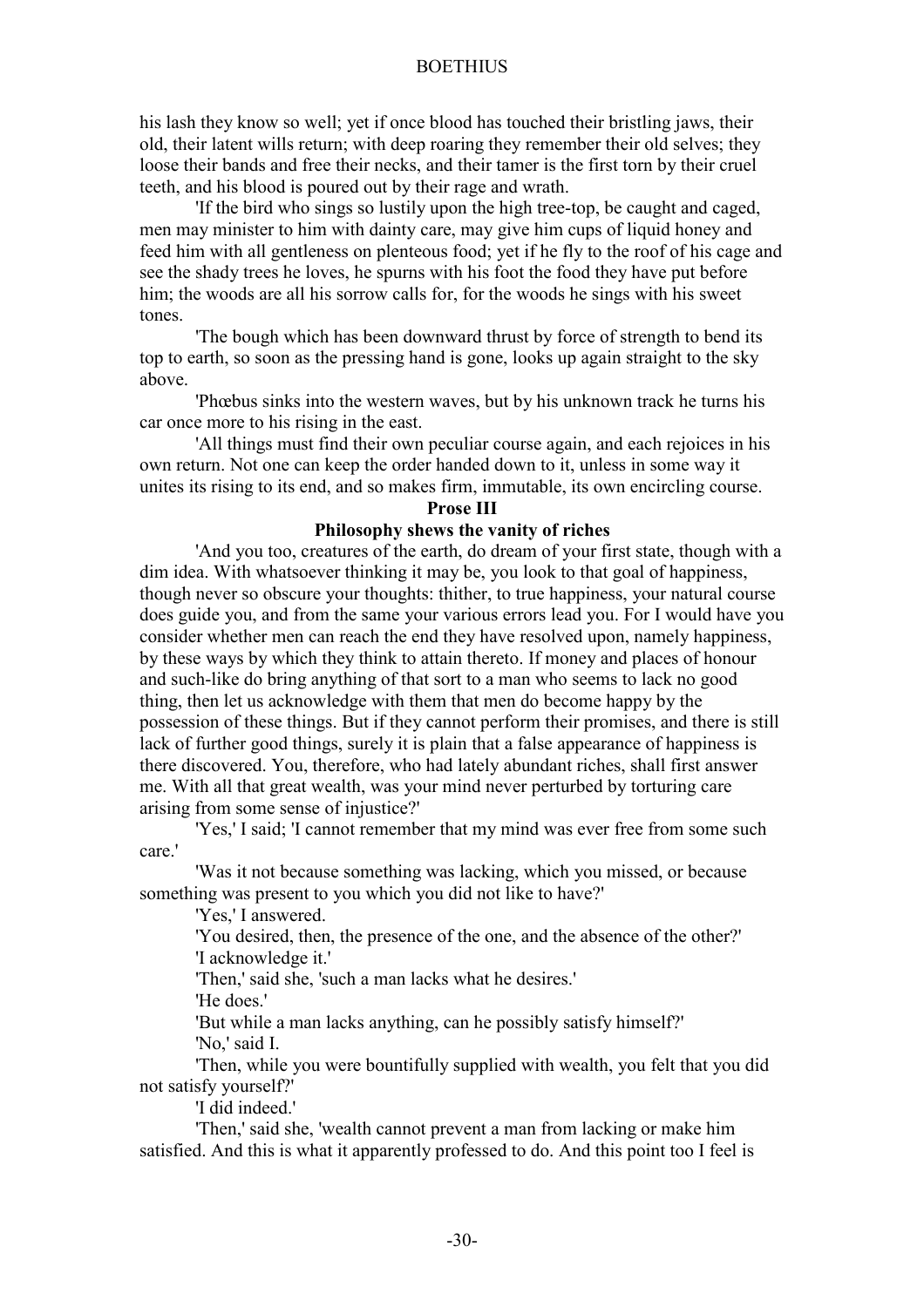his lash they know so well; yet if once blood has touched their bristling jaws, their old, their latent wills return; with deep roaring they remember their old selves; they loose their bands and free their necks, and their tamer is the first torn by their cruel teeth, and his blood is poured out by their rage and wrath.

'If the bird who sings so lustily upon the high tree-top, be caught and caged, men may minister to him with dainty care, may give him cups of liquid honey and feed him with all gentleness on plenteous food; yet if he fly to the roof of his cage and see the shady trees he loves, he spurns with his foot the food they have put before him; the woods are all his sorrow calls for, for the woods he sings with his sweet tones.

'The bough which has been downward thrust by force of strength to bend its top to earth, so soon as the pressing hand is gone, looks up again straight to the sky above.

'Phœbus sinks into the western waves, but by his unknown track he turns his car once more to his rising in the east.

'All things must find their own peculiar course again, and each rejoices in his own return. Not one can keep the order handed down to it, unless in some way it unites its rising to its end, and so makes firm, immutable, its own encircling course.

**Prose III**

**Philosophy shews the vanity of riches**

'And you too, creatures of the earth, do dream of your first state, though with a dim idea. With whatsoever thinking it may be, you look to that goal of happiness, though never so obscure your thoughts: thither, to true happiness, your natural course does guide you, and from the same your various errors lead you. For I would have you consider whether men can reach the end they have resolved upon, namely happiness, by these ways by which they think to attain thereto. If money and places of honour and such-like do bring anything of that sort to a man who seems to lack no good thing, then let us acknowledge with them that men do become happy by the possession of these things. But if they cannot perform their promises, and there is still lack of further good things, surely it is plain that a false appearance of happiness is there discovered. You, therefore, who had lately abundant riches, shall first answer me. With all that great wealth, was your mind never perturbed by torturing care arising from some sense of injustice?'

'Yes,' I said; 'I cannot remember that my mind was ever free from some such care.'

'Was it not because something was lacking, which you missed, or because something was present to you which you did not like to have?'

'Yes,' I answered.

'You desired, then, the presence of the one, and the absence of the other?'

'I acknowledge it.'

'Then,' said she, 'such a man lacks what he desires.'

'He does.'

'But while a man lacks anything, can he possibly satisfy himself?'

'No,' said I.

'Then, while you were bountifully supplied with wealth, you felt that you did not satisfy yourself?'

'I did indeed.'

'Then,' said she, 'wealth cannot prevent a man from lacking or make him satisfied. And this is what it apparently professed to do. And this point too I feel is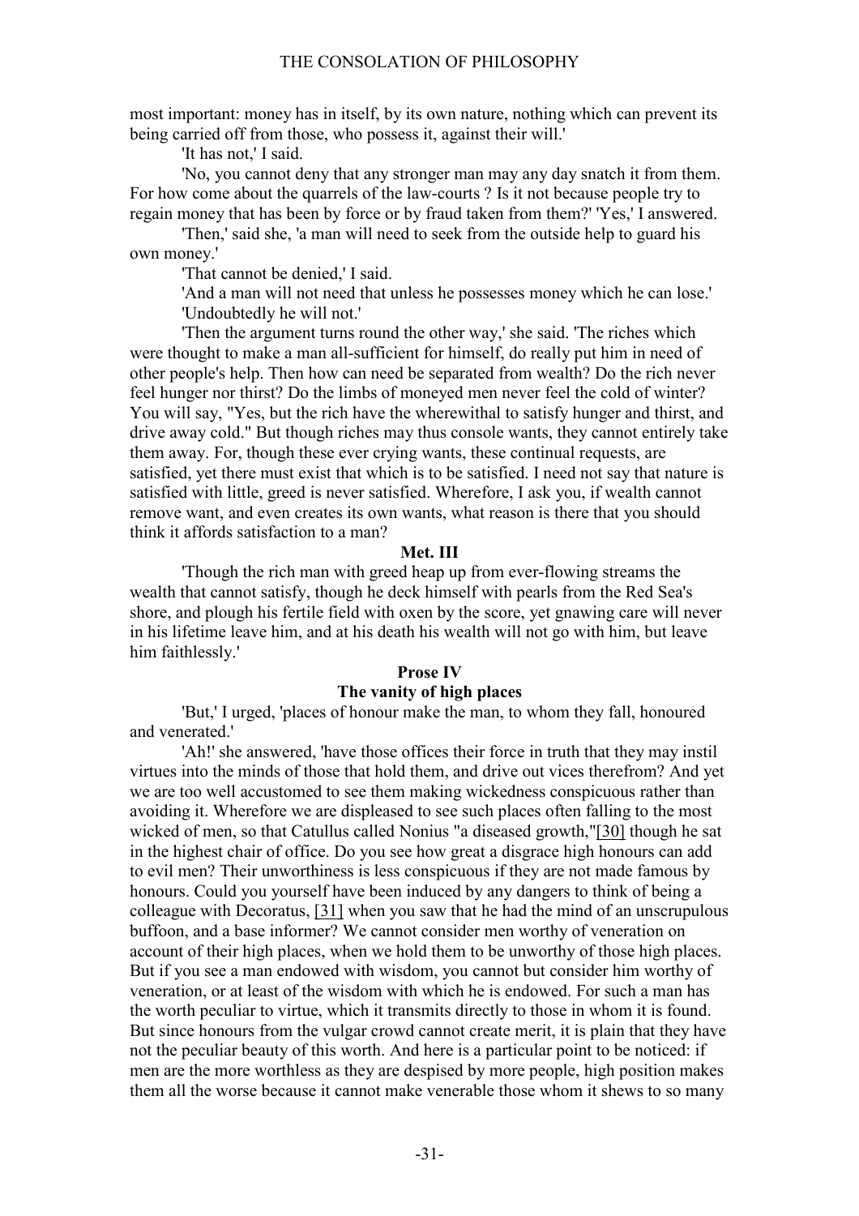most important: money has in itself, by its own nature, nothing which can prevent its being carried off from those, who possess it, against their will.'

'It has not,' I said.

'No, you cannot deny that any stronger man may any day snatch it from them. For how come about the quarrels of the law-courts ? Is it not because people try to regain money that has been by force or by fraud taken from them?' 'Yes,' I answered.

'Then,' said she, 'a man will need to seek from the outside help to guard his own money.'

'That cannot be denied,' I said.

'And a man will not need that unless he possesses money which he can lose.'

'Undoubtedly he will not.'

'Then the argument turns round the other way,' she said. 'The riches which were thought to make a man all-sufficient for himself, do really put him in need of other people's help. Then how can need be separated from wealth? Do the rich never feel hunger nor thirst? Do the limbs of moneyed men never feel the cold of winter? You will say, "Yes, but the rich have the wherewithal to satisfy hunger and thirst, and drive away cold." But though riches may thus console wants, they cannot entirely take them away. For, though these ever crying wants, these continual requests, are satisfied, yet there must exist that which is to be satisfied. I need not say that nature is satisfied with little, greed is never satisfied. Wherefore, I ask you, if wealth cannot remove want, and even creates its own wants, what reason is there that you should think it affords satisfaction to a man?

**Met. III**

'Though the rich man with greed heap up from ever-flowing streams the wealth that cannot satisfy, though he deck himself with pearls from the Red Sea's shore, and plough his fertile field with oxen by the score, yet gnawing care will never in his lifetime leave him, and at his death his wealth will not go with him, but leave him faithlessly.'

**Prose IV**

**The vanity of high places**

'But,' I urged, 'places of honour make the man, to whom they fall, honoured and venerated.'

'Ah!' she answered, 'have those offices their force in truth that they may instil virtues into the minds of those that hold them, and drive out vices therefrom? And yet we are too well accustomed to see them making wickedness conspicuous rather than avoiding it. Wherefore we are displeased to see such places often falling to the most wicked of men, so that Catullus called Nonius "a diseased growth,"[30] though he sat in the highest chair of office. Do you see how great a disgrace high honours can add to evil men? Their unworthiness is less conspicuous if they are not made famous by honours. Could you yourself have been induced by any dangers to think of being a colleague with Decoratus, [31] when you saw that he had the mind of an unscrupulous buffoon, and a base informer? We cannot consider men worthy of veneration on account of their high places, when we hold them to be unworthy of those high places. But if you see a man endowed with wisdom, you cannot but consider him worthy of veneration, or at least of the wisdom with which he is endowed. For such a man has the worth peculiar to virtue, which it transmits directly to those in whom it is found. But since honours from the vulgar crowd cannot create merit, it is plain that they have not the peculiar beauty of this worth. And here is a particular point to be noticed: if men are the more worthless as they are despised by more people, high position makes them all the worse because it cannot make venerable those whom it shews to so many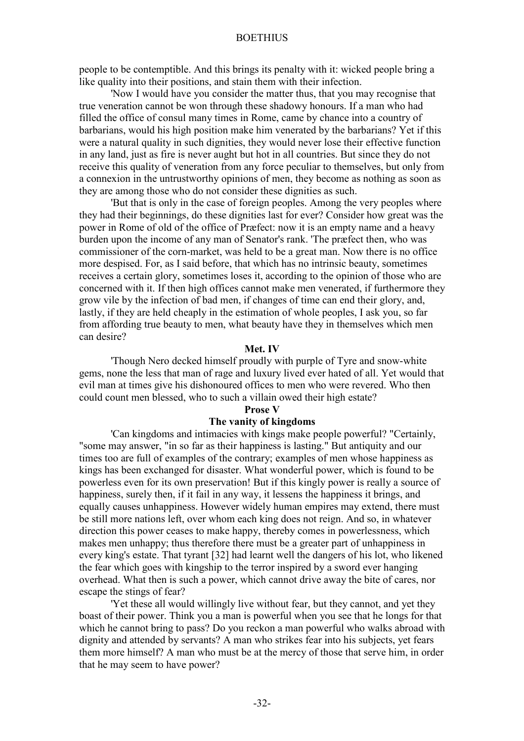people to be contemptible. And this brings its penalty with it: wicked people bring a like quality into their positions, and stain them with their infection.

'Now I would have you consider the matter thus, that you may recognise that true veneration cannot be won through these shadowy honours. If a man who had filled the office of consul many times in Rome, came by chance into a country of barbarians, would his high position make him venerated by the barbarians? Yet if this were a natural quality in such dignities, they would never lose their effective function in any land, just as fire is never aught but hot in all countries. But since they do not receive this quality of veneration from any force peculiar to themselves, but only from a connexion in the untrustworthy opinions of men, they become as nothing as soon as they are among those who do not consider these dignities as such.

'But that is only in the case of foreign peoples. Among the very peoples where they had their beginnings, do these dignities last for ever? Consider how great was the power in Rome of old of the office of Præfect: now it is an empty name and a heavy burden upon the income of any man of Senator's rank. 'The præfect then, who was commissioner of the corn-market, was held to be a great man. Now there is no office more despised. For, as I said before, that which has no intrinsic beauty, sometimes receives a certain glory, sometimes loses it, according to the opinion of those who are concerned with it. If then high offices cannot make men venerated, if furthermore they grow vile by the infection of bad men, if changes of time can end their glory, and, lastly, if they are held cheaply in the estimation of whole peoples, I ask you, so far from affording true beauty to men, what beauty have they in themselves which men can desire?

**Met. IV**

'Though Nero decked himself proudly with purple of Tyre and snow-white gems, none the less that man of rage and luxury lived ever hated of all. Yet would that evil man at times give his dishonoured offices to men who were revered. Who then could count men blessed, who to such a villain owed their high estate?

**Prose V**

**The vanity of kingdoms**

'Can kingdoms and intimacies with kings make people powerful? "Certainly, "some may answer, "in so far as their happiness is lasting." But antiquity and our times too are full of examples of the contrary; examples of men whose happiness as kings has been exchanged for disaster. What wonderful power, which is found to be powerless even for its own preservation! But if this kingly power is really a source of happiness, surely then, if it fail in any way, it lessens the happiness it brings, and equally causes unhappiness. However widely human empires may extend, there must be still more nations left, over whom each king does not reign. And so, in whatever direction this power ceases to make happy, thereby comes in powerlessness, which makes men unhappy; thus therefore there must be a greater part of unhappiness in every king's estate. That tyrant [32] had learnt well the dangers of his lot, who likened the fear which goes with kingship to the terror inspired by a sword ever hanging overhead. What then is such a power, which cannot drive away the bite of cares, nor escape the stings of fear?

'Yet these all would willingly live without fear, but they cannot, and yet they boast of their power. Think you a man is powerful when you see that he longs for that which he cannot bring to pass? Do you reckon a man powerful who walks abroad with dignity and attended by servants? A man who strikes fear into his subjects, yet fears them more himself? A man who must be at the mercy of those that serve him, in order that he may seem to have power?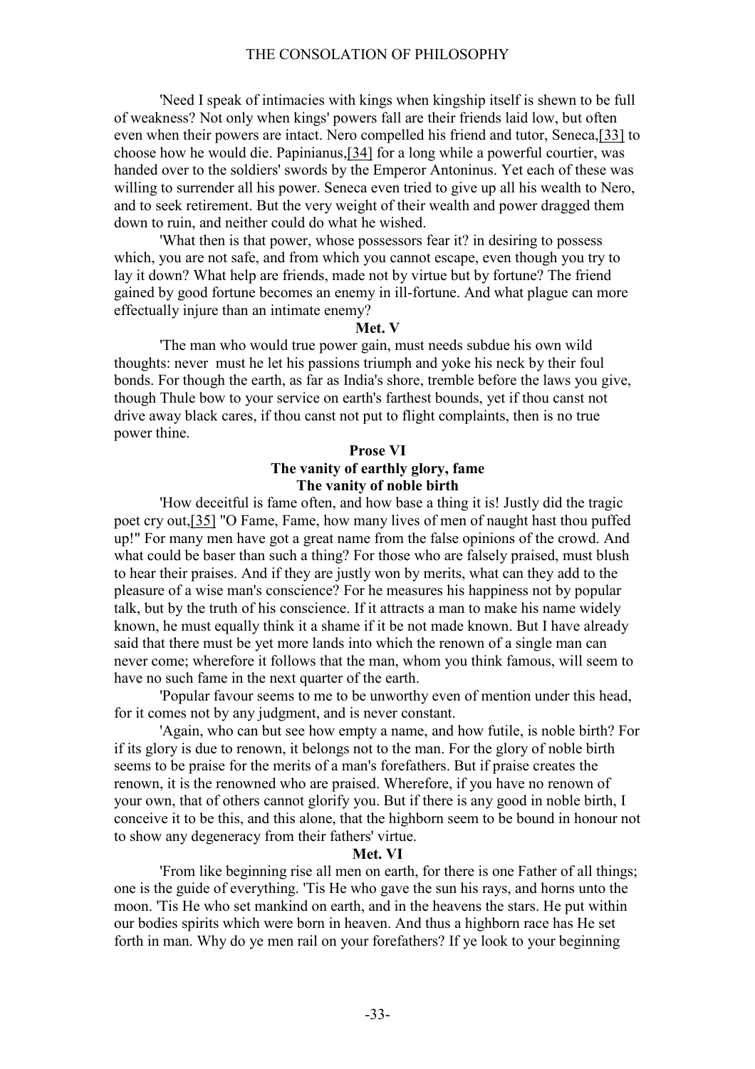'Need I speak of intimacies with kings when kingship itself is shewn to be full of weakness? Not only when kings' powers fall are their friends laid low, but often even when their powers are intact. Nero compelled his friend and tutor, Seneca,[33] to choose how he would die. Papinianus,[34] for a long while a powerful courtier, was handed over to the soldiers' swords by the Emperor Antoninus. Yet each of these was willing to surrender all his power. Seneca even tried to give up all his wealth to Nero, and to seek retirement. But the very weight of their wealth and power dragged them down to ruin, and neither could do what he wished.

'What then is that power, whose possessors fear it? in desiring to possess which, you are not safe, and from which you cannot escape, even though you try to lay it down? What help are friends, made not by virtue but by fortune? The friend gained by good fortune becomes an enemy in ill-fortune. And what plague can more effectually injure than an intimate enemy?

**Met. V**

'The man who would true power gain, must needs subdue his own wild thoughts: never must he let his passions triumph and yoke his neck by their foul bonds. For though the earth, as far as India's shore, tremble before the laws you give, though Thule bow to your service on earth's farthest bounds, yet if thou canst not drive away black cares, if thou canst not put to flight complaints, then is no true power thine.

**Prose VI**
**The vanity of earthly glory, fame**
**The vanity of noble birth**

'How deceitful is fame often, and how base a thing it is! Justly did the tragic poet cry out,[35] "O Fame, Fame, how many lives of men of naught hast thou puffed up!" For many men have got a great name from the false opinions of the crowd. And what could be baser than such a thing? For those who are falsely praised, must blush to hear their praises. And if they are justly won by merits, what can they add to the pleasure of a wise man's conscience? For he measures his happiness not by popular talk, but by the truth of his conscience. If it attracts a man to make his name widely known, he must equally think it a shame if it be not made known. But I have already said that there must be yet more lands into which the renown of a single man can never come; wherefore it follows that the man, whom you think famous, will seem to have no such fame in the next quarter of the earth.

'Popular favour seems to me to be unworthy even of mention under this head, for it comes not by any judgment, and is never constant.

'Again, who can but see how empty a name, and how futile, is noble birth? For if its glory is due to renown, it belongs not to the man. For the glory of noble birth seems to be praise for the merits of a man's forefathers. But if praise creates the renown, it is the renowned who are praised. Wherefore, if you have no renown of your own, that of others cannot glorify you. But if there is any good in noble birth, I conceive it to be this, and this alone, that the highborn seem to be bound in honour not to show any degeneracy from their fathers' virtue.

**Met. VI**

'From like beginning rise all men on earth, for there is one Father of all things; one is the guide of everything. 'Tis He who gave the sun his rays, and horns unto the moon. 'Tis He who set mankind on earth, and in the heavens the stars. He put within our bodies spirits which were born in heaven. And thus a highborn race has He set forth in man. Why do ye men rail on your forefathers? If ye look to your beginning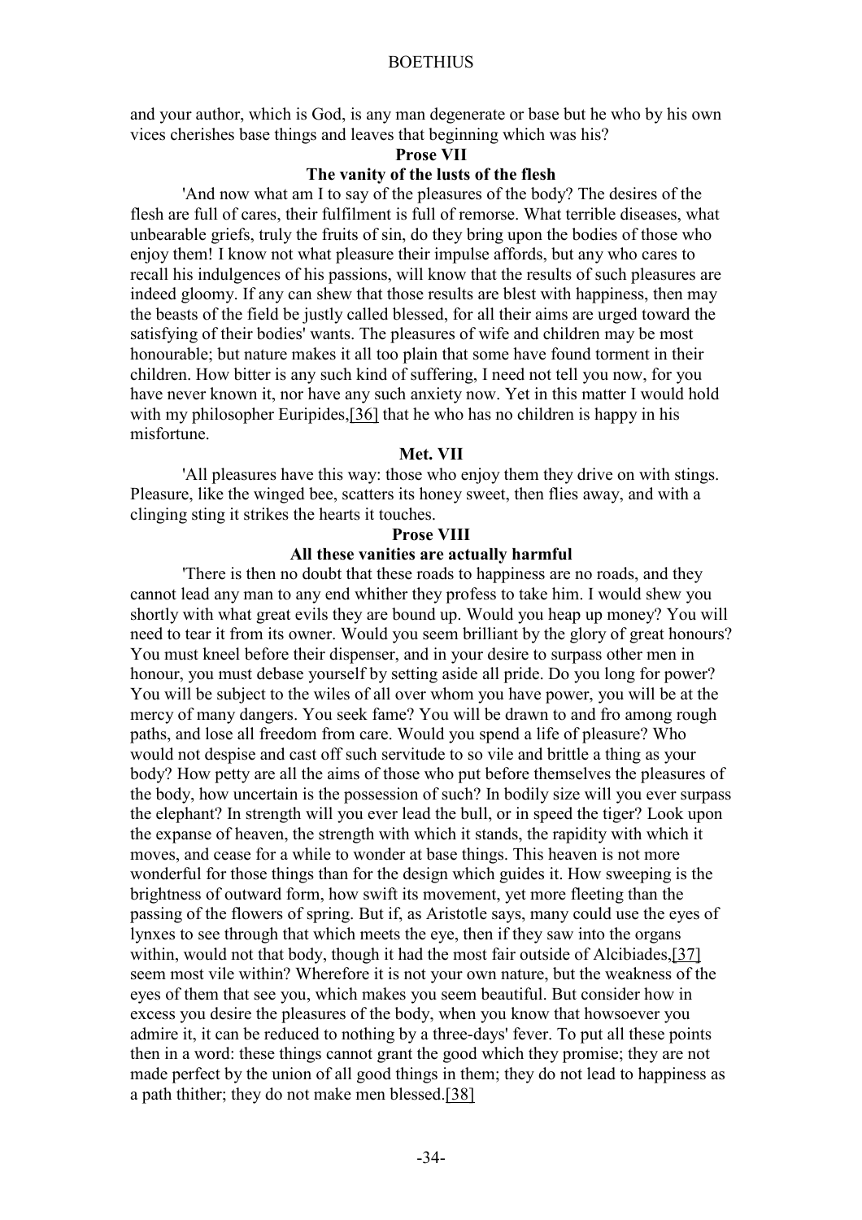and your author, which is God, is any man degenerate or base but he who by his own vices cherishes base things and leaves that beginning which was his?

### Prose VII

### The vanity of the lusts of the flesh

'And now what am I to say of the pleasures of the body? The desires of the flesh are full of cares, their fulfilment is full of remorse. What terrible diseases, what unbearable griefs, truly the fruits of sin, do they bring upon the bodies of those who enjoy them! I know not what pleasure their impulse affords, but any who cares to recall his indulgences of his passions, will know that the results of such pleasures are indeed gloomy. If any can shew that those results are blest with happiness, then may the beasts of the field be justly called blessed, for all their aims are urged toward the satisfying of their bodies' wants. The pleasures of wife and children may be most honourable; but nature makes it all too plain that some have found torment in their children. How bitter is any such kind of suffering, I need not tell you now, for you have never known it, nor have any such anxiety now. Yet in this matter I would hold with my philosopher Euripides,[36] that he who has no children is happy in his misfortune.

### Met. VII

'All pleasures have this way: those who enjoy them they drive on with stings. Pleasure, like the winged bee, scatters its honey sweet, then flies away, and with a clinging sting it strikes the hearts it touches.

### Prose VIII

### All these vanities are actually harmful

'There is then no doubt that these roads to happiness are no roads, and they cannot lead any man to any end whither they profess to take him. I would shew you shortly with what great evils they are bound up. Would you heap up money? You will need to tear it from its owner. Would you seem brilliant by the glory of great honours? You must kneel before their dispenser, and in your desire to surpass other men in honour, you must debase yourself by setting aside all pride. Do you long for power? You will be subject to the wiles of all over whom you have power, you will be at the mercy of many dangers. You seek fame? You will be drawn to and fro among rough paths, and lose all freedom from care. Would you spend a life of pleasure? Who would not despise and cast off such servitude to so vile and brittle a thing as your body? How petty are all the aims of those who put before themselves the pleasures of the body, how uncertain is the possession of such? In bodily size will you ever surpass the elephant? In strength will you ever lead the bull, or in speed the tiger? Look upon the expanse of heaven, the strength with which it stands, the rapidity with which it moves, and cease for a while to wonder at base things. This heaven is not more wonderful for those things than for the design which guides it. How sweeping is the brightness of outward form, how swift its movement, yet more fleeting than the passing of the flowers of spring. But if, as Aristotle says, many could use the eyes of lynxes to see through that which meets the eye, then if they saw into the organs within, would not that body, though it had the most fair outside of Alcibiades,[37] seem most vile within? Wherefore it is not your own nature, but the weakness of the eyes of them that see you, which makes you seem beautiful. But consider how in excess you desire the pleasures of the body, when you know that howsoever you admire it, it can be reduced to nothing by a three-days' fever. To put all these points then in a word: these things cannot grant the good which they promise; they are not made perfect by the union of all good things in them; they do not lead to happiness as a path thither; they do not make men blessed.[38]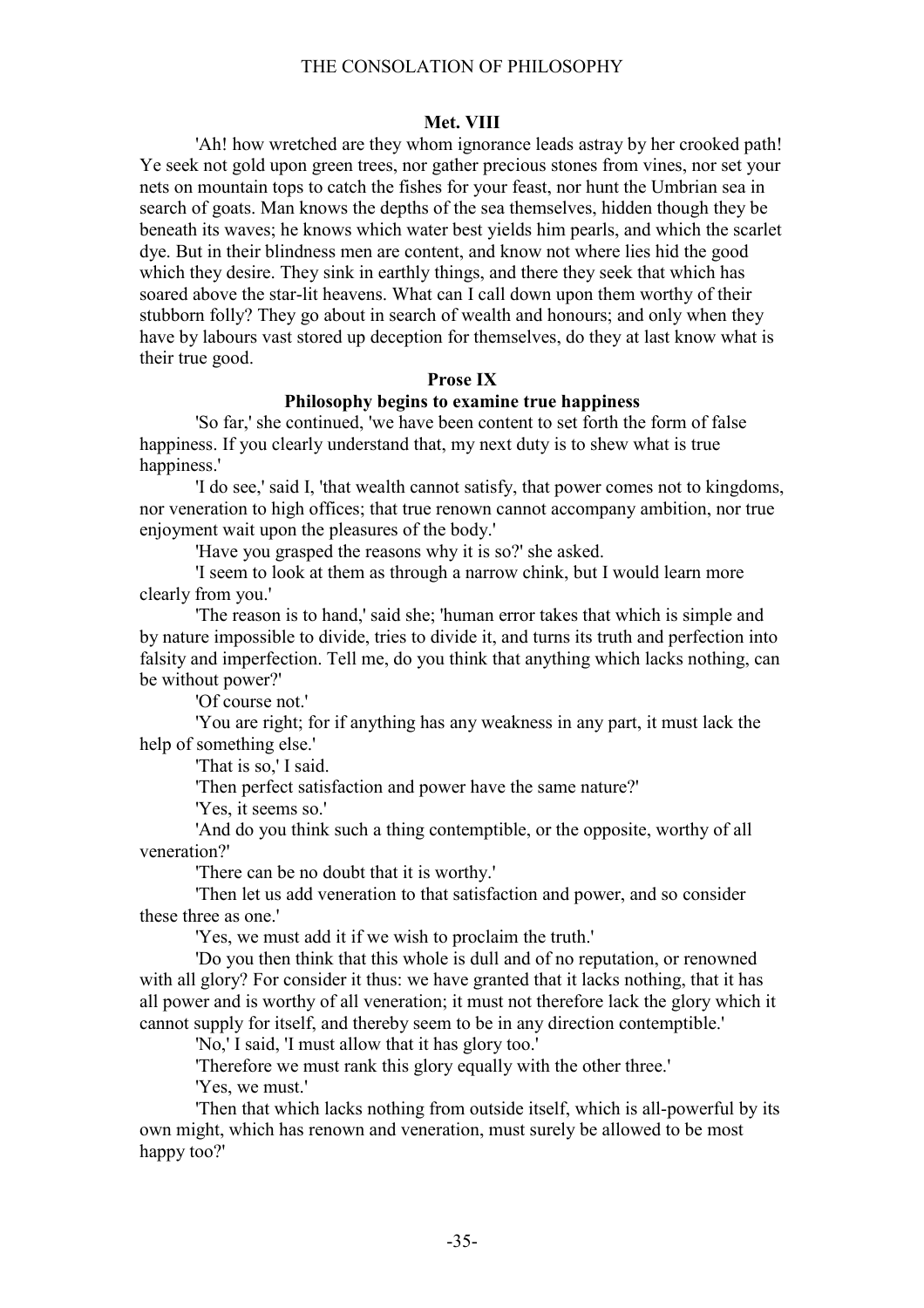### Met. VIII

'Ah! how wretched are they whom ignorance leads astray by her crooked path! Ye seek not gold upon green trees, nor gather precious stones from vines, nor set your nets on mountain tops to catch the fishes for your feast, nor hunt the Umbrian sea in search of goats. Man knows the depths of the sea themselves, hidden though they be beneath its waves; he knows which water best yields him pearls, and which the scarlet dye. But in their blindness men are content, and know not where lies hid the good which they desire. They sink in earthly things, and there they seek that which has soared above the star-lit heavens. What can I call down upon them worthy of their stubborn folly? They go about in search of wealth and honours; and only when they have by labours vast stored up deception for themselves, do they at last know what is their true good.

### Prose IX

#### Philosophy begins to examine true happiness

'So far,' she continued, 'we have been content to set forth the form of false happiness. If you clearly understand that, my next duty is to shew what is true happiness.'

'I do see,' said I, 'that wealth cannot satisfy, that power comes not to kingdoms, nor veneration to high offices; that true renown cannot accompany ambition, nor true enjoyment wait upon the pleasures of the body.'

'Have you grasped the reasons why it is so?' she asked.

'I seem to look at them as through a narrow chink, but I would learn more clearly from you.'

'The reason is to hand,' said she; 'human error takes that which is simple and by nature impossible to divide, tries to divide it, and turns its truth and perfection into falsity and imperfection. Tell me, do you think that anything which lacks nothing, can be without power?'

'Of course not.'

'You are right; for if anything has any weakness in any part, it must lack the help of something else.'

'That is so,' I said.

'Then perfect satisfaction and power have the same nature?'

'Yes, it seems so.'

'And do you think such a thing contemptible, or the opposite, worthy of all veneration?'

'There can be no doubt that it is worthy.'

'Then let us add veneration to that satisfaction and power, and so consider these three as one.'

'Yes, we must add it if we wish to proclaim the truth.'

'Do you then think that this whole is dull and of no reputation, or renowned with all glory? For consider it thus: we have granted that it lacks nothing, that it has all power and is worthy of all veneration; it must not therefore lack the glory which it cannot supply for itself, and thereby seem to be in any direction contemptible.'

'No,' I said, 'I must allow that it has glory too.'

'Therefore we must rank this glory equally with the other three.'

'Yes, we must.'

'Then that which lacks nothing from outside itself, which is all-powerful by its own might, which has renown and veneration, must surely be allowed to be most happy too?'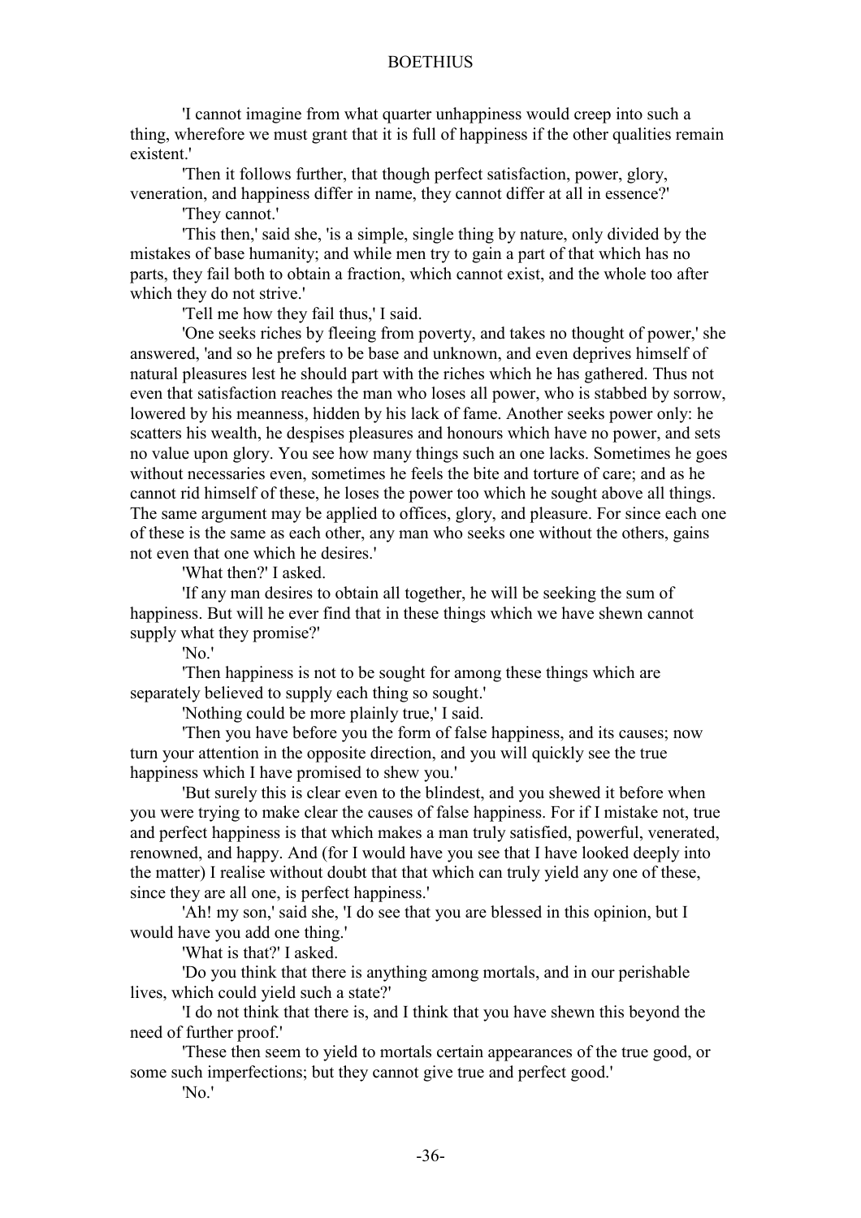'I cannot imagine from what quarter unhappiness would creep into such a thing, wherefore we must grant that it is full of happiness if the other qualities remain existent.'

'Then it follows further, that though perfect satisfaction, power, glory, veneration, and happiness differ in name, they cannot differ at all in essence?'

'They cannot.'

'This then,' said she, 'is a simple, single thing by nature, only divided by the mistakes of base humanity; and while men try to gain a part of that which has no parts, they fail both to obtain a fraction, which cannot exist, and the whole too after which they do not strive.'

'Tell me how they fail thus,' I said.

'One seeks riches by fleeing from poverty, and takes no thought of power,' she answered, 'and so he prefers to be base and unknown, and even deprives himself of natural pleasures lest he should part with the riches which he has gathered. Thus not even that satisfaction reaches the man who loses all power, who is stabbed by sorrow, lowered by his meanness, hidden by his lack of fame. Another seeks power only: he scatters his wealth, he despises pleasures and honours which have no power, and sets no value upon glory. You see how many things such an one lacks. Sometimes he goes without necessaries even, sometimes he feels the bite and torture of care; and as he cannot rid himself of these, he loses the power too which he sought above all things. The same argument may be applied to offices, glory, and pleasure. For since each one of these is the same as each other, any man who seeks one without the others, gains not even that one which he desires.'

'What then?' I asked.

'If any man desires to obtain all together, he will be seeking the sum of happiness. But will he ever find that in these things which we have shewn cannot supply what they promise?'

'No.'

'Then happiness is not to be sought for among these things which are separately believed to supply each thing so sought.'

'Nothing could be more plainly true,' I said.

'Then you have before you the form of false happiness, and its causes; now turn your attention in the opposite direction, and you will quickly see the true happiness which I have promised to shew you.'

'But surely this is clear even to the blindest, and you shewed it before when you were trying to make clear the causes of false happiness. For if I mistake not, true and perfect happiness is that which makes a man truly satisfied, powerful, venerated, renowned, and happy. And (for I would have you see that I have looked deeply into the matter) I realise without doubt that that which can truly yield any one of these, since they are all one, is perfect happiness.'

'Ah! my son,' said she, 'I do see that you are blessed in this opinion, but I would have you add one thing.'

'What is that?' I asked.

'Do you think that there is anything among mortals, and in our perishable lives, which could yield such a state?'

'I do not think that there is, and I think that you have shewn this beyond the need of further proof.'

'These then seem to yield to mortals certain appearances of the true good, or some such imperfections; but they cannot give true and perfect good.'

'No.'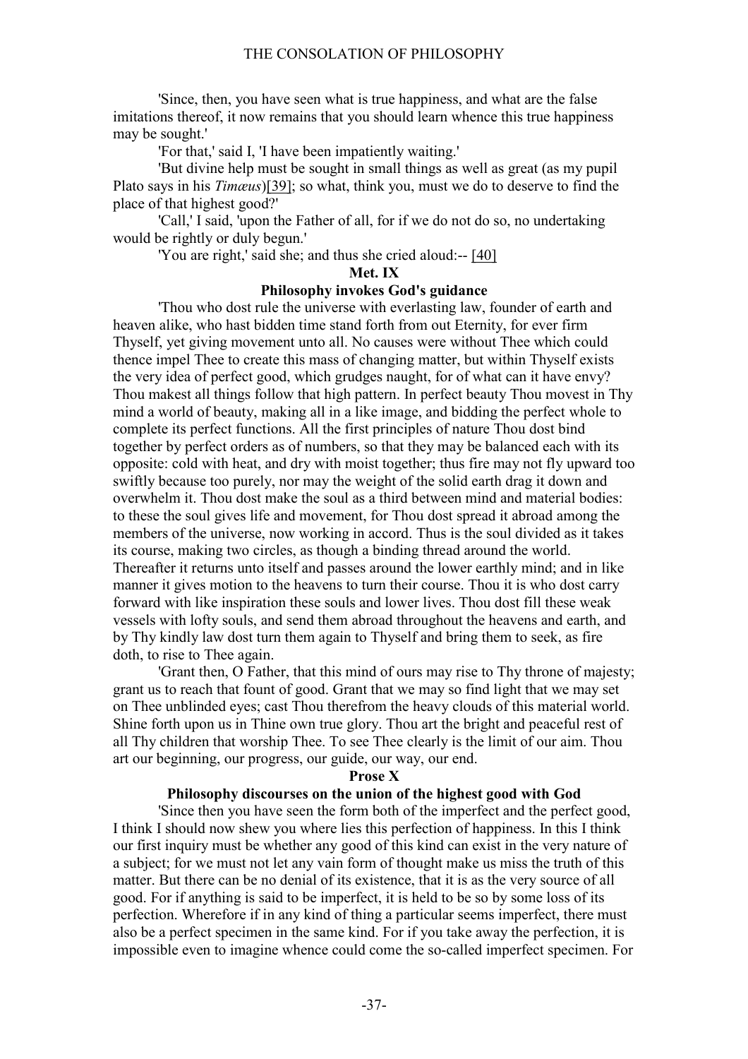'Since, then, you have seen what is true happiness, and what are the false imitations thereof, it now remains that you should learn whence this true happiness may be sought.'

'For that,' said I, 'I have been impatiently waiting.'

'But divine help must be sought in small things as well as great (as my pupil Plato says in his *Timæus*)[39]; so what, think you, must we do to deserve to find the place of that highest good?'

'Call,' I said, 'upon the Father of all, for if we do not do so, no undertaking would be rightly or duly begun.'

'You are right,' said she; and thus she cried aloud:-- [40]

**Met. IX**

**Philosophy invokes God's guidance**

'Thou who dost rule the universe with everlasting law, founder of earth and heaven alike, who hast bidden time stand forth from out Eternity, for ever firm Thyself, yet giving movement unto all. No causes were without Thee which could thence impel Thee to create this mass of changing matter, but within Thyself exists the very idea of perfect good, which grudges naught, for of what can it have envy? Thou makest all things follow that high pattern. In perfect beauty Thou movest in Thy mind a world of beauty, making all in a like image, and bidding the perfect whole to complete its perfect functions. All the first principles of nature Thou dost bind together by perfect orders as of numbers, so that they may be balanced each with its opposite: cold with heat, and dry with moist together; thus fire may not fly upward too swiftly because too purely, nor may the weight of the solid earth drag it down and overwhelm it. Thou dost make the soul as a third between mind and material bodies: to these the soul gives life and movement, for Thou dost spread it abroad among the members of the universe, now working in accord. Thus is the soul divided as it takes its course, making two circles, as though a binding thread around the world. Thereafter it returns unto itself and passes around the lower earthly mind; and in like manner it gives motion to the heavens to turn their course. Thou it is who dost carry forward with like inspiration these souls and lower lives. Thou dost fill these weak vessels with lofty souls, and send them abroad throughout the heavens and earth, and by Thy kindly law dost turn them again to Thyself and bring them to seek, as fire doth, to rise to Thee again.

'Grant then, O Father, that this mind of ours may rise to Thy throne of majesty; grant us to reach that fount of good. Grant that we may so find light that we may set on Thee unblinded eyes; cast Thou therefrom the heavy clouds of this material world. Shine forth upon us in Thine own true glory. Thou art the bright and peaceful rest of all Thy children that worship Thee. To see Thee clearly is the limit of our aim. Thou art our beginning, our progress, our guide, our way, our end.

**Prose X**

**Philosophy discourses on the union of the highest good with God**

'Since then you have seen the form both of the imperfect and the perfect good, I think I should now shew you where lies this perfection of happiness. In this I think our first inquiry must be whether any good of this kind can exist in the very nature of a subject; for we must not let any vain form of thought make us miss the truth of this matter. But there can be no denial of its existence, that it is as the very source of all good. For if anything is said to be imperfect, it is held to be so by some loss of its perfection. Wherefore if in any kind of thing a particular seems imperfect, there must also be a perfect specimen in the same kind. For if you take away the perfection, it is impossible even to imagine whence could come the so-called imperfect specimen. For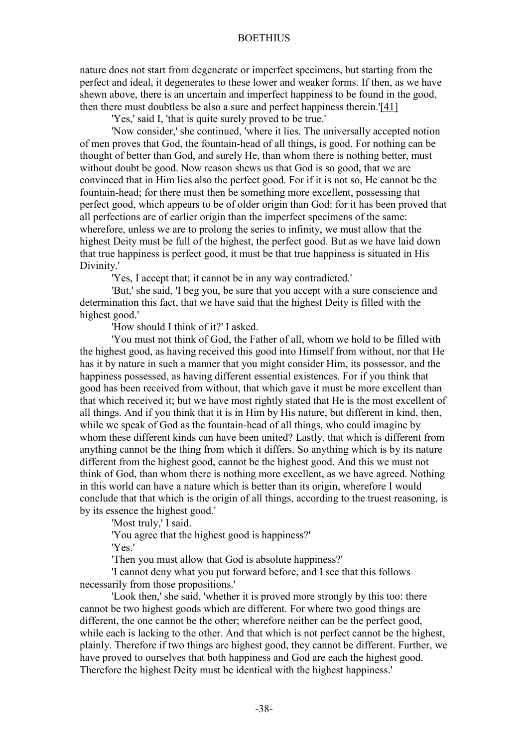nature does not start from degenerate or imperfect specimens, but starting from the perfect and ideal, it degenerates to these lower and weaker forms. If then, as we have shewn above, there is an uncertain and imperfect happiness to be found in the good, then there must doubtless be also a sure and perfect happiness therein.'[41]

'Yes,' said I, 'that is quite surely proved to be true.'

'Now consider,' she continued, 'where it lies. The universally accepted notion of men proves that God, the fountain-head of all things, is good. For nothing can be thought of better than God, and surely He, than whom there is nothing better, must without doubt be good. Now reason shews us that God is so good, that we are convinced that in Him lies also the perfect good. For if it is not so, He cannot be the fountain-head; for there must then be something more excellent, possessing that perfect good, which appears to be of older origin than God: for it has been proved that all perfections are of earlier origin than the imperfect specimens of the same: wherefore, unless we are to prolong the series to infinity, we must allow that the highest Deity must be full of the highest, the perfect good. But as we have laid down that true happiness is perfect good, it must be that true happiness is situated in His Divinity.'

'Yes, I accept that; it cannot be in any way contradicted.'

'But,' she said, 'I beg you, be sure that you accept with a sure conscience and determination this fact, that we have said that the highest Deity is filled with the highest good.'

'How should I think of it?' I asked.

'You must not think of God, the Father of all, whom we hold to be filled with the highest good, as having received this good into Himself from without, nor that He has it by nature in such a manner that you might consider Him, its possessor, and the happiness possessed, as having different essential existences. For if you think that good has been received from without, that which gave it must be more excellent than that which received it; but we have most rightly stated that He is the most excellent of all things. And if you think that it is in Him by His nature, but different in kind, then, while we speak of God as the fountain-head of all things, who could imagine by whom these different kinds can have been united? Lastly, that which is different from anything cannot be the thing from which it differs. So anything which is by its nature different from the highest good, cannot be the highest good. And this we must not think of God, than whom there is nothing more excellent, as we have agreed. Nothing in this world can have a nature which is better than its origin, wherefore I would conclude that that which is the origin of all things, according to the truest reasoning, is by its essence the highest good.'

'Most truly,' I said.

'You agree that the highest good is happiness?'

'Yes.'

'Then you must allow that God is absolute happiness?'

'I cannot deny what you put forward before, and I see that this follows necessarily from those propositions.'

'Look then,' she said, 'whether it is proved more strongly by this too: there cannot be two highest goods which are different. For where two good things are different, the one cannot be the other; wherefore neither can be the perfect good, while each is lacking to the other. And that which is not perfect cannot be the highest, plainly. Therefore if two things are highest good, they cannot be different. Further, we have proved to ourselves that both happiness and God are each the highest good. Therefore the highest Deity must be identical with the highest happiness.'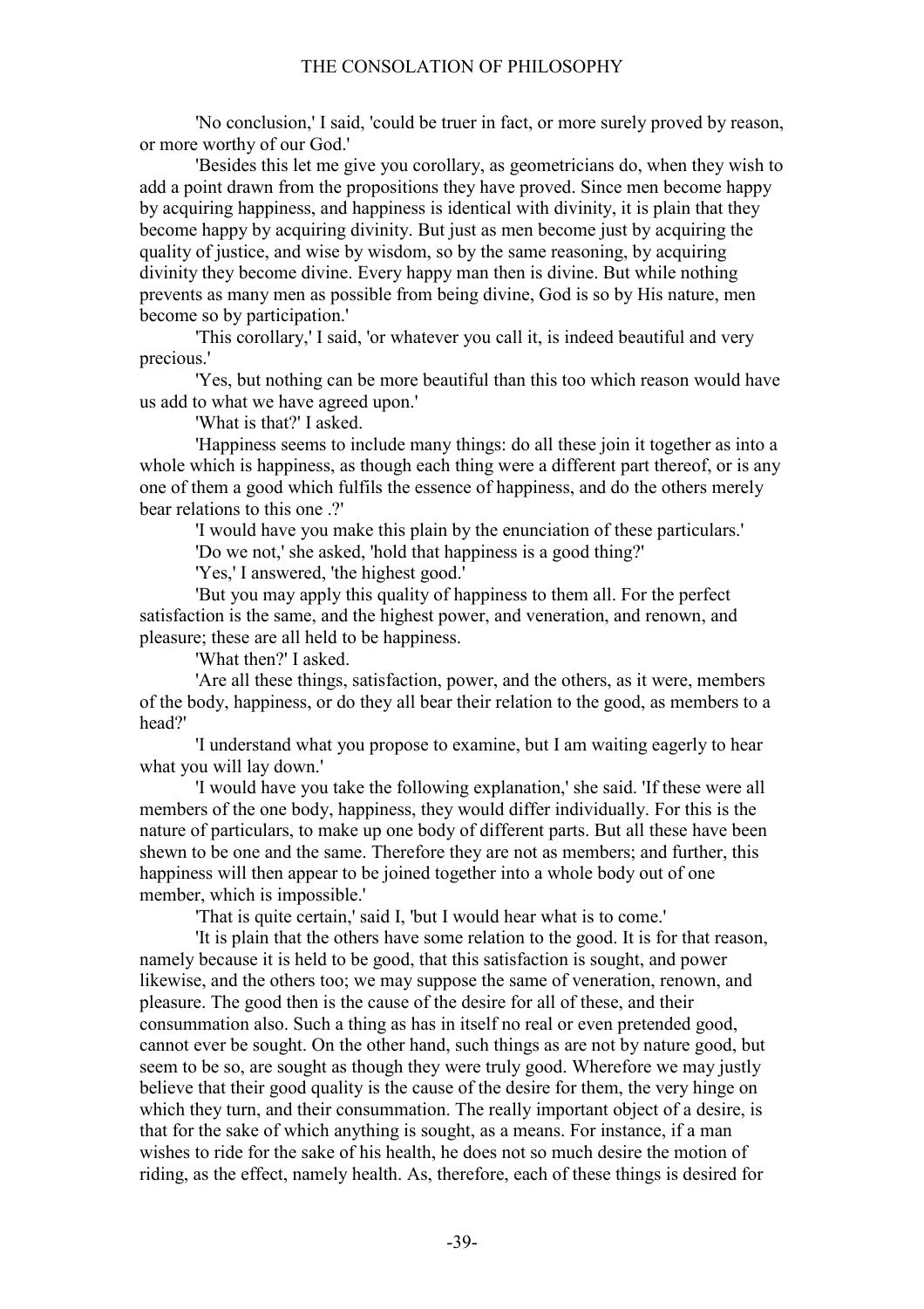'No conclusion,' I said, 'could be truer in fact, or more surely proved by reason, or more worthy of our God.'

'Besides this let me give you corollary, as geometricians do, when they wish to add a point drawn from the propositions they have proved. Since men become happy by acquiring happiness, and happiness is identical with divinity, it is plain that they become happy by acquiring divinity. But just as men become just by acquiring the quality of justice, and wise by wisdom, so by the same reasoning, by acquiring divinity they become divine. Every happy man then is divine. But while nothing prevents as many men as possible from being divine, God is so by His nature, men become so by participation.'

'This corollary,' I said, 'or whatever you call it, is indeed beautiful and very precious.'

'Yes, but nothing can be more beautiful than this too which reason would have us add to what we have agreed upon.'

'What is that?' I asked.

'Happiness seems to include many things: do all these join it together as into a whole which is happiness, as though each thing were a different part thereof, or is any one of them a good which fulfils the essence of happiness, and do the others merely bear relations to this one .?'

'I would have you make this plain by the enunciation of these particulars.'

'Do we not,' she asked, 'hold that happiness is a good thing?'

'Yes,' I answered, 'the highest good.'

'But you may apply this quality of happiness to them all. For the perfect satisfaction is the same, and the highest power, and veneration, and renown, and pleasure; these are all held to be happiness.

'What then?' I asked.

'Are all these things, satisfaction, power, and the others, as it were, members of the body, happiness, or do they all bear their relation to the good, as members to a head?'

'I understand what you propose to examine, but I am waiting eagerly to hear what you will lay down.'

'I would have you take the following explanation,' she said. 'If these were all members of the one body, happiness, they would differ individually. For this is the nature of particulars, to make up one body of different parts. But all these have been shewn to be one and the same. Therefore they are not as members; and further, this happiness will then appear to be joined together into a whole body out of one member, which is impossible.'

'That is quite certain,' said I, 'but I would hear what is to come.'

'It is plain that the others have some relation to the good. It is for that reason, namely because it is held to be good, that this satisfaction is sought, and power likewise, and the others too; we may suppose the same of veneration, renown, and pleasure. The good then is the cause of the desire for all of these, and their consummation also. Such a thing as has in itself no real or even pretended good, cannot ever be sought. On the other hand, such things as are not by nature good, but seem to be so, are sought as though they were truly good. Wherefore we may justly believe that their good quality is the cause of the desire for them, the very hinge on which they turn, and their consummation. The really important object of a desire, is that for the sake of which anything is sought, as a means. For instance, if a man wishes to ride for the sake of his health, he does not so much desire the motion of riding, as the effect, namely health. As, therefore, each of these things is desired for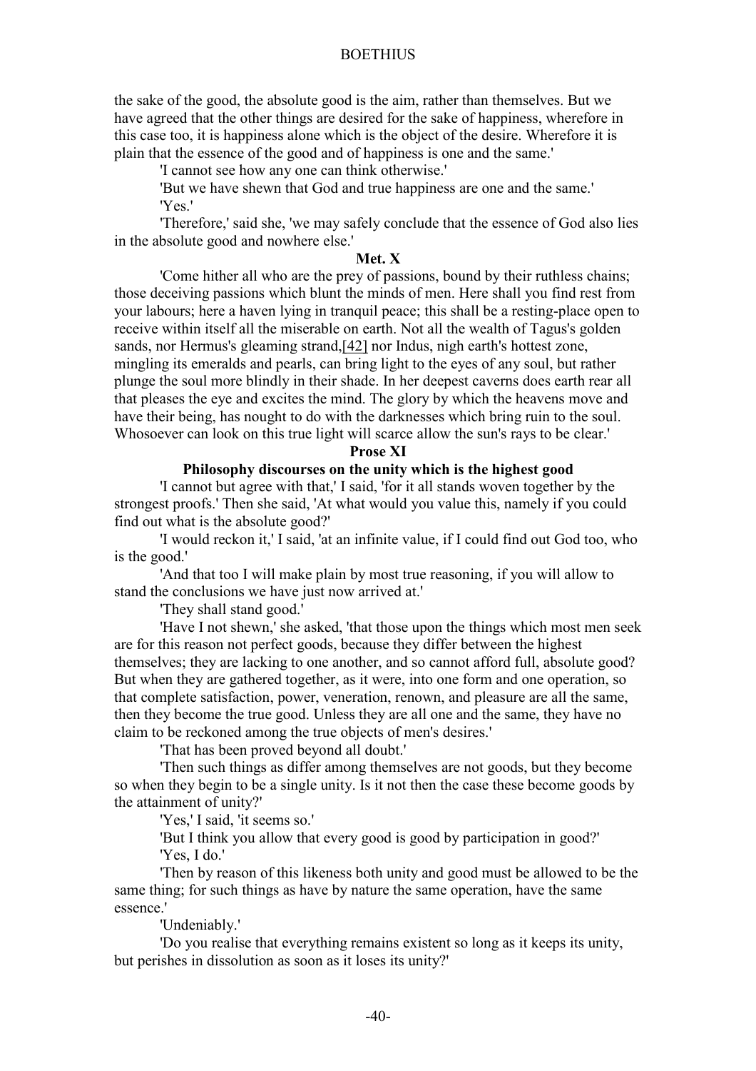the sake of the good, the absolute good is the aim, rather than themselves. But we have agreed that the other things are desired for the sake of happiness, wherefore in this case too, it is happiness alone which is the object of the desire. Wherefore it is plain that the essence of the good and of happiness is one and the same.'

'I cannot see how any one can think otherwise.'

'But we have shewn that God and true happiness are one and the same.'

'Yes.'

'Therefore,' said she, 'we may safely conclude that the essence of God also lies in the absolute good and nowhere else.'

**Met. X**

'Come hither all who are the prey of passions, bound by their ruthless chains; those deceiving passions which blunt the minds of men. Here shall you find rest from your labours; here a haven lying in tranquil peace; this shall be a resting-place open to receive within itself all the miserable on earth. Not all the wealth of Tagus's golden sands, nor Hermus's gleaming strand,[42] nor Indus, nigh earth's hottest zone, mingling its emeralds and pearls, can bring light to the eyes of any soul, but rather plunge the soul more blindly in their shade. In her deepest caverns does earth rear all that pleases the eye and excites the mind. The glory by which the heavens move and have their being, has nought to do with the darknesses which bring ruin to the soul. Whosoever can look on this true light will scarce allow the sun's rays to be clear.'

**Prose XI**

**Philosophy discourses on the unity which is the highest good**

'I cannot but agree with that,' I said, 'for it all stands woven together by the strongest proofs.' Then she said, 'At what would you value this, namely if you could find out what is the absolute good?'

'I would reckon it,' I said, 'at an infinite value, if I could find out God too, who is the good.'

'And that too I will make plain by most true reasoning, if you will allow to stand the conclusions we have just now arrived at.'

'They shall stand good.'

'Have I not shewn,' she asked, 'that those upon the things which most men seek are for this reason not perfect goods, because they differ between the highest themselves; they are lacking to one another, and so cannot afford full, absolute good? But when they are gathered together, as it were, into one form and one operation, so that complete satisfaction, power, veneration, renown, and pleasure are all the same, then they become the true good. Unless they are all one and the same, they have no claim to be reckoned among the true objects of men's desires.'

'That has been proved beyond all doubt.'

'Then such things as differ among themselves are not goods, but they become so when they begin to be a single unity. Is it not then the case these become goods by the attainment of unity?'

'Yes,' I said, 'it seems so.'

'But I think you allow that every good is good by participation in good?'

'Yes, I do.'

'Then by reason of this likeness both unity and good must be allowed to be the same thing; for such things as have by nature the same operation, have the same essence.'

'Undeniably.'

'Do you realise that everything remains existent so long as it keeps its unity, but perishes in dissolution as soon as it loses its unity?'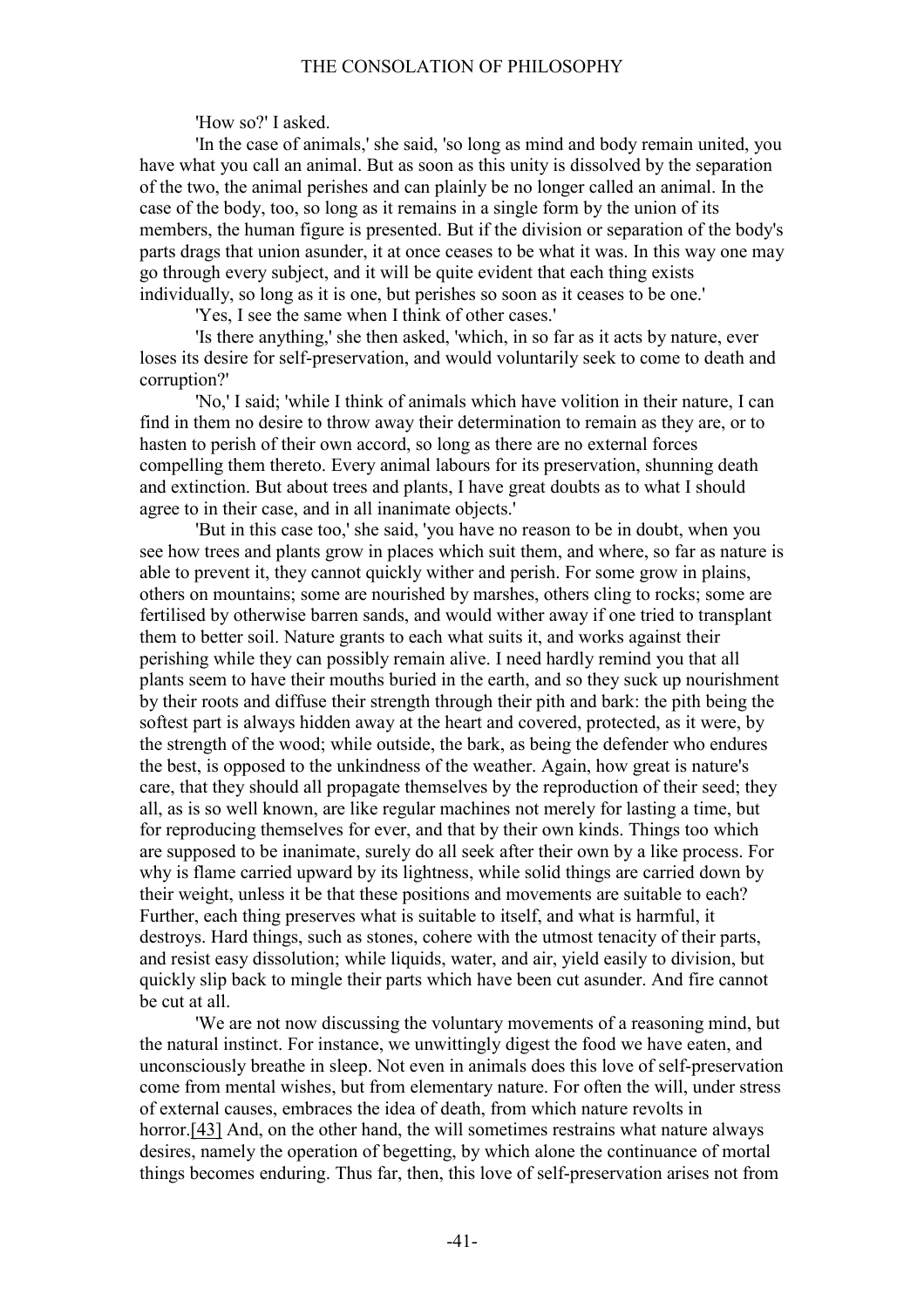'How so?' I asked.

'In the case of animals,' she said, 'so long as mind and body remain united, you have what you call an animal. But as soon as this unity is dissolved by the separation of the two, the animal perishes and can plainly be no longer called an animal. In the case of the body, too, so long as it remains in a single form by the union of its members, the human figure is presented. But if the division or separation of the body's parts drags that union asunder, it at once ceases to be what it was. In this way one may go through every subject, and it will be quite evident that each thing exists individually, so long as it is one, but perishes so soon as it ceases to be one.'

'Yes, I see the same when I think of other cases.'

'Is there anything,' she then asked, 'which, in so far as it acts by nature, ever loses its desire for self-preservation, and would voluntarily seek to come to death and corruption?'

'No,' I said; 'while I think of animals which have volition in their nature, I can find in them no desire to throw away their determination to remain as they are, or to hasten to perish of their own accord, so long as there are no external forces compelling them thereto. Every animal labours for its preservation, shunning death and extinction. But about trees and plants, I have great doubts as to what I should agree to in their case, and in all inanimate objects.'

'But in this case too,' she said, 'you have no reason to be in doubt, when you see how trees and plants grow in places which suit them, and where, so far as nature is able to prevent it, they cannot quickly wither and perish. For some grow in plains, others on mountains; some are nourished by marshes, others cling to rocks; some are fertilised by otherwise barren sands, and would wither away if one tried to transplant them to better soil. Nature grants to each what suits it, and works against their perishing while they can possibly remain alive. I need hardly remind you that all plants seem to have their mouths buried in the earth, and so they suck up nourishment by their roots and diffuse their strength through their pith and bark: the pith being the softest part is always hidden away at the heart and covered, protected, as it were, by the strength of the wood; while outside, the bark, as being the defender who endures the best, is opposed to the unkindness of the weather. Again, how great is nature's care, that they should all propagate themselves by the reproduction of their seed; they all, as is so well known, are like regular machines not merely for lasting a time, but for reproducing themselves for ever, and that by their own kinds. Things too which are supposed to be inanimate, surely do all seek after their own by a like process. For why is flame carried upward by its lightness, while solid things are carried down by their weight, unless it be that these positions and movements are suitable to each? Further, each thing preserves what is suitable to itself, and what is harmful, it destroys. Hard things, such as stones, cohere with the utmost tenacity of their parts, and resist easy dissolution; while liquids, water, and air, yield easily to division, but quickly slip back to mingle their parts which have been cut asunder. And fire cannot be cut at all.

'We are not now discussing the voluntary movements of a reasoning mind, but the natural instinct. For instance, we unwittingly digest the food we have eaten, and unconsciously breathe in sleep. Not even in animals does this love of self-preservation come from mental wishes, but from elementary nature. For often the will, under stress of external causes, embraces the idea of death, from which nature revolts in horror.[43] And, on the other hand, the will sometimes restrains what nature always desires, namely the operation of begetting, by which alone the continuance of mortal things becomes enduring. Thus far, then, this love of self-preservation arises not from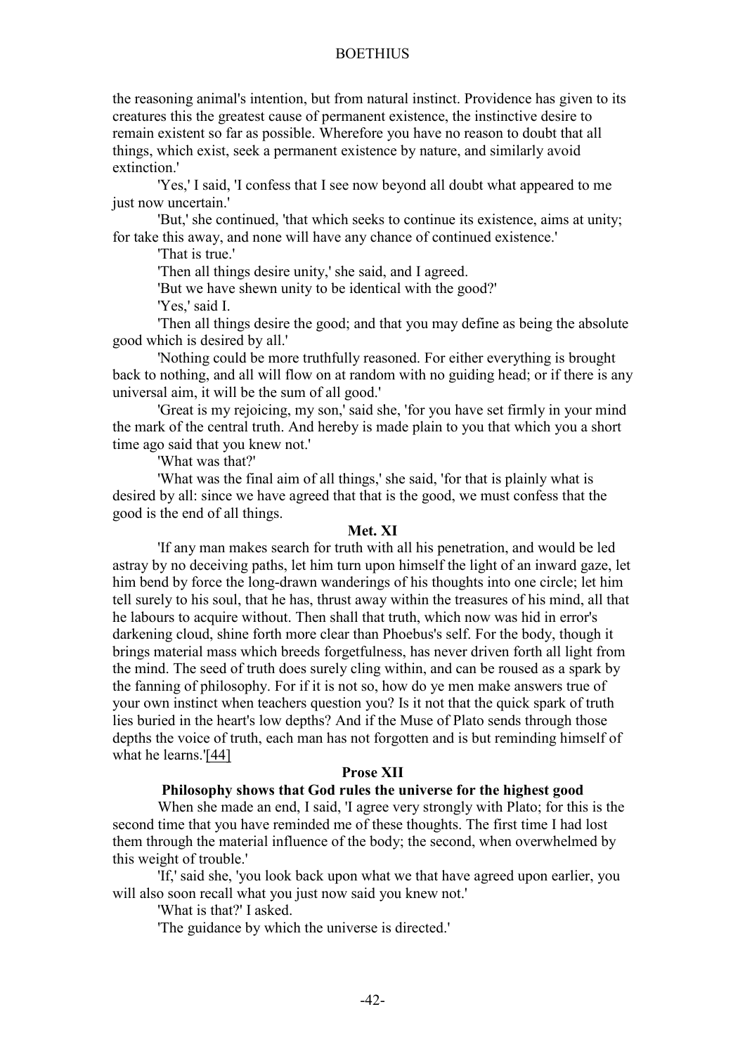the reasoning animal's intention, but from natural instinct. Providence has given to its creatures this the greatest cause of permanent existence, the instinctive desire to remain existent so far as possible. Wherefore you have no reason to doubt that all things, which exist, seek a permanent existence by nature, and similarly avoid extinction.'

'Yes,' I said, 'I confess that I see now beyond all doubt what appeared to me just now uncertain.'

'But,' she continued, 'that which seeks to continue its existence, aims at unity; for take this away, and none will have any chance of continued existence.'

'That is true.'

'Then all things desire unity,' she said, and I agreed.

'But we have shewn unity to be identical with the good?'

'Yes,' said I.

'Then all things desire the good; and that you may define as being the absolute good which is desired by all.'

'Nothing could be more truthfully reasoned. For either everything is brought back to nothing, and all will flow on at random with no guiding head; or if there is any universal aim, it will be the sum of all good.'

'Great is my rejoicing, my son,' said she, 'for you have set firmly in your mind the mark of the central truth. And hereby is made plain to you that which you a short time ago said that you knew not.'

'What was that?'

'What was the final aim of all things,' she said, 'for that is plainly what is desired by all: since we have agreed that that is the good, we must confess that the good is the end of all things.

**Met. XI**

'If any man makes search for truth with all his penetration, and would be led astray by no deceiving paths, let him turn upon himself the light of an inward gaze, let him bend by force the long-drawn wanderings of his thoughts into one circle; let him tell surely to his soul, that he has, thrust away within the treasures of his mind, all that he labours to acquire without. Then shall that truth, which now was hid in error's darkening cloud, shine forth more clear than Phoebus's self. For the body, though it brings material mass which breeds forgetfulness, has never driven forth all light from the mind. The seed of truth does surely cling within, and can be roused as a spark by the fanning of philosophy. For if it is not so, how do ye men make answers true of your own instinct when teachers question you? Is it not that the quick spark of truth lies buried in the heart's low depths? And if the Muse of Plato sends through those depths the voice of truth, each man has not forgotten and is but reminding himself of what he learns.'[44]

**Prose XII**

**Philosophy shows that God rules the universe for the highest good**

When she made an end, I said, 'I agree very strongly with Plato; for this is the second time that you have reminded me of these thoughts. The first time I had lost them through the material influence of the body; the second, when overwhelmed by this weight of trouble.'

'If,' said she, 'you look back upon what we that have agreed upon earlier, you will also soon recall what you just now said you knew not.'

'What is that?' I asked.

'The guidance by which the universe is directed.'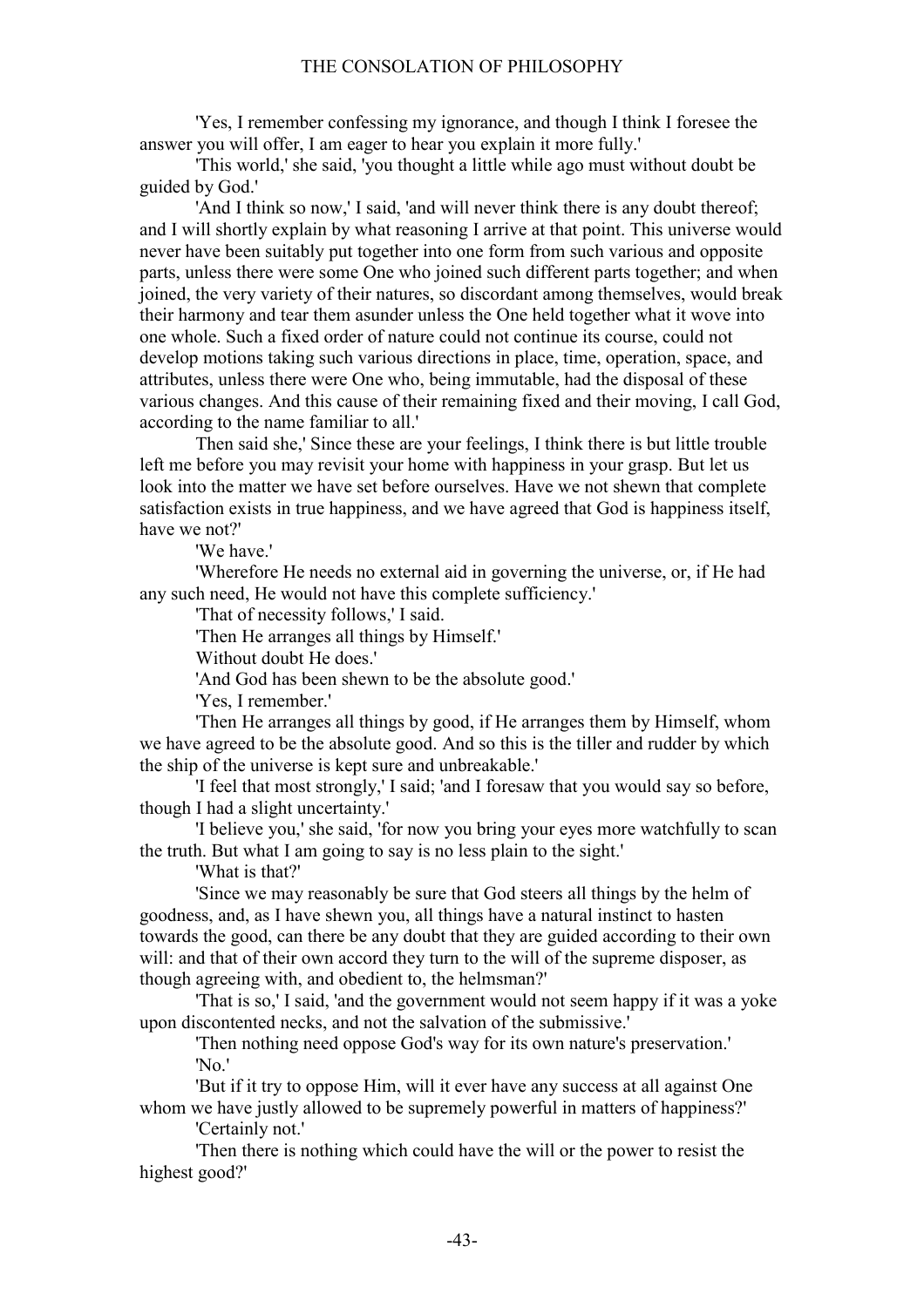'Yes, I remember confessing my ignorance, and though I think I foresee the answer you will offer, I am eager to hear you explain it more fully.'

'This world,' she said, 'you thought a little while ago must without doubt be guided by God.'

'And I think so now,' I said, 'and will never think there is any doubt thereof; and I will shortly explain by what reasoning I arrive at that point. This universe would never have been suitably put together into one form from such various and opposite parts, unless there were some One who joined such different parts together; and when joined, the very variety of their natures, so discordant among themselves, would break their harmony and tear them asunder unless the One held together what it wove into one whole. Such a fixed order of nature could not continue its course, could not develop motions taking such various directions in place, time, operation, space, and attributes, unless there were One who, being immutable, had the disposal of these various changes. And this cause of their remaining fixed and their moving, I call God, according to the name familiar to all.'

Then said she,' Since these are your feelings, I think there is but little trouble left me before you may revisit your home with happiness in your grasp. But let us look into the matter we have set before ourselves. Have we not shewn that complete satisfaction exists in true happiness, and we have agreed that God is happiness itself, have we not?'

'We have.'

'Wherefore He needs no external aid in governing the universe, or, if He had any such need, He would not have this complete sufficiency.'

'That of necessity follows,' I said.

'Then He arranges all things by Himself.'

Without doubt He does.'

'And God has been shewn to be the absolute good.'

'Yes, I remember.'

'Then He arranges all things by good, if He arranges them by Himself, whom we have agreed to be the absolute good. And so this is the tiller and rudder by which the ship of the universe is kept sure and unbreakable.'

'I feel that most strongly,' I said; 'and I foresaw that you would say so before, though I had a slight uncertainty.'

'I believe you,' she said, 'for now you bring your eyes more watchfully to scan the truth. But what I am going to say is no less plain to the sight.'

'What is that?'

'Since we may reasonably be sure that God steers all things by the helm of goodness, and, as I have shewn you, all things have a natural instinct to hasten towards the good, can there be any doubt that they are guided according to their own will: and that of their own accord they turn to the will of the supreme disposer, as though agreeing with, and obedient to, the helmsman?'

'That is so,' I said, 'and the government would not seem happy if it was a yoke upon discontented necks, and not the salvation of the submissive.'

'Then nothing need oppose God's way for its own nature's preservation.'

'No.'

'But if it try to oppose Him, will it ever have any success at all against One whom we have justly allowed to be supremely powerful in matters of happiness?'

'Certainly not.'

'Then there is nothing which could have the will or the power to resist the highest good?'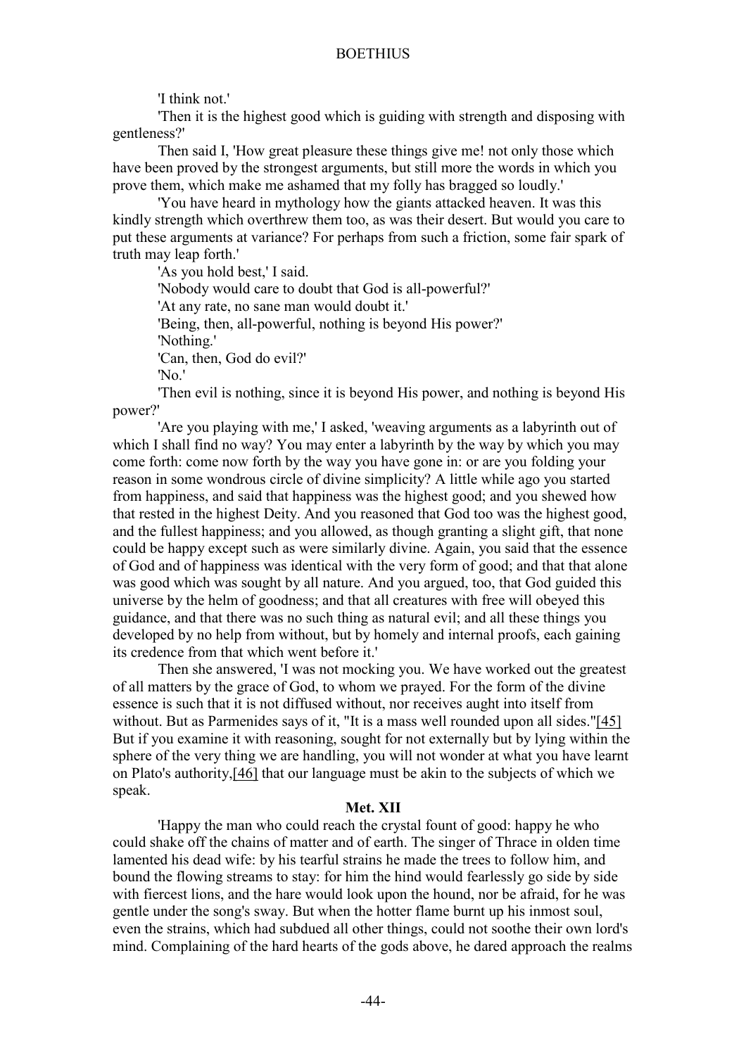'I think not.'

'Then it is the highest good which is guiding with strength and disposing with gentleness?'

Then said I, 'How great pleasure these things give me! not only those which have been proved by the strongest arguments, but still more the words in which you prove them, which make me ashamed that my folly has bragged so loudly.'

'You have heard in mythology how the giants attacked heaven. It was this kindly strength which overthrew them too, as was their desert. But would you care to put these arguments at variance? For perhaps from such a friction, some fair spark of truth may leap forth.'

'As you hold best,' I said.

'Nobody would care to doubt that God is all-powerful?'

'At any rate, no sane man would doubt it.'

'Being, then, all-powerful, nothing is beyond His power?'

'Nothing.'

'Can, then, God do evil?'

'No.'

'Then evil is nothing, since it is beyond His power, and nothing is beyond His power?'

'Are you playing with me,' I asked, 'weaving arguments as a labyrinth out of which I shall find no way? You may enter a labyrinth by the way by which you may come forth: come now forth by the way you have gone in: or are you folding your reason in some wondrous circle of divine simplicity? A little while ago you started from happiness, and said that happiness was the highest good; and you shewed how that rested in the highest Deity. And you reasoned that God too was the highest good, and the fullest happiness; and you allowed, as though granting a slight gift, that none could be happy except such as were similarly divine. Again, you said that the essence of God and of happiness was identical with the very form of good; and that that alone was good which was sought by all nature. And you argued, too, that God guided this universe by the helm of goodness; and that all creatures with free will obeyed this guidance, and that there was no such thing as natural evil; and all these things you developed by no help from without, but by homely and internal proofs, each gaining its credence from that which went before it.'

Then she answered, 'I was not mocking you. We have worked out the greatest of all matters by the grace of God, to whom we prayed. For the form of the divine essence is such that it is not diffused without, nor receives aught into itself from without. But as Parmenides says of it, "It is a mass well rounded upon all sides."[45] But if you examine it with reasoning, sought for not externally but by lying within the sphere of the very thing we are handling, you will not wonder at what you have learnt on Plato's authority,[46] that our language must be akin to the subjects of which we speak.

### Met. XII

'Happy the man who could reach the crystal fount of good: happy he who could shake off the chains of matter and of earth. The singer of Thrace in olden time lamented his dead wife: by his tearful strains he made the trees to follow him, and bound the flowing streams to stay: for him the hind would fearlessly go side by side with fiercest lions, and the hare would look upon the hound, nor be afraid, for he was gentle under the song's sway. But when the hotter flame burnt up his inmost soul, even the strains, which had subdued all other things, could not soothe their own lord's mind. Complaining of the hard hearts of the gods above, he dared approach the realms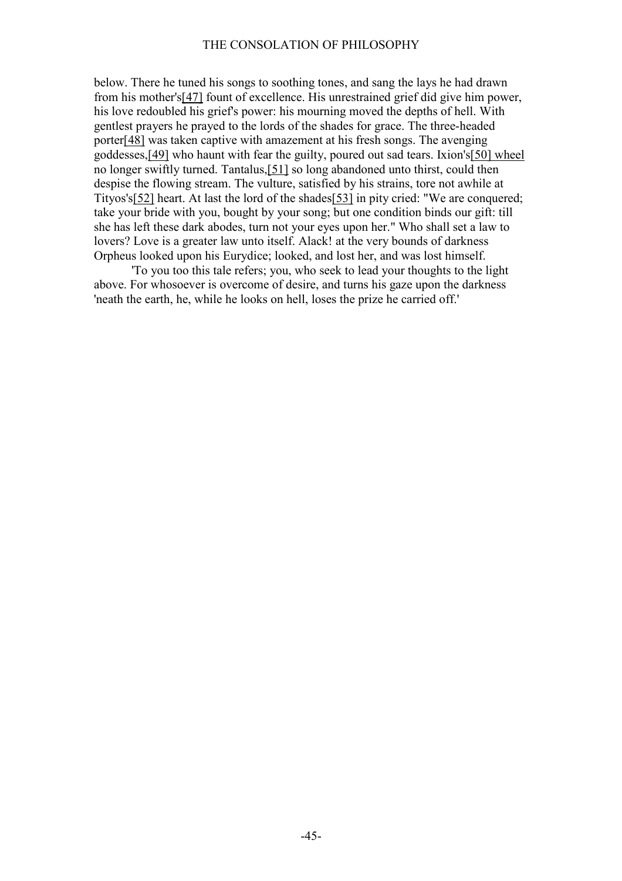below. There he tuned his songs to soothing tones, and sang the lays he had drawn from his mother's[47] fount of excellence. His unrestrained grief did give him power, his love redoubled his grief's power: his mourning moved the depths of hell. With gentlest prayers he prayed to the lords of the shades for grace. The three-headed porter[48] was taken captive with amazement at his fresh songs. The avenging goddesses,[49] who haunt with fear the guilty, poured out sad tears. Ixion's[50] wheel no longer swiftly turned. Tantalus,[51] so long abandoned unto thirst, could then despise the flowing stream. The vulture, satisfied by his strains, tore not awhile at Tityos's[52] heart. At last the lord of the shades[53] in pity cried: "We are conquered; take your bride with you, bought by your song; but one condition binds our gift: till she has left these dark abodes, turn not your eyes upon her." Who shall set a law to lovers? Love is a greater law unto itself. Alack! at the very bounds of darkness Orpheus looked upon his Eurydice; looked, and lost her, and was lost himself.

'To you too this tale refers; you, who seek to lead your thoughts to the light above. For whosoever is overcome of desire, and turns his gaze upon the darkness 'neath the earth, he, while he looks on hell, loses the prize he carried off.'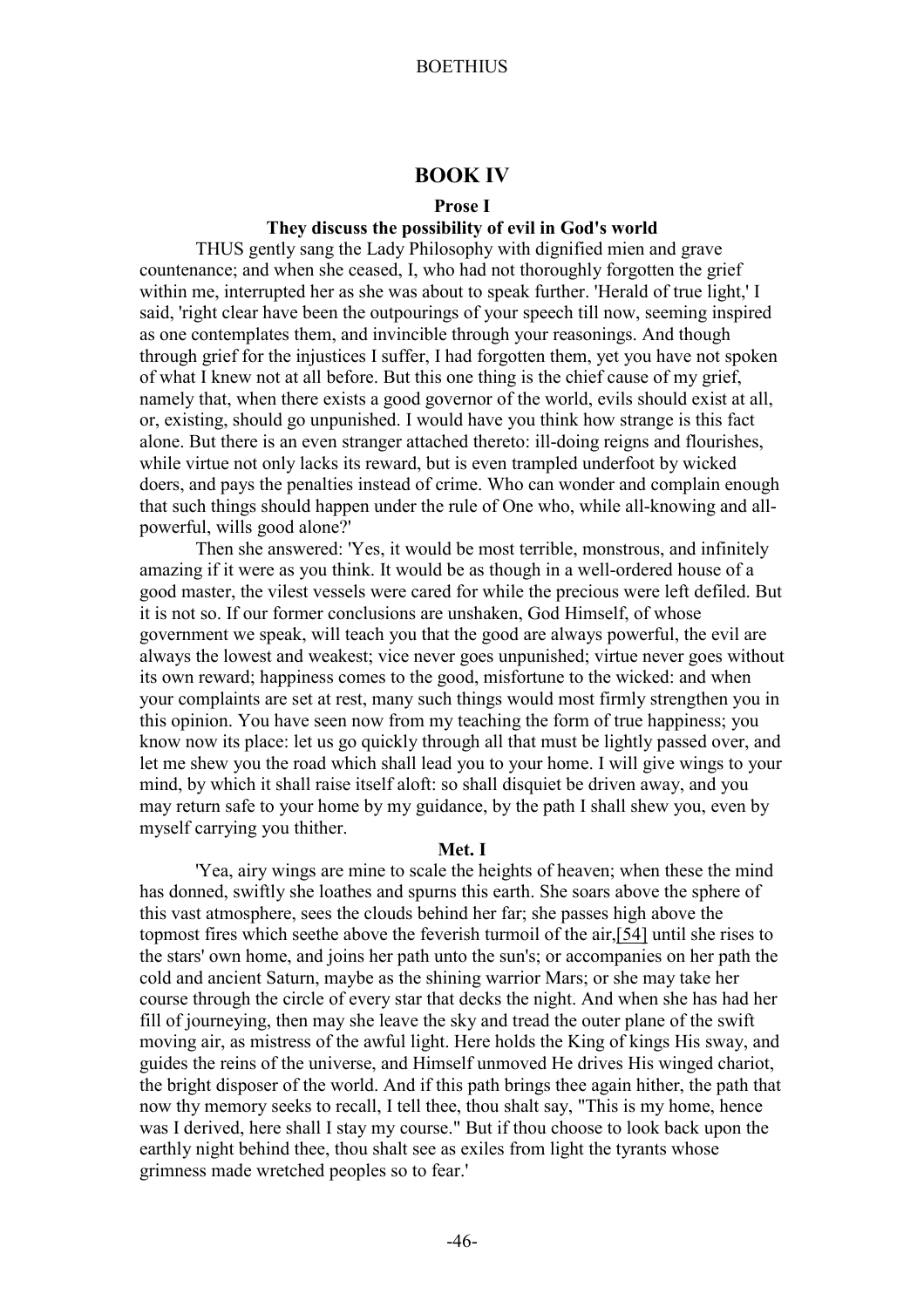## BOOK IV

### Prose I

### They discuss the possibility of evil in God's world

THUS gently sang the Lady Philosophy with dignified mien and grave countenance; and when she ceased, I, who had not thoroughly forgotten the grief within me, interrupted her as she was about to speak further. 'Herald of true light,' I said, 'right clear have been the outpourings of your speech till now, seeming inspired as one contemplates them, and invincible through your reasonings. And though through grief for the injustices I suffer, I had forgotten them, yet you have not spoken of what I knew not at all before. But this one thing is the chief cause of my grief, namely that, when there exists a good governor of the world, evils should exist at all, or, existing, should go unpunished. I would have you think how strange is this fact alone. But there is an even stranger attached thereto: ill-doing reigns and flourishes, while virtue not only lacks its reward, but is even trampled underfoot by wicked doers, and pays the penalties instead of crime. Who can wonder and complain enough that such things should happen under the rule of One who, while all-knowing and all-powerful, wills good alone?'

Then she answered: 'Yes, it would be most terrible, monstrous, and infinitely amazing if it were as you think. It would be as though in a well-ordered house of a good master, the vilest vessels were cared for while the precious were left defiled. But it is not so. If our former conclusions are unshaken, God Himself, of whose government we speak, will teach you that the good are always powerful, the evil are always the lowest and weakest; vice never goes unpunished; virtue never goes without its own reward; happiness comes to the good, misfortune to the wicked: and when your complaints are set at rest, many such things would most firmly strengthen you in this opinion. You have seen now from my teaching the form of true happiness; you know now its place: let us go quickly through all that must be lightly passed over, and let me shew you the road which shall lead you to your home. I will give wings to your mind, by which it shall raise itself aloft: so shall disquiet be driven away, and you may return safe to your home by my guidance, by the path I shall shew you, even by myself carrying you thither.

### Met. I

'Yea, airy wings are mine to scale the heights of heaven; when these the mind has donned, swiftly she loathes and spurns this earth. She soars above the sphere of this vast atmosphere, sees the clouds behind her far; she passes high above the topmost fires which seethe above the feverish turmoil of the air,[54] until she rises to the stars' own home, and joins her path unto the sun's; or accompanies on her path the cold and ancient Saturn, maybe as the shining warrior Mars; or she may take her course through the circle of every star that decks the night. And when she has had her fill of journeying, then may she leave the sky and tread the outer plane of the swift moving air, as mistress of the awful light. Here holds the King of kings His sway, and guides the reins of the universe, and Himself unmoved He drives His winged chariot, the bright disposer of the world. And if this path brings thee again hither, the path that now thy memory seeks to recall, I tell thee, thou shalt say, "This is my home, hence was I derived, here shall I stay my course." But if thou choose to look back upon the earthly night behind thee, thou shalt see as exiles from light the tyrants whose grimness made wretched peoples so to fear.'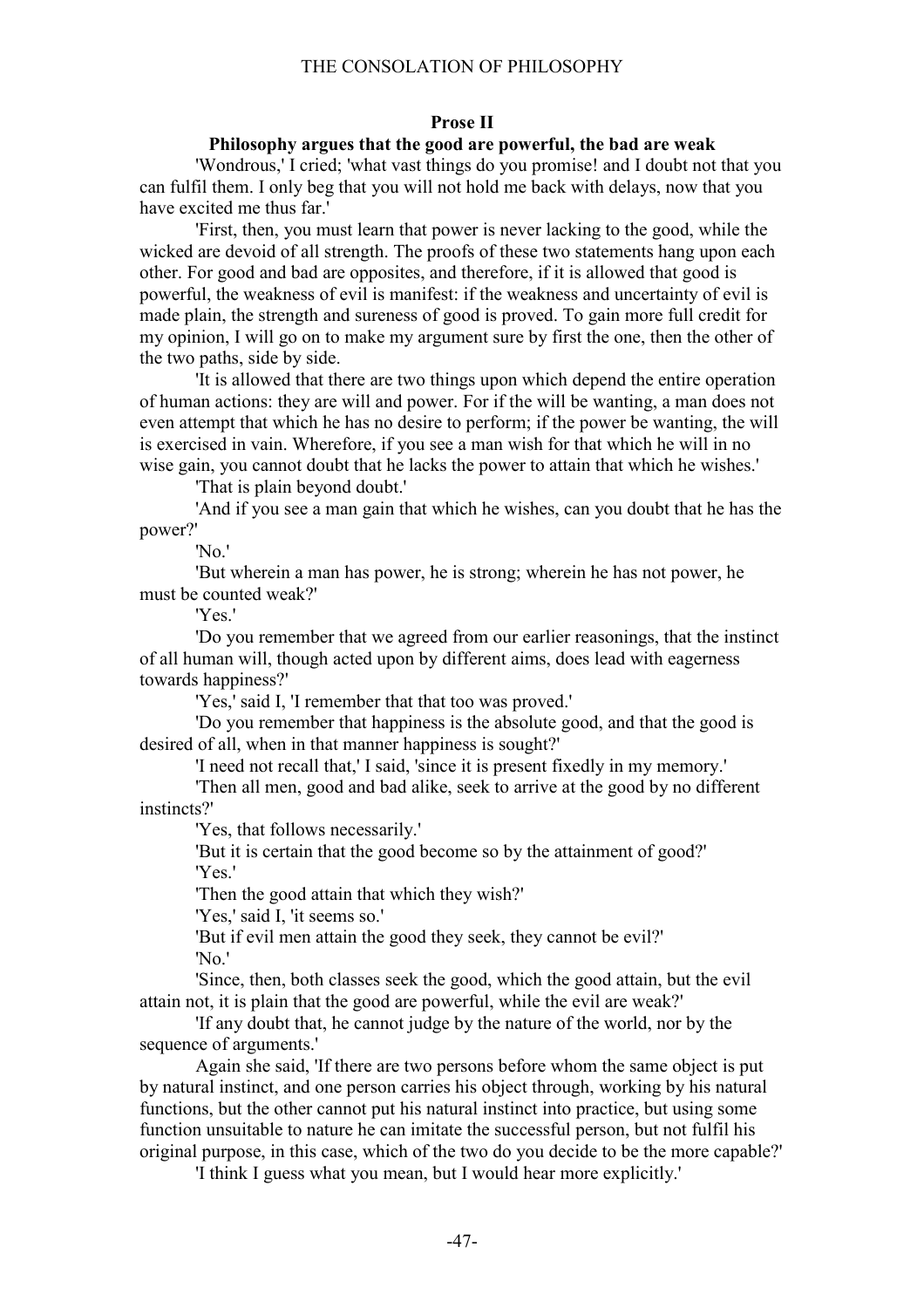### Prose II

### Philosophy argues that the good are powerful, the bad are weak

'Wondrous,' I cried; 'what vast things do you promise! and I doubt not that you can fulfil them. I only beg that you will not hold me back with delays, now that you have excited me thus far.'

'First, then, you must learn that power is never lacking to the good, while the wicked are devoid of all strength. The proofs of these two statements hang upon each other. For good and bad are opposites, and therefore, if it is allowed that good is powerful, the weakness of evil is manifest: if the weakness and uncertainty of evil is made plain, the strength and sureness of good is proved. To gain more full credit for my opinion, I will go on to make my argument sure by first the one, then the other of the two paths, side by side.

'It is allowed that there are two things upon which depend the entire operation of human actions: they are will and power. For if the will be wanting, a man does not even attempt that which he has no desire to perform; if the power be wanting, the will is exercised in vain. Wherefore, if you see a man wish for that which he will in no wise gain, you cannot doubt that he lacks the power to attain that which he wishes.'

'That is plain beyond doubt.'

'And if you see a man gain that which he wishes, can you doubt that he has the power?'

'No.'

'But wherein a man has power, he is strong; wherein he has not power, he must be counted weak?'

'Yes.'

'Do you remember that we agreed from our earlier reasonings, that the instinct of all human will, though acted upon by different aims, does lead with eagerness towards happiness?'

'Yes,' said I, 'I remember that that too was proved.'

'Do you remember that happiness is the absolute good, and that the good is desired of all, when in that manner happiness is sought?'

'I need not recall that,' I said, 'since it is present fixedly in my memory.'

'Then all men, good and bad alike, seek to arrive at the good by no different instincts?'

'Yes, that follows necessarily.'

'But it is certain that the good become so by the attainment of good?'

'Yes.'

'Then the good attain that which they wish?'

'Yes,' said I, 'it seems so.'

'But if evil men attain the good they seek, they cannot be evil?'

'No.'

'Since, then, both classes seek the good, which the good attain, but the evil attain not, it is plain that the good are powerful, while the evil are weak?'

'If any doubt that, he cannot judge by the nature of the world, nor by the sequence of arguments.'

Again she said, 'If there are two persons before whom the same object is put by natural instinct, and one person carries his object through, working by his natural functions, but the other cannot put his natural instinct into practice, but using some function unsuitable to nature he can imitate the successful person, but not fulfil his original purpose, in this case, which of the two do you decide to be the more capable?'

'I think I guess what you mean, but I would hear more explicitly.'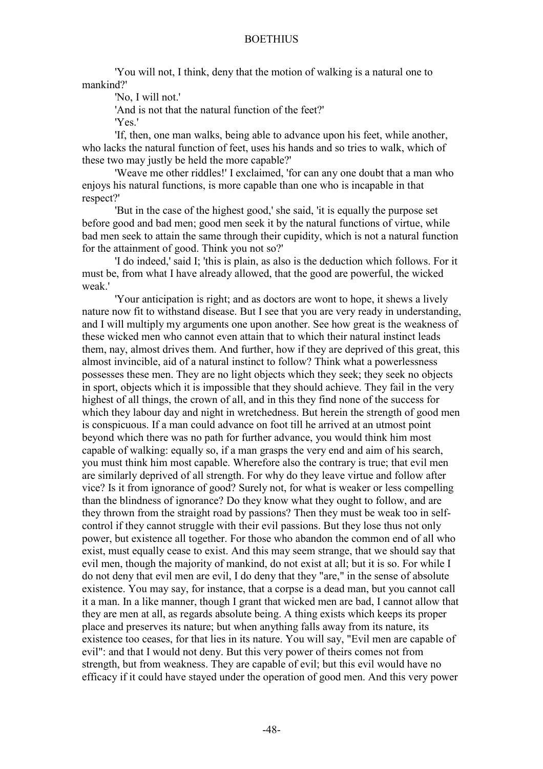'You will not, I think, deny that the motion of walking is a natural one to mankind?'

'No, I will not.'

'And is not that the natural function of the feet?'

'Yes.'

'If, then, one man walks, being able to advance upon his feet, while another, who lacks the natural function of feet, uses his hands and so tries to walk, which of these two may justly be held the more capable?'

'Weave me other riddles!' I exclaimed, 'for can any one doubt that a man who enjoys his natural functions, is more capable than one who is incapable in that respect?'

'But in the case of the highest good,' she said, 'it is equally the purpose set before good and bad men; good men seek it by the natural functions of virtue, while bad men seek to attain the same through their cupidity, which is not a natural function for the attainment of good. Think you not so?'

'I do indeed,' said I; 'this is plain, as also is the deduction which follows. For it must be, from what I have already allowed, that the good are powerful, the wicked weak.'

'Your anticipation is right; and as doctors are wont to hope, it shews a lively nature now fit to withstand disease. But I see that you are very ready in understanding, and I will multiply my arguments one upon another. See how great is the weakness of these wicked men who cannot even attain that to which their natural instinct leads them, nay, almost drives them. And further, how if they are deprived of this great, this almost invincible, aid of a natural instinct to follow? Think what a powerlessness possesses these men. They are no light objects which they seek; they seek no objects in sport, objects which it is impossible that they should achieve. They fail in the very highest of all things, the crown of all, and in this they find none of the success for which they labour day and night in wretchedness. But herein the strength of good men is conspicuous. If a man could advance on foot till he arrived at an utmost point beyond which there was no path for further advance, you would think him most capable of walking: equally so, if a man grasps the very end and aim of his search, you must think him most capable. Wherefore also the contrary is true; that evil men are similarly deprived of all strength. For why do they leave virtue and follow after vice? Is it from ignorance of good? Surely not, for what is weaker or less compelling than the blindness of ignorance? Do they know what they ought to follow, and are they thrown from the straight road by passions? Then they must be weak too in self-control if they cannot struggle with their evil passions. But they lose thus not only power, but existence all together. For those who abandon the common end of all who exist, must equally cease to exist. And this may seem strange, that we should say that evil men, though the majority of mankind, do not exist at all; but it is so. For while I do not deny that evil men are evil, I do deny that they "are," in the sense of absolute existence. You may say, for instance, that a corpse is a dead man, but you cannot call it a man. In a like manner, though I grant that wicked men are bad, I cannot allow that they are men at all, as regards absolute being. A thing exists which keeps its proper place and preserves its nature; but when anything falls away from its nature, its existence too ceases, for that lies in its nature. You will say, "Evil men are capable of evil": and that I would not deny. But this very power of theirs comes not from strength, but from weakness. They are capable of evil; but this evil would have no efficacy if it could have stayed under the operation of good men. And this very power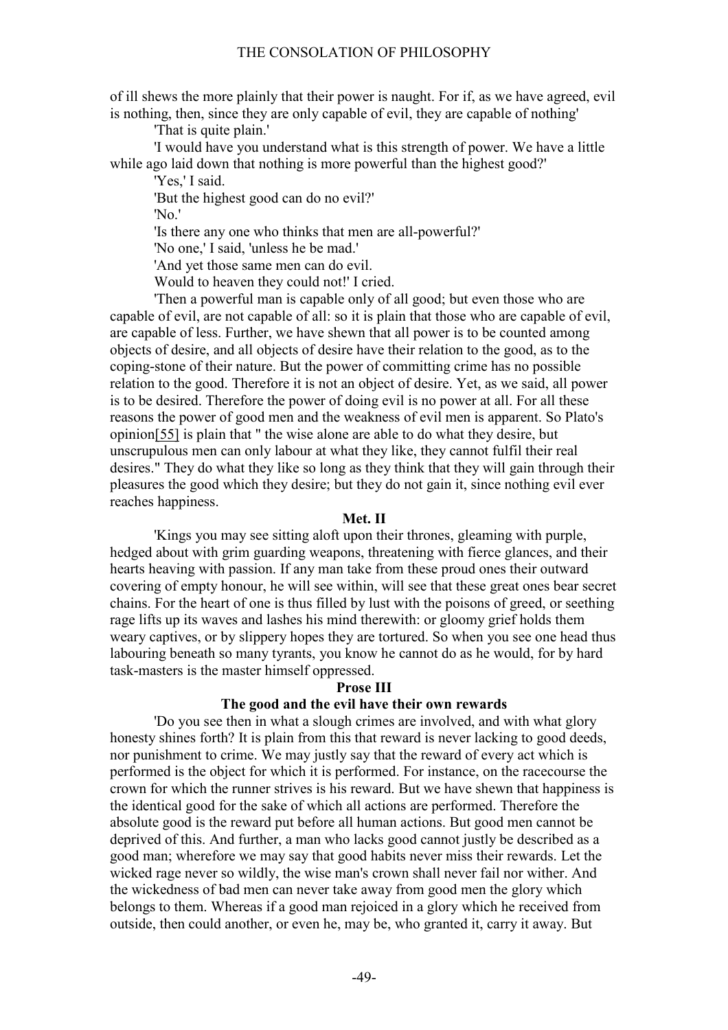of ill shews the more plainly that their power is naught. For if, as we have agreed, evil is nothing, then, since they are only capable of evil, they are capable of nothing'

'That is quite plain.'

'I would have you understand what is this strength of power. We have a little while ago laid down that nothing is more powerful than the highest good?'

'Yes,' I said.

'But the highest good can do no evil?'

'No.'

'Is there any one who thinks that men are all-powerful?'

'No one,' I said, 'unless he be mad.'

'And yet those same men can do evil.

Would to heaven they could not!' I cried.

'Then a powerful man is capable only of all good; but even those who are capable of evil, are not capable of all: so it is plain that those who are capable of evil, are capable of less. Further, we have shewn that all power is to be counted among objects of desire, and all objects of desire have their relation to the good, as to the coping-stone of their nature. But the power of committing crime has no possible relation to the good. Therefore it is not an object of desire. Yet, as we said, all power is to be desired. Therefore the power of doing evil is no power at all. For all these reasons the power of good men and the weakness of evil men is apparent. So Plato's opinion[55] is plain that " the wise alone are able to do what they desire, but unscrupulous men can only labour at what they like, they cannot fulfil their real desires." They do what they like so long as they think that they will gain through their pleasures the good which they desire; but they do not gain it, since nothing evil ever reaches happiness.

### Met. II

'Kings you may see sitting aloft upon their thrones, gleaming with purple, hedged about with grim guarding weapons, threatening with fierce glances, and their hearts heaving with passion. If any man take from these proud ones their outward covering of empty honour, he will see within, will see that these great ones bear secret chains. For the heart of one is thus filled by lust with the poisons of greed, or seething rage lifts up its waves and lashes his mind therewith: or gloomy grief holds them weary captives, or by slippery hopes they are tortured. So when you see one head thus labouring beneath so many tyrants, you know he cannot do as he would, for by hard task-masters is the master himself oppressed.

### Prose III

### The good and the evil have their own rewards

'Do you see then in what a slough crimes are involved, and with what glory honesty shines forth? It is plain from this that reward is never lacking to good deeds, nor punishment to crime. We may justly say that the reward of every act which is performed is the object for which it is performed. For instance, on the racecourse the crown for which the runner strives is his reward. But we have shewn that happiness is the identical good for the sake of which all actions are performed. Therefore the absolute good is the reward put before all human actions. But good men cannot be deprived of this. And further, a man who lacks good cannot justly be described as a good man; wherefore we may say that good habits never miss their rewards. Let the wicked rage never so wildly, the wise man's crown shall never fail nor wither. And the wickedness of bad men can never take away from good men the glory which belongs to them. Whereas if a good man rejoiced in a glory which he received from outside, then could another, or even he, may be, who granted it, carry it away. But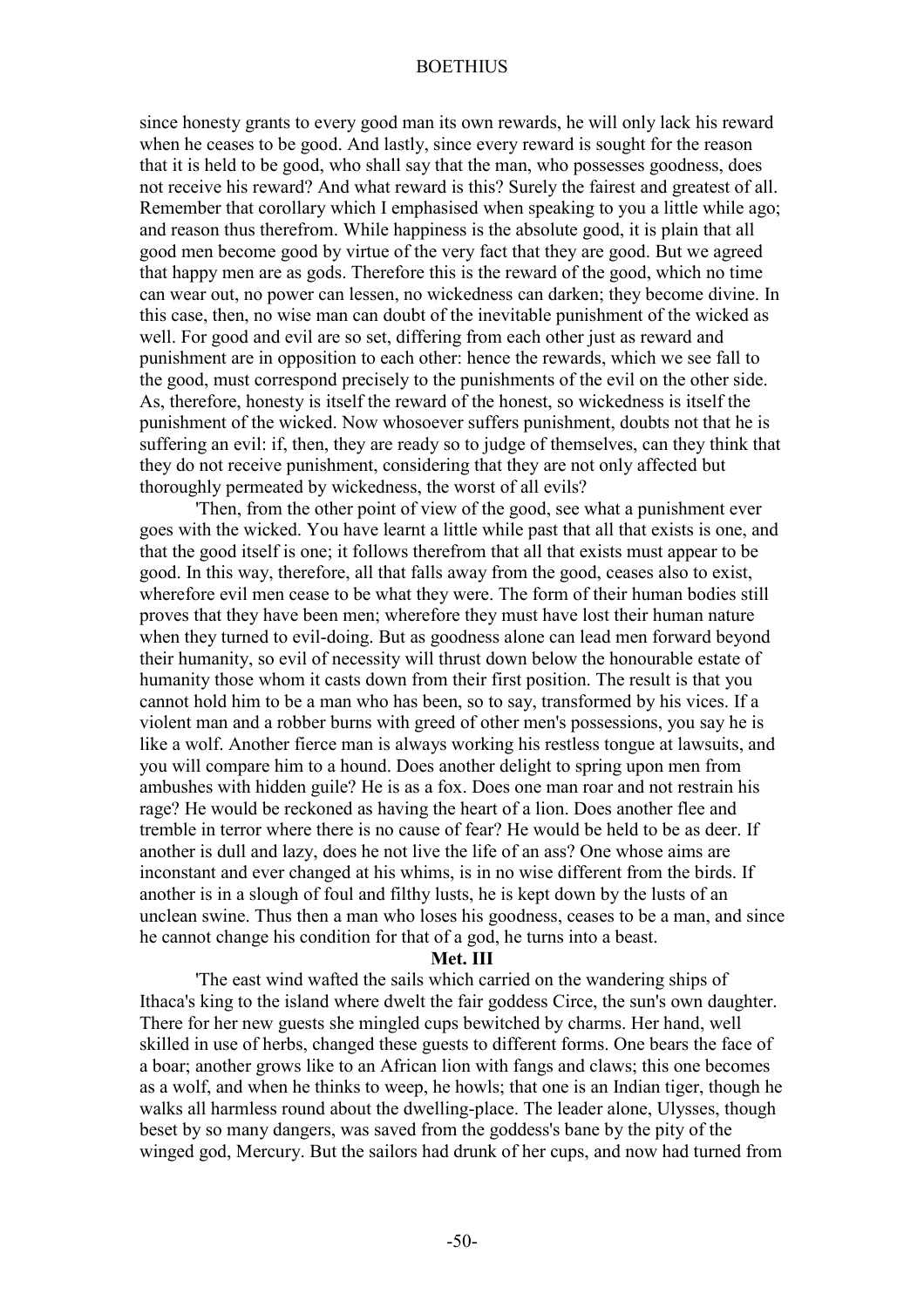since honesty grants to every good man its own rewards, he will only lack his reward when he ceases to be good. And lastly, since every reward is sought for the reason that it is held to be good, who shall say that the man, who possesses goodness, does not receive his reward? And what reward is this? Surely the fairest and greatest of all. Remember that corollary which I emphasised when speaking to you a little while ago; and reason thus therefrom. While happiness is the absolute good, it is plain that all good men become good by virtue of the very fact that they are good. But we agreed that happy men are as gods. Therefore this is the reward of the good, which no time can wear out, no power can lessen, no wickedness can darken; they become divine. In this case, then, no wise man can doubt of the inevitable punishment of the wicked as well. For good and evil are so set, differing from each other just as reward and punishment are in opposition to each other: hence the rewards, which we see fall to the good, must correspond precisely to the punishments of the evil on the other side. As, therefore, honesty is itself the reward of the honest, so wickedness is itself the punishment of the wicked. Now whosoever suffers punishment, doubts not that he is suffering an evil: if, then, they are ready so to judge of themselves, can they think that they do not receive punishment, considering that they are not only affected but thoroughly permeated by wickedness, the worst of all evils?

'Then, from the other point of view of the good, see what a punishment ever goes with the wicked. You have learnt a little while past that all that exists is one, and that the good itself is one; it follows therefrom that all that exists must appear to be good. In this way, therefore, all that falls away from the good, ceases also to exist, wherefore evil men cease to be what they were. The form of their human bodies still proves that they have been men; wherefore they must have lost their human nature when they turned to evil-doing. But as goodness alone can lead men forward beyond their humanity, so evil of necessity will thrust down below the honourable estate of humanity those whom it casts down from their first position. The result is that you cannot hold him to be a man who has been, so to say, transformed by his vices. If a violent man and a robber burns with greed of other men's possessions, you say he is like a wolf. Another fierce man is always working his restless tongue at lawsuits, and you will compare him to a hound. Does another delight to spring upon men from ambushes with hidden guile? He is as a fox. Does one man roar and not restrain his rage? He would be reckoned as having the heart of a lion. Does another flee and tremble in terror where there is no cause of fear? He would be held to be as deer. If another is dull and lazy, does he not live the life of an ass? One whose aims are inconstant and ever changed at his whims, is in no wise different from the birds. If another is in a slough of foul and filthy lusts, he is kept down by the lusts of an unclean swine. Thus then a man who loses his goodness, ceases to be a man, and since he cannot change his condition for that of a god, he turns into a beast.

**Met. III**

'The east wind wafted the sails which carried on the wandering ships of Ithaca's king to the island where dwelt the fair goddess Circe, the sun's own daughter. There for her new guests she mingled cups bewitched by charms. Her hand, well skilled in use of herbs, changed these guests to different forms. One bears the face of a boar; another grows like to an African lion with fangs and claws; this one becomes as a wolf, and when he thinks to weep, he howls; that one is an Indian tiger, though he walks all harmless round about the dwelling-place. The leader alone, Ulysses, though beset by so many dangers, was saved from the goddess's bane by the pity of the winged god, Mercury. But the sailors had drunk of her cups, and now had turned from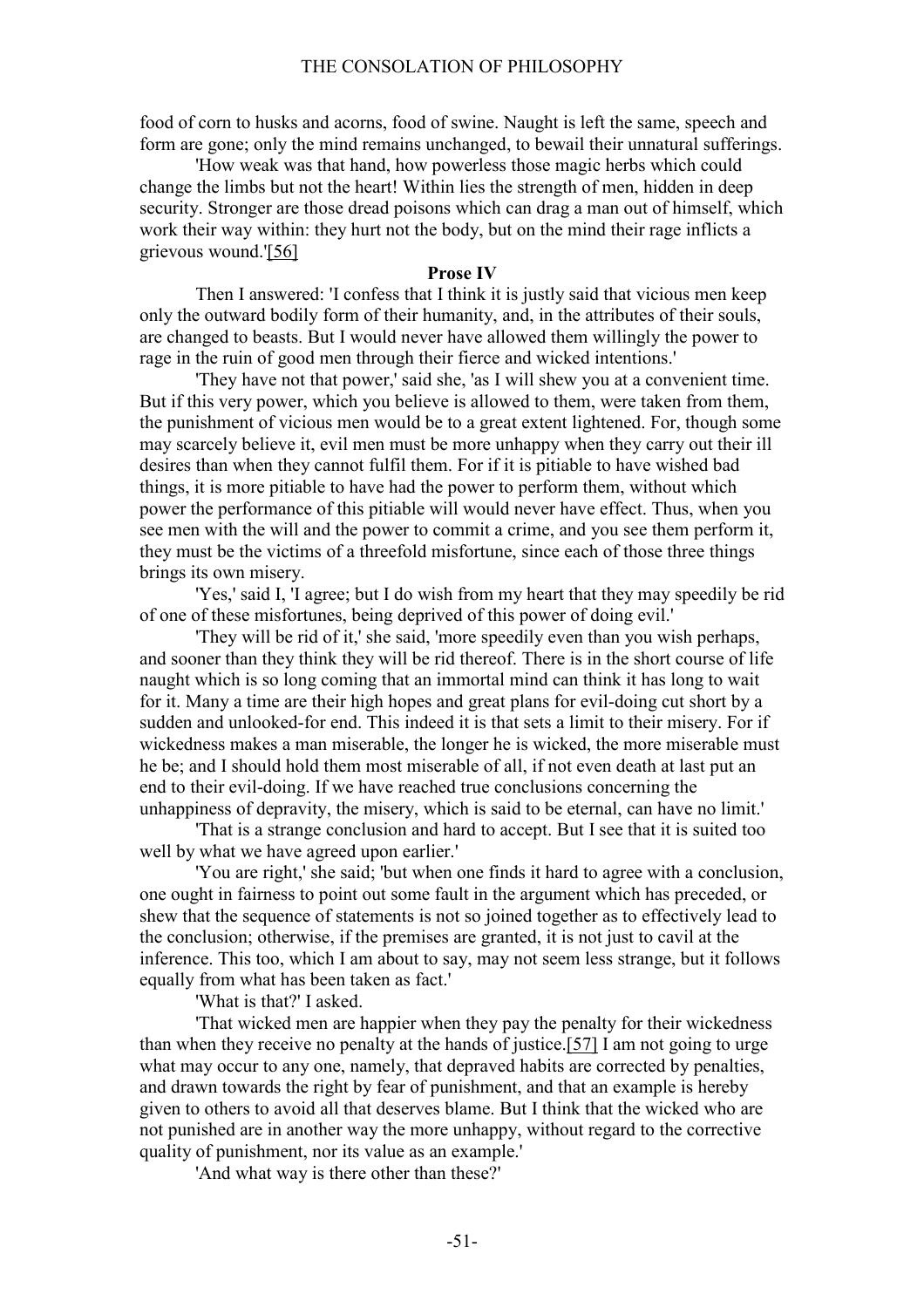food of corn to husks and acorns, food of swine. Naught is left the same, speech and form are gone; only the mind remains unchanged, to bewail their unnatural sufferings.

'How weak was that hand, how powerless those magic herbs which could change the limbs but not the heart! Within lies the strength of men, hidden in deep security. Stronger are those dread poisons which can drag a man out of himself, which work their way within: they hurt not the body, but on the mind their rage inflicts a grievous wound.'[56]

### Prose IV

Then I answered: 'I confess that I think it is justly said that vicious men keep only the outward bodily form of their humanity, and, in the attributes of their souls, are changed to beasts. But I would never have allowed them willingly the power to rage in the ruin of good men through their fierce and wicked intentions.'

'They have not that power,' said she, 'as I will shew you at a convenient time. But if this very power, which you believe is allowed to them, were taken from them, the punishment of vicious men would be to a great extent lightened. For, though some may scarcely believe it, evil men must be more unhappy when they carry out their ill desires than when they cannot fulfil them. For if it is pitiable to have wished bad things, it is more pitiable to have had the power to perform them, without which power the performance of this pitiable will would never have effect. Thus, when you see men with the will and the power to commit a crime, and you see them perform it, they must be the victims of a threefold misfortune, since each of those three things brings its own misery.

'Yes,' said I, 'I agree; but I do wish from my heart that they may speedily be rid of one of these misfortunes, being deprived of this power of doing evil.'

'They will be rid of it,' she said, 'more speedily even than you wish perhaps, and sooner than they think they will be rid thereof. There is in the short course of life naught which is so long coming that an immortal mind can think it has long to wait for it. Many a time are their high hopes and great plans for evil-doing cut short by a sudden and unlooked-for end. This indeed it is that sets a limit to their misery. For if wickedness makes a man miserable, the longer he is wicked, the more miserable must he be; and I should hold them most miserable of all, if not even death at last put an end to their evil-doing. If we have reached true conclusions concerning the unhappiness of depravity, the misery, which is said to be eternal, can have no limit.'

'That is a strange conclusion and hard to accept. But I see that it is suited too well by what we have agreed upon earlier.'

'You are right,' she said; 'but when one finds it hard to agree with a conclusion, one ought in fairness to point out some fault in the argument which has preceded, or shew that the sequence of statements is not so joined together as to effectively lead to the conclusion; otherwise, if the premises are granted, it is not just to cavil at the inference. This too, which I am about to say, may not seem less strange, but it follows equally from what has been taken as fact.'

'What is that?' I asked.

'That wicked men are happier when they pay the penalty for their wickedness than when they receive no penalty at the hands of justice.[57] I am not going to urge what may occur to any one, namely, that depraved habits are corrected by penalties, and drawn towards the right by fear of punishment, and that an example is hereby given to others to avoid all that deserves blame. But I think that the wicked who are not punished are in another way the more unhappy, without regard to the corrective quality of punishment, nor its value as an example.'

'And what way is there other than these?'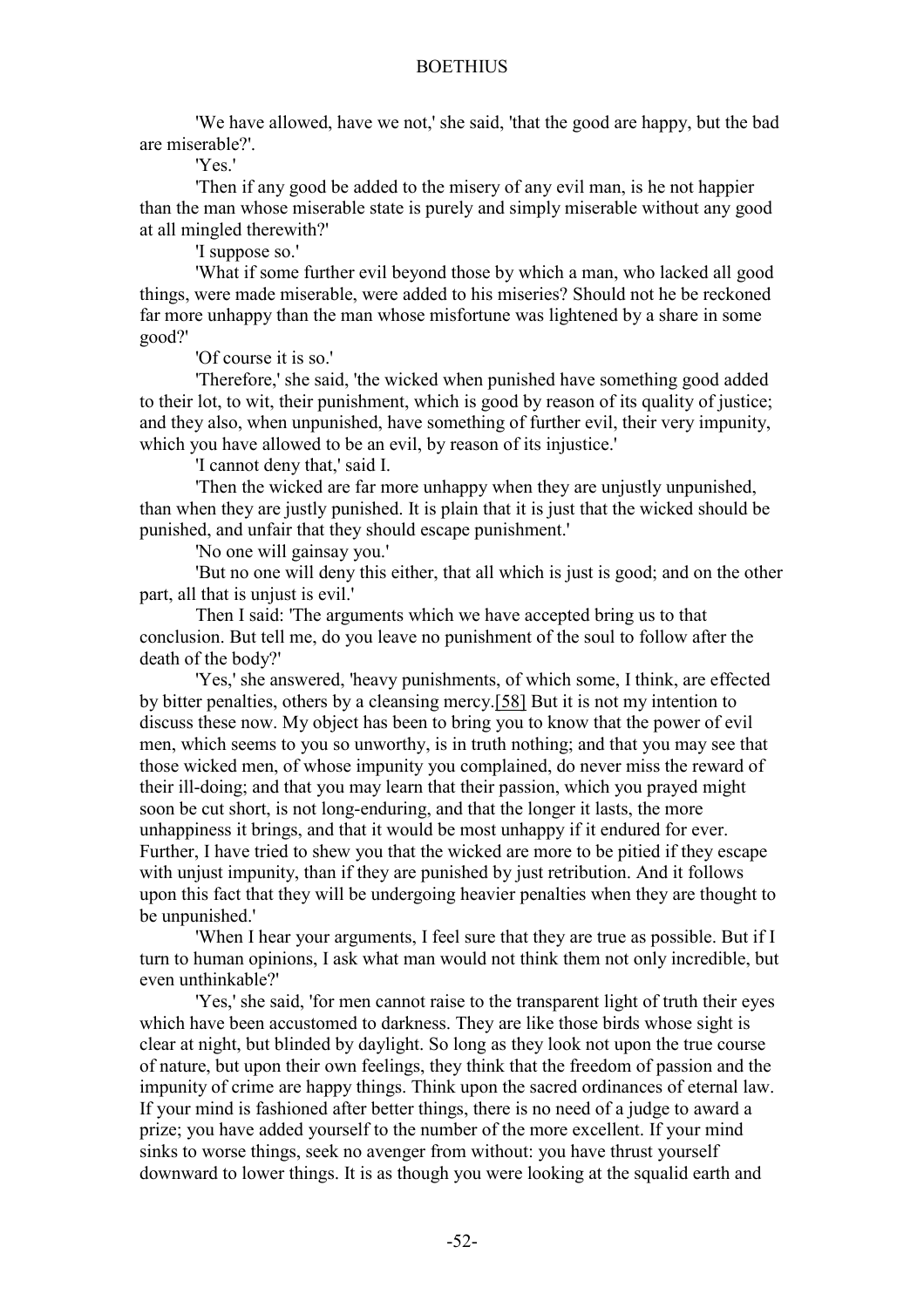'We have allowed, have we not,' she said, 'that the good are happy, but the bad are miserable?'.

'Yes.'

'Then if any good be added to the misery of any evil man, is he not happier than the man whose miserable state is purely and simply miserable without any good at all mingled therewith?'

'I suppose so.'

'What if some further evil beyond those by which a man, who lacked all good things, were made miserable, were added to his miseries? Should not he be reckoned far more unhappy than the man whose misfortune was lightened by a share in some good?'

'Of course it is so.'

'Therefore,' she said, 'the wicked when punished have something good added to their lot, to wit, their punishment, which is good by reason of its quality of justice; and they also, when unpunished, have something of further evil, their very impunity, which you have allowed to be an evil, by reason of its injustice.'

'I cannot deny that,' said I.

'Then the wicked are far more unhappy when they are unjustly unpunished, than when they are justly punished. It is plain that it is just that the wicked should be punished, and unfair that they should escape punishment.'

'No one will gainsay you.'

'But no one will deny this either, that all which is just is good; and on the other part, all that is unjust is evil.'

Then I said: 'The arguments which we have accepted bring us to that conclusion. But tell me, do you leave no punishment of the soul to follow after the death of the body?'

'Yes,' she answered, 'heavy punishments, of which some, I think, are effected by bitter penalties, others by a cleansing mercy.[58] But it is not my intention to discuss these now. My object has been to bring you to know that the power of evil men, which seems to you so unworthy, is in truth nothing; and that you may see that those wicked men, of whose impunity you complained, do never miss the reward of their ill-doing; and that you may learn that their passion, which you prayed might soon be cut short, is not long-enduring, and that the longer it lasts, the more unhappiness it brings, and that it would be most unhappy if it endured for ever. Further, I have tried to shew you that the wicked are more to be pitied if they escape with unjust impunity, than if they are punished by just retribution. And it follows upon this fact that they will be undergoing heavier penalties when they are thought to be unpunished.'

'When I hear your arguments, I feel sure that they are true as possible. But if I turn to human opinions, I ask what man would not think them not only incredible, but even unthinkable?'

'Yes,' she said, 'for men cannot raise to the transparent light of truth their eyes which have been accustomed to darkness. They are like those birds whose sight is clear at night, but blinded by daylight. So long as they look not upon the true course of nature, but upon their own feelings, they think that the freedom of passion and the impunity of crime are happy things. Think upon the sacred ordinances of eternal law. If your mind is fashioned after better things, there is no need of a judge to award a prize; you have added yourself to the number of the more excellent. If your mind sinks to worse things, seek no avenger from without: you have thrust yourself downward to lower things. It is as though you were looking at the squalid earth and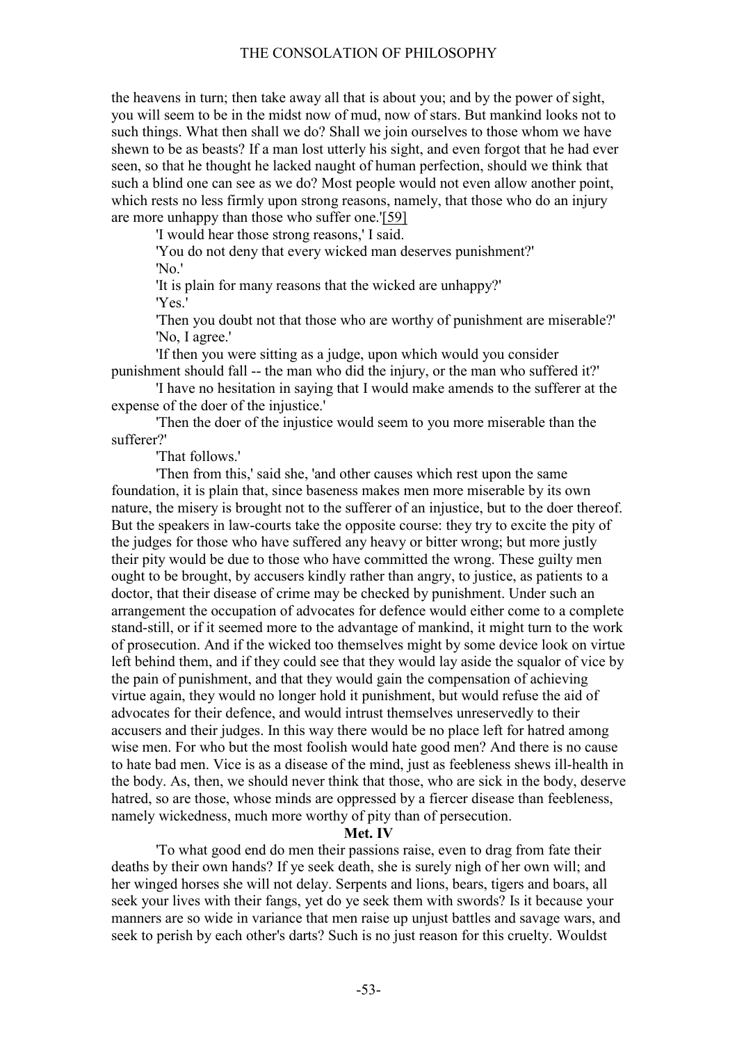the heavens in turn; then take away all that is about you; and by the power of sight, you will seem to be in the midst now of mud, now of stars. But mankind looks not to such things. What then shall we do? Shall we join ourselves to those whom we have shewn to be as beasts? If a man lost utterly his sight, and even forgot that he had ever seen, so that he thought he lacked naught of human perfection, should we think that such a blind one can see as we do? Most people would not even allow another point, which rests no less firmly upon strong reasons, namely, that those who do an injury are more unhappy than those who suffer one.'[59]

'I would hear those strong reasons,' I said.

'You do not deny that every wicked man deserves punishment?'

'No.'

'It is plain for many reasons that the wicked are unhappy?'

'Yes.'

'Then you doubt not that those who are worthy of punishment are miserable?'

'No, I agree.'

'If then you were sitting as a judge, upon which would you consider punishment should fall -- the man who did the injury, or the man who suffered it?'

'I have no hesitation in saying that I would make amends to the sufferer at the expense of the doer of the injustice.'

'Then the doer of the injustice would seem to you more miserable than the sufferer?'

'That follows.'

'Then from this,' said she, 'and other causes which rest upon the same foundation, it is plain that, since baseness makes men more miserable by its own nature, the misery is brought not to the sufferer of an injustice, but to the doer thereof. But the speakers in law-courts take the opposite course: they try to excite the pity of the judges for those who have suffered any heavy or bitter wrong; but more justly their pity would be due to those who have committed the wrong. These guilty men ought to be brought, by accusers kindly rather than angry, to justice, as patients to a doctor, that their disease of crime may be checked by punishment. Under such an arrangement the occupation of advocates for defence would either come to a complete stand-still, or if it seemed more to the advantage of mankind, it might turn to the work of prosecution. And if the wicked too themselves might by some device look on virtue left behind them, and if they could see that they would lay aside the squalor of vice by the pain of punishment, and that they would gain the compensation of achieving virtue again, they would no longer hold it punishment, but would refuse the aid of advocates for their defence, and would intrust themselves unreservedly to their accusers and their judges. In this way there would be no place left for hatred among wise men. For who but the most foolish would hate good men? And there is no cause to hate bad men. Vice is as a disease of the mind, just as feebleness shews ill-health in the body. As, then, we should never think that those, who are sick in the body, deserve hatred, so are those, whose minds are oppressed by a fiercer disease than feebleness, namely wickedness, much more worthy of pity than of persecution.

**Met. IV**

'To what good end do men their passions raise, even to drag from fate their deaths by their own hands? If ye seek death, she is surely nigh of her own will; and her winged horses she will not delay. Serpents and lions, bears, tigers and boars, all seek your lives with their fangs, yet do ye seek them with swords? Is it because your manners are so wide in variance that men raise up unjust battles and savage wars, and seek to perish by each other's darts? Such is no just reason for this cruelty. Wouldst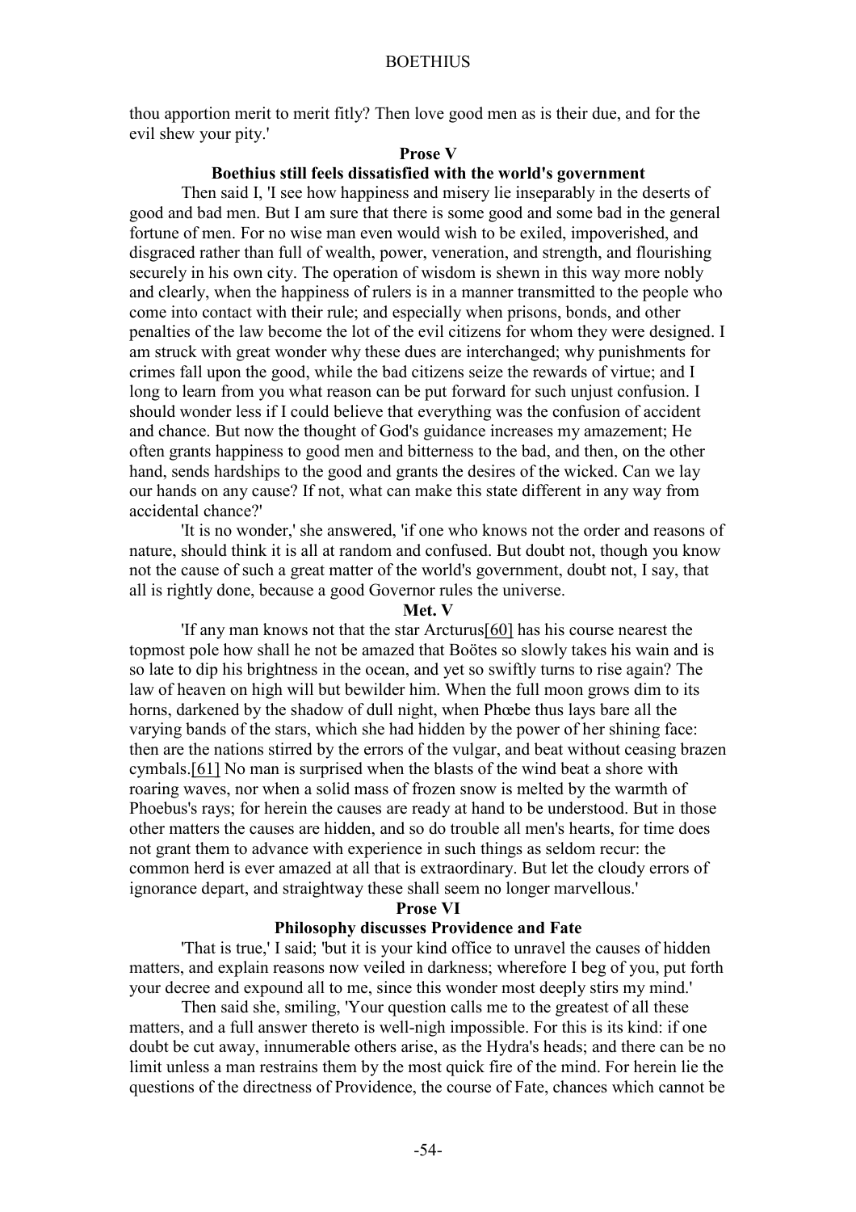thou apportion merit to merit fitly? Then love good men as is their due, and for the evil shew your pity.'

### Prose V

### Boethius still feels dissatisfied with the world's government

Then said I, 'I see how happiness and misery lie inseparably in the deserts of good and bad men. But I am sure that there is some good and some bad in the general fortune of men. For no wise man even would wish to be exiled, impoverished, and disgraced rather than full of wealth, power, veneration, and strength, and flourishing securely in his own city. The operation of wisdom is shewn in this way more nobly and clearly, when the happiness of rulers is in a manner transmitted to the people who come into contact with their rule; and especially when prisons, bonds, and other penalties of the law become the lot of the evil citizens for whom they were designed. I am struck with great wonder why these dues are interchanged; why punishments for crimes fall upon the good, while the bad citizens seize the rewards of virtue; and I long to learn from you what reason can be put forward for such unjust confusion. I should wonder less if I could believe that everything was the confusion of accident and chance. But now the thought of God's guidance increases my amazement; He often grants happiness to good men and bitterness to the bad, and then, on the other hand, sends hardships to the good and grants the desires of the wicked. Can we lay our hands on any cause? If not, what can make this state different in any way from accidental chance?'

'It is no wonder,' she answered, 'if one who knows not the order and reasons of nature, should think it is all at random and confused. But doubt not, though you know not the cause of such a great matter of the world's government, doubt not, I say, that all is rightly done, because a good Governor rules the universe.

### Met. V

'If any man knows not that the star Arcturus[60] has his course nearest the topmost pole how shall he not be amazed that Boötes so slowly takes his wain and is so late to dip his brightness in the ocean, and yet so swiftly turns to rise again? The law of heaven on high will but bewilder him. When the full moon grows dim to its horns, darkened by the shadow of dull night, when Phœbe thus lays bare all the varying bands of the stars, which she had hidden by the power of her shining face: then are the nations stirred by the errors of the vulgar, and beat without ceasing brazen cymbals.[61] No man is surprised when the blasts of the wind beat a shore with roaring waves, nor when a solid mass of frozen snow is melted by the warmth of Phoebus's rays; for herein the causes are ready at hand to be understood. But in those other matters the causes are hidden, and so do trouble all men's hearts, for time does not grant them to advance with experience in such things as seldom recur: the common herd is ever amazed at all that is extraordinary. But let the cloudy errors of ignorance depart, and straightway these shall seem no longer marvellous.'

### Prose VI

### Philosophy discusses Providence and Fate

'That is true,' I said; 'but it is your kind office to unravel the causes of hidden matters, and explain reasons now veiled in darkness; wherefore I beg of you, put forth your decree and expound all to me, since this wonder most deeply stirs my mind.'

Then said she, smiling, 'Your question calls me to the greatest of all these matters, and a full answer thereto is well-nigh impossible. For this is its kind: if one doubt be cut away, innumerable others arise, as the Hydra's heads; and there can be no limit unless a man restrains them by the most quick fire of the mind. For herein lie the questions of the directness of Providence, the course of Fate, chances which cannot be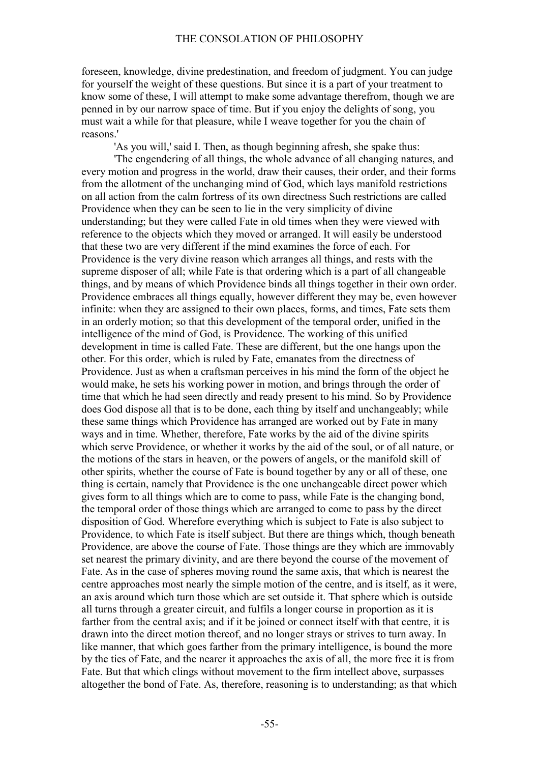foreseen, knowledge, divine predestination, and freedom of judgment. You can judge for yourself the weight of these questions. But since it is a part of your treatment to know some of these, I will attempt to make some advantage therefrom, though we are penned in by our narrow space of time. But if you enjoy the delights of song, you must wait a while for that pleasure, while I weave together for you the chain of reasons.'

'As you will,' said I. Then, as though beginning afresh, she spake thus:

'The engendering of all things, the whole advance of all changing natures, and every motion and progress in the world, draw their causes, their order, and their forms from the allotment of the unchanging mind of God, which lays manifold restrictions on all action from the calm fortress of its own directness Such restrictions are called Providence when they can be seen to lie in the very simplicity of divine understanding; but they were called Fate in old times when they were viewed with reference to the objects which they moved or arranged. It will easily be understood that these two are very different if the mind examines the force of each. For Providence is the very divine reason which arranges all things, and rests with the supreme disposer of all; while Fate is that ordering which is a part of all changeable things, and by means of which Providence binds all things together in their own order. Providence embraces all things equally, however different they may be, even however infinite: when they are assigned to their own places, forms, and times, Fate sets them in an orderly motion; so that this development of the temporal order, unified in the intelligence of the mind of God, is Providence. The working of this unified development in time is called Fate. These are different, but the one hangs upon the other. For this order, which is ruled by Fate, emanates from the directness of Providence. Just as when a craftsman perceives in his mind the form of the object he would make, he sets his working power in motion, and brings through the order of time that which he had seen directly and ready present to his mind. So by Providence does God dispose all that is to be done, each thing by itself and unchangeably; while these same things which Providence has arranged are worked out by Fate in many ways and in time. Whether, therefore, Fate works by the aid of the divine spirits which serve Providence, or whether it works by the aid of the soul, or of all nature, or the motions of the stars in heaven, or the powers of angels, or the manifold skill of other spirits, whether the course of Fate is bound together by any or all of these, one thing is certain, namely that Providence is the one unchangeable direct power which gives form to all things which are to come to pass, while Fate is the changing bond, the temporal order of those things which are arranged to come to pass by the direct disposition of God. Wherefore everything which is subject to Fate is also subject to Providence, to which Fate is itself subject. But there are things which, though beneath Providence, are above the course of Fate. Those things are they which are immovably set nearest the primary divinity, and are there beyond the course of the movement of Fate. As in the case of spheres moving round the same axis, that which is nearest the centre approaches most nearly the simple motion of the centre, and is itself, as it were, an axis around which turn those which are set outside it. That sphere which is outside all turns through a greater circuit, and fulfils a longer course in proportion as it is farther from the central axis; and if it be joined or connect itself with that centre, it is drawn into the direct motion thereof, and no longer strays or strives to turn away. In like manner, that which goes farther from the primary intelligence, is bound the more by the ties of Fate, and the nearer it approaches the axis of all, the more free it is from Fate. But that which clings without movement to the firm intellect above, surpasses altogether the bond of Fate. As, therefore, reasoning is to understanding; as that which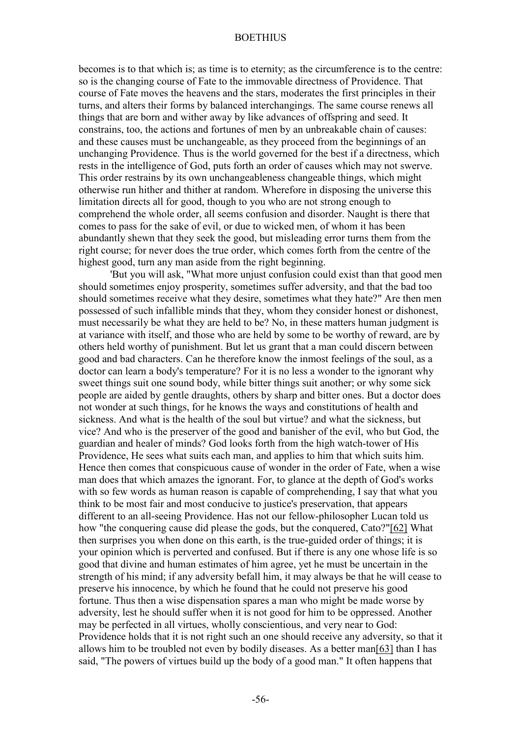becomes is to that which is; as time is to eternity; as the circumference is to the centre: so is the changing course of Fate to the immovable directness of Providence. That course of Fate moves the heavens and the stars, moderates the first principles in their turns, and alters their forms by balanced interchangings. The same course renews all things that are born and wither away by like advances of offspring and seed. It constrains, too, the actions and fortunes of men by an unbreakable chain of causes: and these causes must be unchangeable, as they proceed from the beginnings of an unchanging Providence. Thus is the world governed for the best if a directness, which rests in the intelligence of God, puts forth an order of causes which may not swerve. This order restrains by its own unchangeableness changeable things, which might otherwise run hither and thither at random. Wherefore in disposing the universe this limitation directs all for good, though to you who are not strong enough to comprehend the whole order, all seems confusion and disorder. Naught is there that comes to pass for the sake of evil, or due to wicked men, of whom it has been abundantly shewn that they seek the good, but misleading error turns them from the right course; for never does the true order, which comes forth from the centre of the highest good, turn any man aside from the right beginning.

'But you will ask, "What more unjust confusion could exist than that good men should sometimes enjoy prosperity, sometimes suffer adversity, and that the bad too should sometimes receive what they desire, sometimes what they hate?" Are then men possessed of such infallible minds that they, whom they consider honest or dishonest, must necessarily be what they are held to be? No, in these matters human judgment is at variance with itself, and those who are held by some to be worthy of reward, are by others held worthy of punishment. But let us grant that a man could discern between good and bad characters. Can he therefore know the inmost feelings of the soul, as a doctor can learn a body's temperature? For it is no less a wonder to the ignorant why sweet things suit one sound body, while bitter things suit another; or why some sick people are aided by gentle draughts, others by sharp and bitter ones. But a doctor does not wonder at such things, for he knows the ways and constitutions of health and sickness. And what is the health of the soul but virtue? and what the sickness, but vice? And who is the preserver of the good and banisher of the evil, who but God, the guardian and healer of minds? God looks forth from the high watch-tower of His Providence, He sees what suits each man, and applies to him that which suits him. Hence then comes that conspicuous cause of wonder in the order of Fate, when a wise man does that which amazes the ignorant. For, to glance at the depth of God's works with so few words as human reason is capable of comprehending, I say that what you think to be most fair and most conducive to justice's preservation, that appears different to an all-seeing Providence. Has not our fellow-philosopher Lucan told us how "the conquering cause did please the gods, but the conquered, Cato?"[62] What then surprises you when done on this earth, is the true-guided order of things; it is your opinion which is perverted and confused. But if there is any one whose life is so good that divine and human estimates of him agree, yet he must be uncertain in the strength of his mind; if any adversity befall him, it may always be that he will cease to preserve his innocence, by which he found that he could not preserve his good fortune. Thus then a wise dispensation spares a man who might be made worse by adversity, lest he should suffer when it is not good for him to be oppressed. Another may be perfected in all virtues, wholly conscientious, and very near to God: Providence holds that it is not right such an one should receive any adversity, so that it allows him to be troubled not even by bodily diseases. As a better man[63] than I has said, "The powers of virtues build up the body of a good man." It often happens that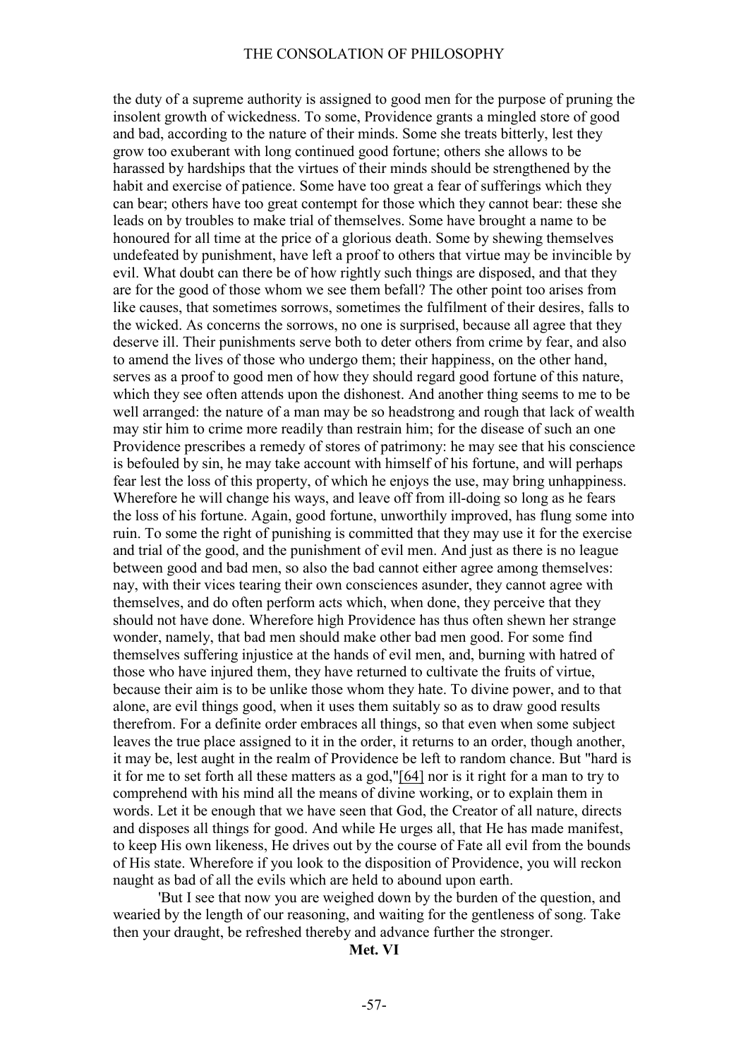the duty of a supreme authority is assigned to good men for the purpose of pruning the insolent growth of wickedness. To some, Providence grants a mingled store of good and bad, according to the nature of their minds. Some she treats bitterly, lest they grow too exuberant with long continued good fortune; others she allows to be harassed by hardships that the virtues of their minds should be strengthened by the habit and exercise of patience. Some have too great a fear of sufferings which they can bear; others have too great contempt for those which they cannot bear: these she leads on by troubles to make trial of themselves. Some have brought a name to be honoured for all time at the price of a glorious death. Some by shewing themselves undefeated by punishment, have left a proof to others that virtue may be invincible by evil. What doubt can there be of how rightly such things are disposed, and that they are for the good of those whom we see them befall? The other point too arises from like causes, that sometimes sorrows, sometimes the fulfilment of their desires, falls to the wicked. As concerns the sorrows, no one is surprised, because all agree that they deserve ill. Their punishments serve both to deter others from crime by fear, and also to amend the lives of those who undergo them; their happiness, on the other hand, serves as a proof to good men of how they should regard good fortune of this nature, which they see often attends upon the dishonest. And another thing seems to me to be well arranged: the nature of a man may be so headstrong and rough that lack of wealth may stir him to crime more readily than restrain him; for the disease of such an one Providence prescribes a remedy of stores of patrimony: he may see that his conscience is befouled by sin, he may take account with himself of his fortune, and will perhaps fear lest the loss of this property, of which he enjoys the use, may bring unhappiness. Wherefore he will change his ways, and leave off from ill-doing so long as he fears the loss of his fortune. Again, good fortune, unworthily improved, has flung some into ruin. To some the right of punishing is committed that they may use it for the exercise and trial of the good, and the punishment of evil men. And just as there is no league between good and bad men, so also the bad cannot either agree among themselves: nay, with their vices tearing their own consciences asunder, they cannot agree with themselves, and do often perform acts which, when done, they perceive that they should not have done. Wherefore high Providence has thus often shewn her strange wonder, namely, that bad men should make other bad men good. For some find themselves suffering injustice at the hands of evil men, and, burning with hatred of those who have injured them, they have returned to cultivate the fruits of virtue, because their aim is to be unlike those whom they hate. To divine power, and to that alone, are evil things good, when it uses them suitably so as to draw good results therefrom. For a definite order embraces all things, so that even when some subject leaves the true place assigned to it in the order, it returns to an order, though another, it may be, lest aught in the realm of Providence be left to random chance. But "hard is it for me to set forth all these matters as a god,"[64] nor is it right for a man to try to comprehend with his mind all the means of divine working, or to explain them in words. Let it be enough that we have seen that God, the Creator of all nature, directs and disposes all things for good. And while He urges all, that He has made manifest, to keep His own likeness, He drives out by the course of Fate all evil from the bounds of His state. Wherefore if you look to the disposition of Providence, you will reckon naught as bad of all the evils which are held to abound upon earth.

'But I see that now you are weighed down by the burden of the question, and wearied by the length of our reasoning, and waiting for the gentleness of song. Take then your draught, be refreshed thereby and advance further the stronger.

**Met. VI**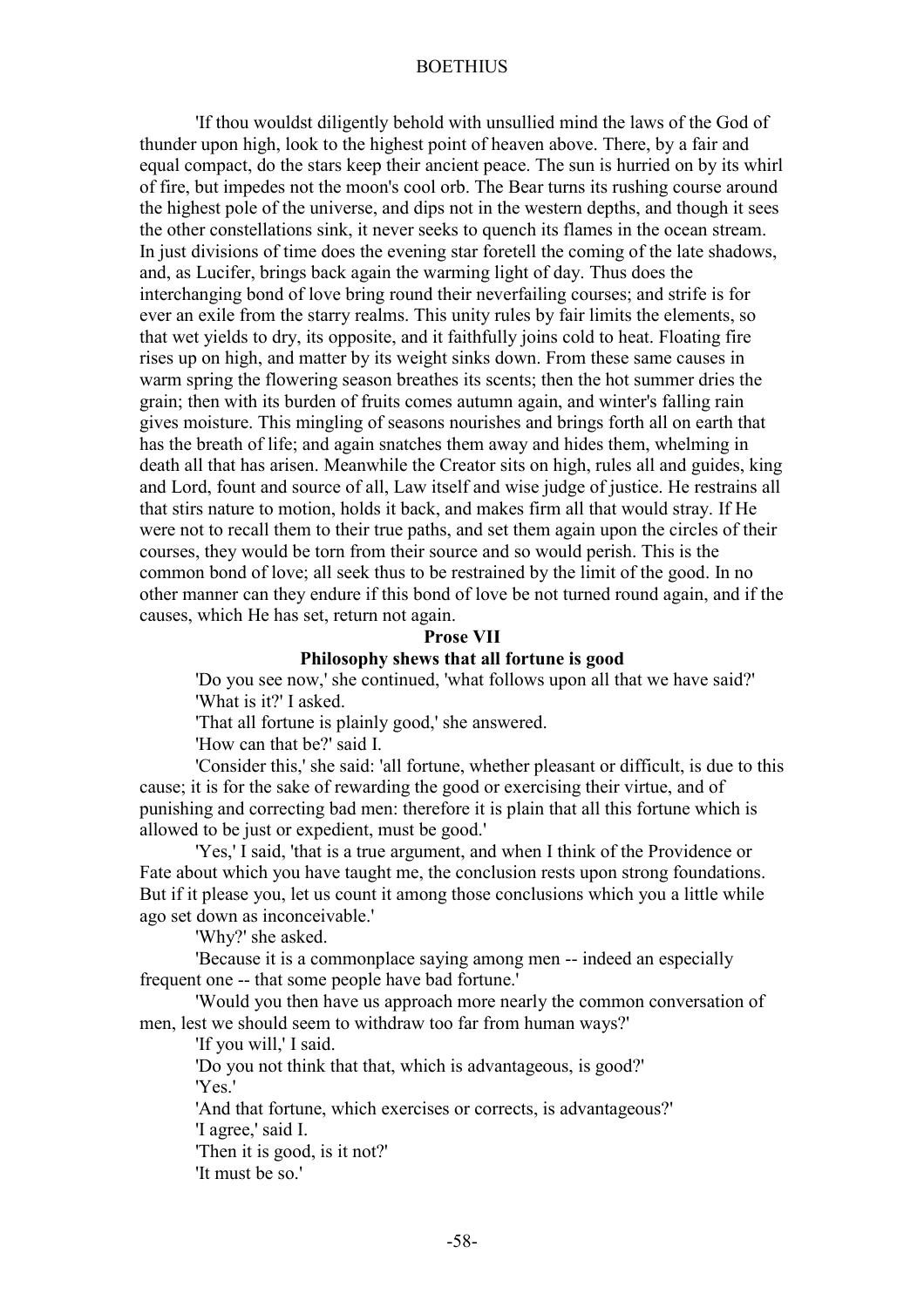'If thou wouldst diligently behold with unsullied mind the laws of the God of thunder upon high, look to the highest point of heaven above. There, by a fair and equal compact, do the stars keep their ancient peace. The sun is hurried on by its whirl of fire, but impedes not the moon's cool orb. The Bear turns its rushing course around the highest pole of the universe, and dips not in the western depths, and though it sees the other constellations sink, it never seeks to quench its flames in the ocean stream. In just divisions of time does the evening star foretell the coming of the late shadows, and, as Lucifer, brings back again the warming light of day. Thus does the interchanging bond of love bring round their neverfailing courses; and strife is for ever an exile from the starry realms. This unity rules by fair limits the elements, so that wet yields to dry, its opposite, and it faithfully joins cold to heat. Floating fire rises up on high, and matter by its weight sinks down. From these same causes in warm spring the flowering season breathes its scents; then the hot summer dries the grain; then with its burden of fruits comes autumn again, and winter's falling rain gives moisture. This mingling of seasons nourishes and brings forth all on earth that has the breath of life; and again snatches them away and hides them, whelming in death all that has arisen. Meanwhile the Creator sits on high, rules all and guides, king and Lord, fount and source of all, Law itself and wise judge of justice. He restrains all that stirs nature to motion, holds it back, and makes firm all that would stray. If He were not to recall them to their true paths, and set them again upon the circles of their courses, they would be torn from their source and so would perish. This is the common bond of love; all seek thus to be restrained by the limit of the good. In no other manner can they endure if this bond of love be not turned round again, and if the causes, which He has set, return not again.

## Prose VII

### Philosophy shews that all fortune is good

'Do you see now,' she continued, 'what follows upon all that we have said?'

'What is it?' I asked.

'That all fortune is plainly good,' she answered.

'How can that be?' said I.

'Consider this,' she said: 'all fortune, whether pleasant or difficult, is due to this cause; it is for the sake of rewarding the good or exercising their virtue, and of punishing and correcting bad men: therefore it is plain that all this fortune which is allowed to be just or expedient, must be good.'

'Yes,' I said, 'that is a true argument, and when I think of the Providence or Fate about which you have taught me, the conclusion rests upon strong foundations. But if it please you, let us count it among those conclusions which you a little while ago set down as inconceivable.'

'Why?' she asked.

'Because it is a commonplace saying among men -- indeed an especially frequent one -- that some people have bad fortune.'

'Would you then have us approach more nearly the common conversation of men, lest we should seem to withdraw too far from human ways?'

'If you will,' I said.

'Do you not think that that, which is advantageous, is good?'

'Yes.'

'And that fortune, which exercises or corrects, is advantageous?'

'I agree,' said I.

'Then it is good, is it not?'

'It must be so.'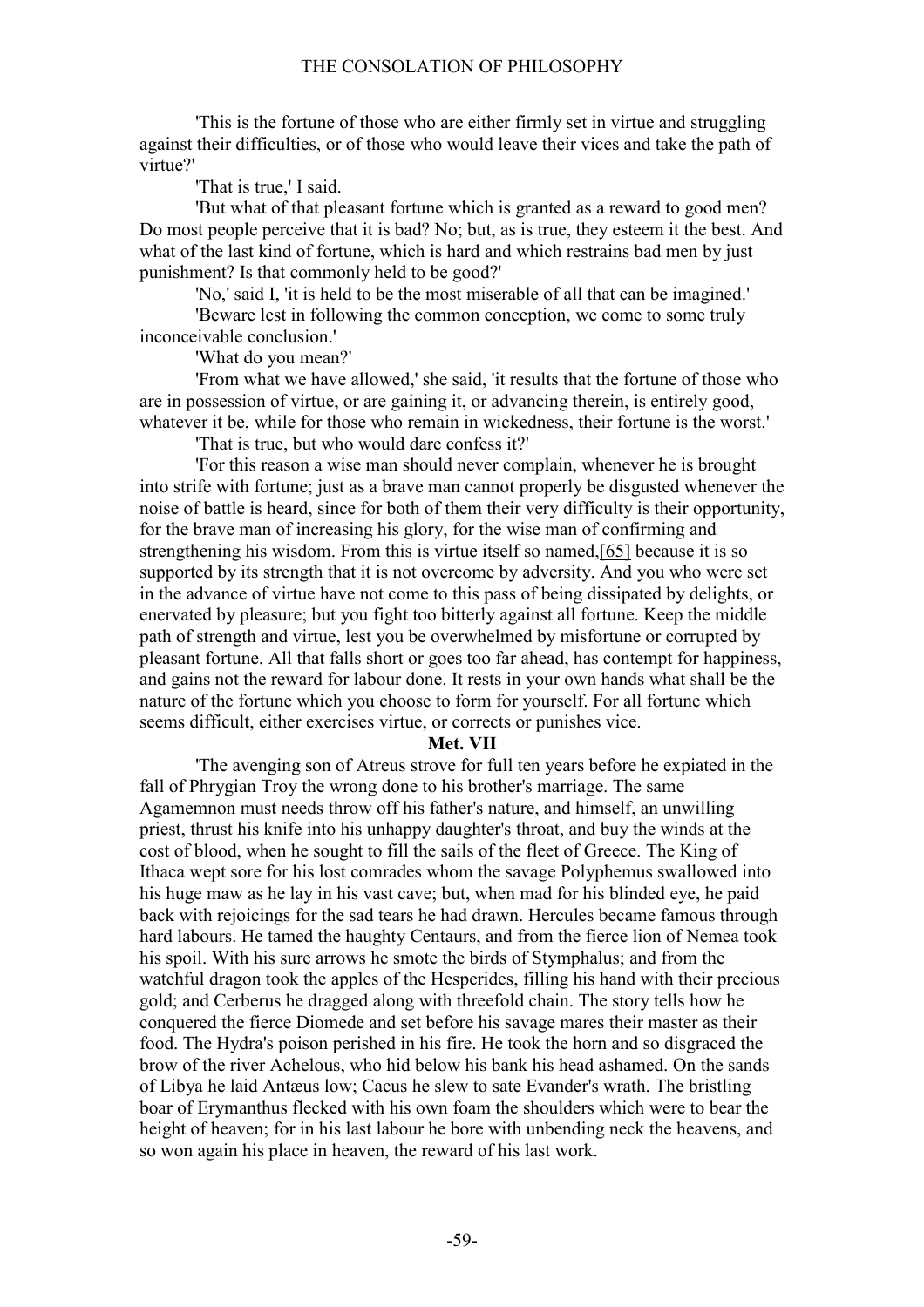'This is the fortune of those who are either firmly set in virtue and struggling against their difficulties, or of those who would leave their vices and take the path of virtue?'

'That is true,' I said.

'But what of that pleasant fortune which is granted as a reward to good men? Do most people perceive that it is bad? No; but, as is true, they esteem it the best. And what of the last kind of fortune, which is hard and which restrains bad men by just punishment? Is that commonly held to be good?'

'No,' said I, 'it is held to be the most miserable of all that can be imagined.'

'Beware lest in following the common conception, we come to some truly inconceivable conclusion.'

'What do you mean?'

'From what we have allowed,' she said, 'it results that the fortune of those who are in possession of virtue, or are gaining it, or advancing therein, is entirely good, whatever it be, while for those who remain in wickedness, their fortune is the worst.'

'That is true, but who would dare confess it?'

'For this reason a wise man should never complain, whenever he is brought into strife with fortune; just as a brave man cannot properly be disgusted whenever the noise of battle is heard, since for both of them their very difficulty is their opportunity, for the brave man of increasing his glory, for the wise man of confirming and strengthening his wisdom. From this is virtue itself so named,[65] because it is so supported by its strength that it is not overcome by adversity. And you who were set in the advance of virtue have not come to this pass of being dissipated by delights, or enervated by pleasure; but you fight too bitterly against all fortune. Keep the middle path of strength and virtue, lest you be overwhelmed by misfortune or corrupted by pleasant fortune. All that falls short or goes too far ahead, has contempt for happiness, and gains not the reward for labour done. It rests in your own hands what shall be the nature of the fortune which you choose to form for yourself. For all fortune which seems difficult, either exercises virtue, or corrects or punishes vice.

**Met. VII**

'The avenging son of Atreus strove for full ten years before he expiated in the fall of Phrygian Troy the wrong done to his brother's marriage. The same Agamemnon must needs throw off his father's nature, and himself, an unwilling priest, thrust his knife into his unhappy daughter's throat, and buy the winds at the cost of blood, when he sought to fill the sails of the fleet of Greece. The King of Ithaca wept sore for his lost comrades whom the savage Polyphemus swallowed into his huge maw as he lay in his vast cave; but, when mad for his blinded eye, he paid back with rejoicings for the sad tears he had drawn. Hercules became famous through hard labours. He tamed the haughty Centaurs, and from the fierce lion of Nemea took his spoil. With his sure arrows he smote the birds of Stymphalus; and from the watchful dragon took the apples of the Hesperides, filling his hand with their precious gold; and Cerberus he dragged along with threefold chain. The story tells how he conquered the fierce Diomede and set before his savage mares their master as their food. The Hydra's poison perished in his fire. He took the horn and so disgraced the brow of the river Achelous, who hid below his bank his head ashamed. On the sands of Libya he laid Antæus low; Cacus he slew to sate Evander's wrath. The bristling boar of Erymanthus flecked with his own foam the shoulders which were to bear the height of heaven; for in his last labour he bore with unbending neck the heavens, and so won again his place in heaven, the reward of his last work.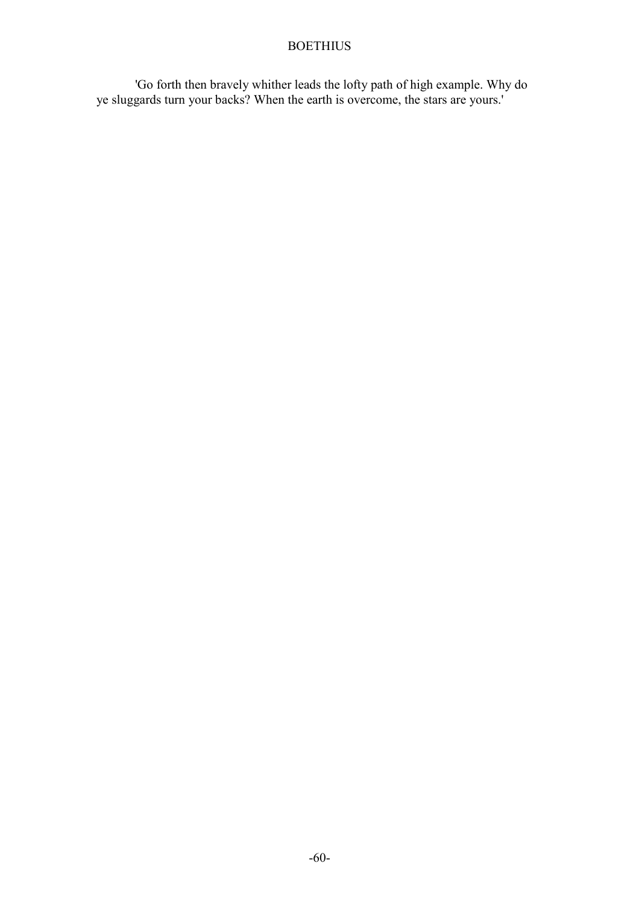'Go forth then bravely whither leads the lofty path of high example. Why do ye sluggards turn your backs? When the earth is overcome, the stars are yours.'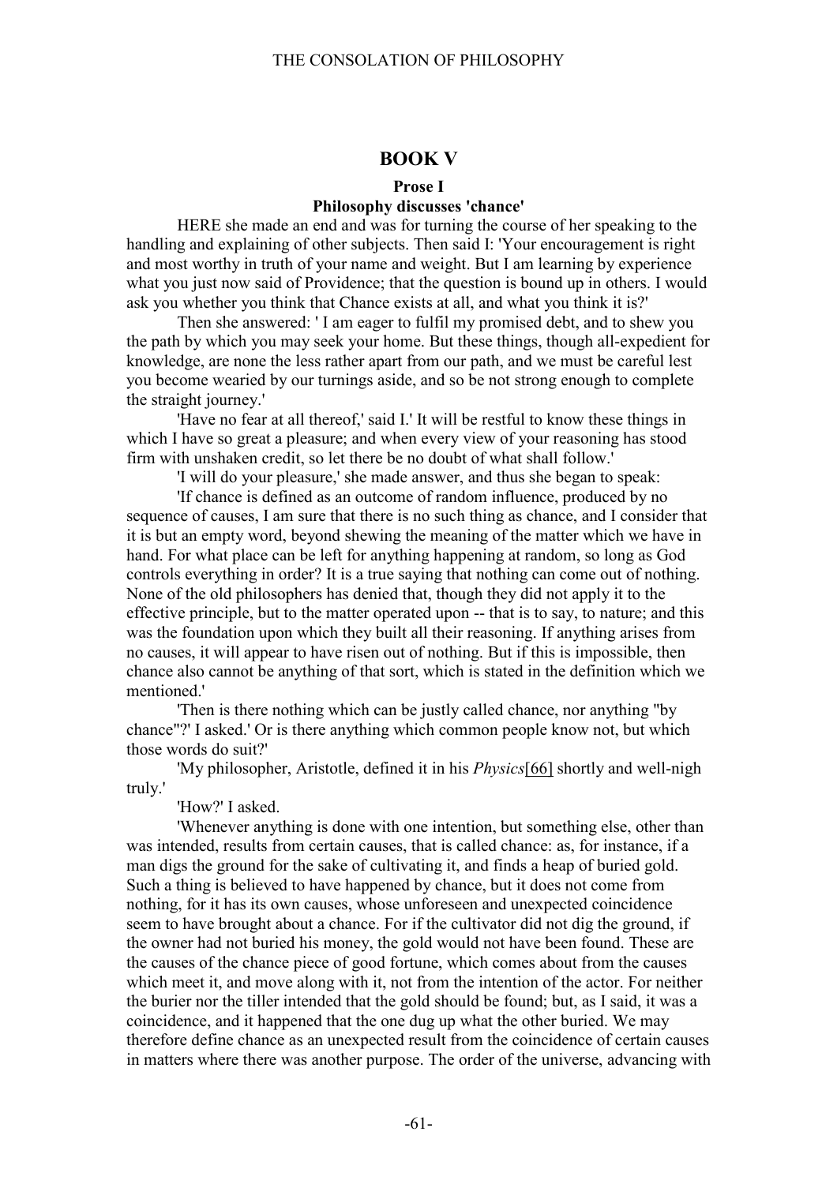## BOOK V

### Prose I

### Philosophy discusses 'chance'

HERE she made an end and was for turning the course of her speaking to the handling and explaining of other subjects. Then said I: 'Your encouragement is right and most worthy in truth of your name and weight. But I am learning by experience what you just now said of Providence; that the question is bound up in others. I would ask you whether you think that Chance exists at all, and what you think it is?'

Then she answered: ' I am eager to fulfil my promised debt, and to shew you the path by which you may seek your home. But these things, though all-expedient for knowledge, are none the less rather apart from our path, and we must be careful lest you become wearied by our turnings aside, and so be not strong enough to complete the straight journey.'

'Have no fear at all thereof,' said I.' It will be restful to know these things in which I have so great a pleasure; and when every view of your reasoning has stood firm with unshaken credit, so let there be no doubt of what shall follow.'

'I will do your pleasure,' she made answer, and thus she began to speak:

'If chance is defined as an outcome of random influence, produced by no sequence of causes, I am sure that there is no such thing as chance, and I consider that it is but an empty word, beyond shewing the meaning of the matter which we have in hand. For what place can be left for anything happening at random, so long as God controls everything in order? It is a true saying that nothing can come out of nothing. None of the old philosophers has denied that, though they did not apply it to the effective principle, but to the matter operated upon -- that is to say, to nature; and this was the foundation upon which they built all their reasoning. If anything arises from no causes, it will appear to have risen out of nothing. But if this is impossible, then chance also cannot be anything of that sort, which is stated in the definition which we mentioned.'

'Then is there nothing which can be justly called chance, nor anything "by chance"?' I asked.' Or is there anything which common people know not, but which those words do suit?'

'My philosopher, Aristotle, defined it in his *Physics*[66] shortly and well-nigh truly.'

'How?' I asked.

'Whenever anything is done with one intention, but something else, other than was intended, results from certain causes, that is called chance: as, for instance, if a man digs the ground for the sake of cultivating it, and finds a heap of buried gold. Such a thing is believed to have happened by chance, but it does not come from nothing, for it has its own causes, whose unforeseen and unexpected coincidence seem to have brought about a chance. For if the cultivator did not dig the ground, if the owner had not buried his money, the gold would not have been found. These are the causes of the chance piece of good fortune, which comes about from the causes which meet it, and move along with it, not from the intention of the actor. For neither the burier nor the tiller intended that the gold should be found; but, as I said, it was a coincidence, and it happened that the one dug up what the other buried. We may therefore define chance as an unexpected result from the coincidence of certain causes in matters where there was another purpose. The order of the universe, advancing with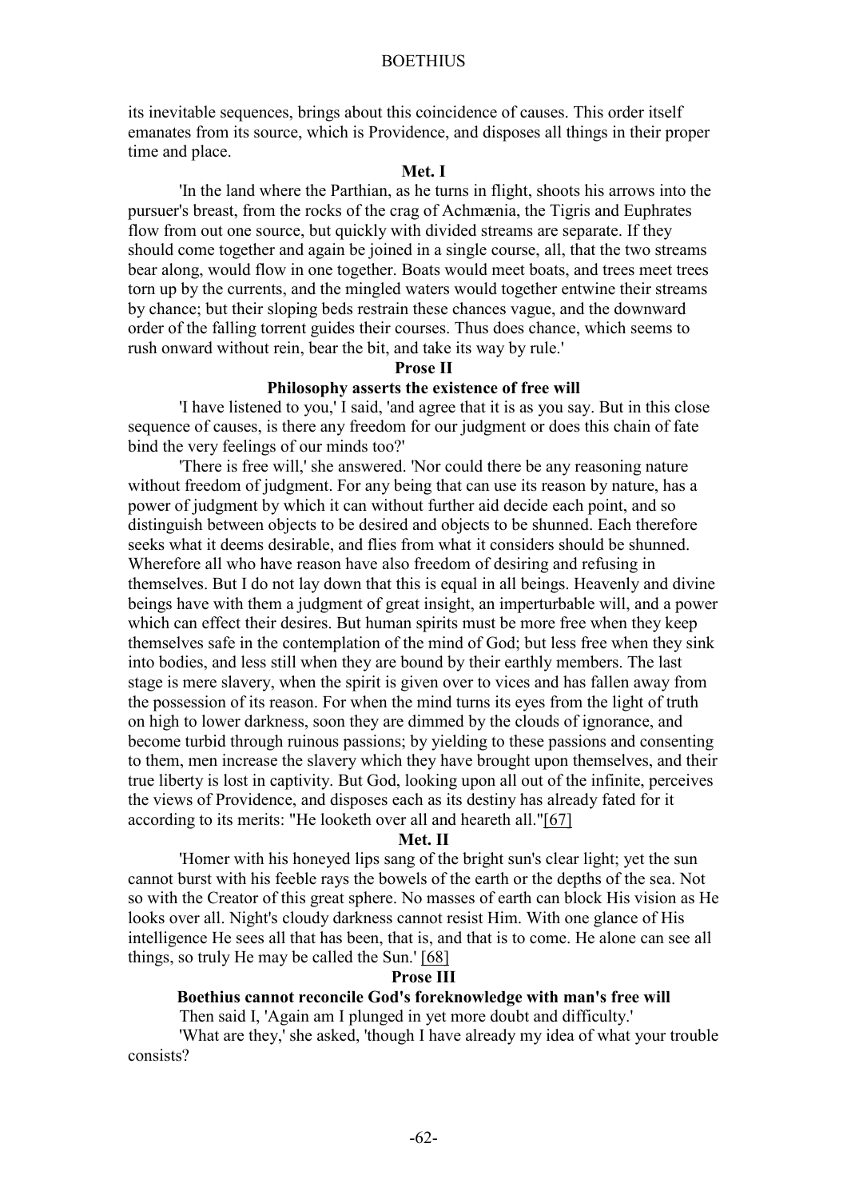its inevitable sequences, brings about this coincidence of causes. This order itself emanates from its source, which is Providence, and disposes all things in their proper time and place.

### Met. I

'In the land where the Parthian, as he turns in flight, shoots his arrows into the pursuer's breast, from the rocks of the crag of Achmænia, the Tigris and Euphrates flow from out one source, but quickly with divided streams are separate. If they should come together and again be joined in a single course, all, that the two streams bear along, would flow in one together. Boats would meet boats, and trees meet trees torn up by the currents, and the mingled waters would together entwine their streams by chance; but their sloping beds restrain these chances vague, and the downward order of the falling torrent guides their courses. Thus does chance, which seems to rush onward without rein, bear the bit, and take its way by rule.'

### Prose II

#### Philosophy asserts the existence of free will

'I have listened to you,' I said, 'and agree that it is as you say. But in this close sequence of causes, is there any freedom for our judgment or does this chain of fate bind the very feelings of our minds too?'

'There is free will,' she answered. 'Nor could there be any reasoning nature without freedom of judgment. For any being that can use its reason by nature, has a power of judgment by which it can without further aid decide each point, and so distinguish between objects to be desired and objects to be shunned. Each therefore seeks what it deems desirable, and flies from what it considers should be shunned. Wherefore all who have reason have also freedom of desiring and refusing in themselves. But I do not lay down that this is equal in all beings. Heavenly and divine beings have with them a judgment of great insight, an imperturbable will, and a power which can effect their desires. But human spirits must be more free when they keep themselves safe in the contemplation of the mind of God; but less free when they sink into bodies, and less still when they are bound by their earthly members. The last stage is mere slavery, when the spirit is given over to vices and has fallen away from the possession of its reason. For when the mind turns its eyes from the light of truth on high to lower darkness, soon they are dimmed by the clouds of ignorance, and become turbid through ruinous passions; by yielding to these passions and consenting to them, men increase the slavery which they have brought upon themselves, and their true liberty is lost in captivity. But God, looking upon all out of the infinite, perceives the views of Providence, and disposes each as its destiny has already fated for it according to its merits: "He looketh over all and heareth all."[67]

### Met. II

'Homer with his honeyed lips sang of the bright sun's clear light; yet the sun cannot burst with his feeble rays the bowels of the earth or the depths of the sea. Not so with the Creator of this great sphere. No masses of earth can block His vision as He looks over all. Night's cloudy darkness cannot resist Him. With one glance of His intelligence He sees all that has been, that is, and that is to come. He alone can see all things, so truly He may be called the Sun.' [68]

### Prose III

#### Boethius cannot reconcile God's foreknowledge with man's free will

Then said I, 'Again am I plunged in yet more doubt and difficulty.'

'What are they,' she asked, 'though I have already my idea of what your trouble consists?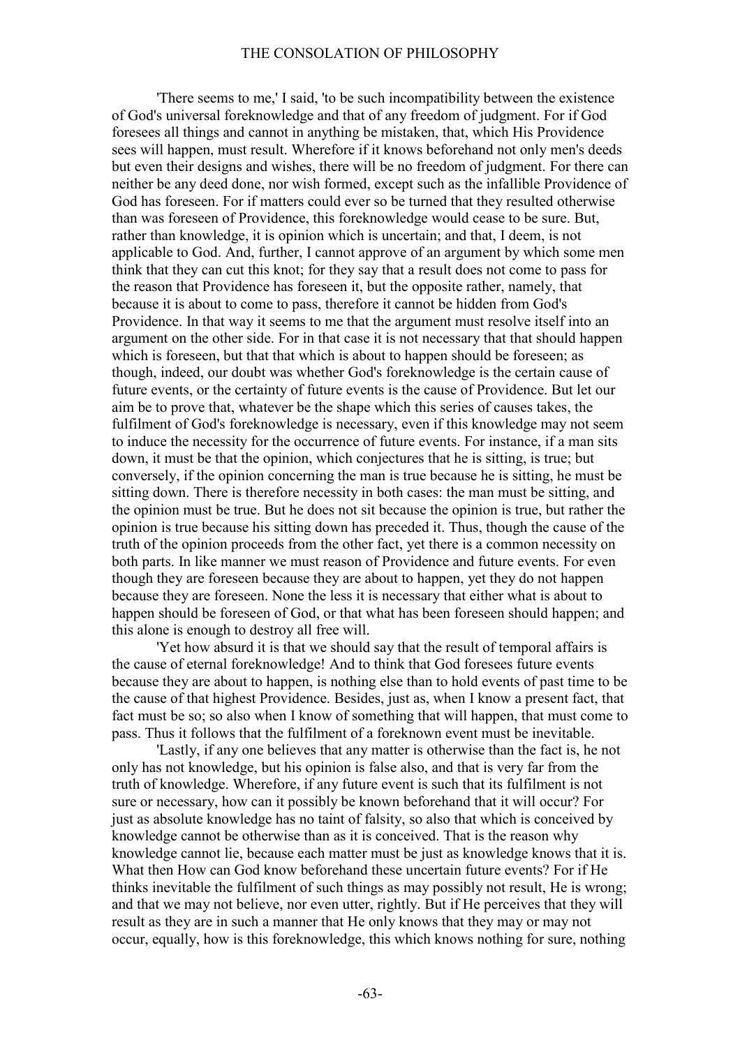'There seems to me,' I said, 'to be such incompatibility between the existence of God's universal foreknowledge and that of any freedom of judgment. For if God foresees all things and cannot in anything be mistaken, that, which His Providence sees will happen, must result. Wherefore if it knows beforehand not only men's deeds but even their designs and wishes, there will be no freedom of judgment. For there can neither be any deed done, nor wish formed, except such as the infallible Providence of God has foreseen. For if matters could ever so be turned that they resulted otherwise than was foreseen of Providence, this foreknowledge would cease to be sure. But, rather than knowledge, it is opinion which is uncertain; and that, I deem, is not applicable to God. And, further, I cannot approve of an argument by which some men think that they can cut this knot; for they say that a result does not come to pass for the reason that Providence has foreseen it, but the opposite rather, namely, that because it is about to come to pass, therefore it cannot be hidden from God's Providence. In that way it seems to me that the argument must resolve itself into an argument on the other side. For in that case it is not necessary that that should happen which is foreseen, but that that which is about to happen should be foreseen; as though, indeed, our doubt was whether God's foreknowledge is the certain cause of future events, or the certainty of future events is the cause of Providence. But let our aim be to prove that, whatever be the shape which this series of causes takes, the fulfilment of God's foreknowledge is necessary, even if this knowledge may not seem to induce the necessity for the occurrence of future events. For instance, if a man sits down, it must be that the opinion, which conjectures that he is sitting, is true; but conversely, if the opinion concerning the man is true because he is sitting, he must be sitting down. There is therefore necessity in both cases: the man must be sitting, and the opinion must be true. But he does not sit because the opinion is true, but rather the opinion is true because his sitting down has preceded it. Thus, though the cause of the truth of the opinion proceeds from the other fact, yet there is a common necessity on both parts. In like manner we must reason of Providence and future events. For even though they are foreseen because they are about to happen, yet they do not happen because they are foreseen. None the less it is necessary that either what is about to happen should be foreseen of God, or that what has been foreseen should happen; and this alone is enough to destroy all free will.

'Yet how absurd it is that we should say that the result of temporal affairs is the cause of eternal foreknowledge! And to think that God foresees future events because they are about to happen, is nothing else than to hold events of past time to be the cause of that highest Providence. Besides, just as, when I know a present fact, that fact must be so; so also when I know of something that will happen, that must come to pass. Thus it follows that the fulfilment of a foreknown event must be inevitable.

'Lastly, if any one believes that any matter is otherwise than the fact is, he not only has not knowledge, but his opinion is false also, and that is very far from the truth of knowledge. Wherefore, if any future event is such that its fulfilment is not sure or necessary, how can it possibly be known beforehand that it will occur? For just as absolute knowledge has no taint of falsity, so also that which is conceived by knowledge cannot be otherwise than as it is conceived. That is the reason why knowledge cannot lie, because each matter must be just as knowledge knows that it is. What then How can God know beforehand these uncertain future events? For if He thinks inevitable the fulfilment of such things as may possibly not result, He is wrong; and that we may not believe, nor even utter, rightly. But if He perceives that they will result as they are in such a manner that He only knows that they may or may not occur, equally, how is this foreknowledge, this which knows nothing for sure, nothing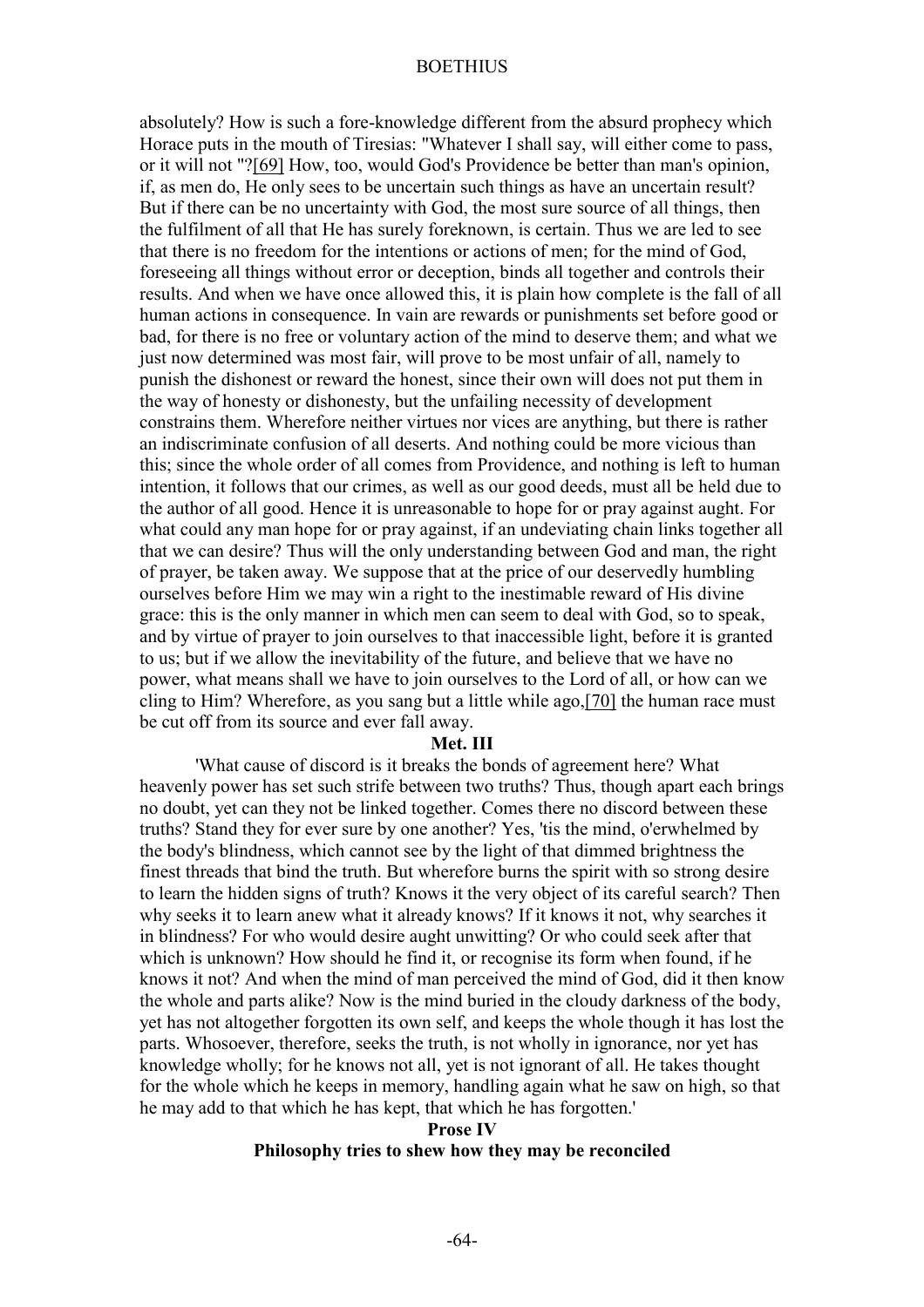absolutely? How is such a fore-knowledge different from the absurd prophecy which Horace puts in the mouth of Tiresias: "Whatever I shall say, will either come to pass, or it will not "?[69] How, too, would God's Providence be better than man's opinion, if, as men do, He only sees to be uncertain such things as have an uncertain result? But if there can be no uncertainty with God, the most sure source of all things, then the fulfilment of all that He has surely foreknown, is certain. Thus we are led to see that there is no freedom for the intentions or actions of men; for the mind of God, foreseeing all things without error or deception, binds all together and controls their results. And when we have once allowed this, it is plain how complete is the fall of all human actions in consequence. In vain are rewards or punishments set before good or bad, for there is no free or voluntary action of the mind to deserve them; and what we just now determined was most fair, will prove to be most unfair of all, namely to punish the dishonest or reward the honest, since their own will does not put them in the way of honesty or dishonesty, but the unfailing necessity of development constrains them. Wherefore neither virtues nor vices are anything, but there is rather an indiscriminate confusion of all deserts. And nothing could be more vicious than this; since the whole order of all comes from Providence, and nothing is left to human intention, it follows that our crimes, as well as our good deeds, must all be held due to the author of all good. Hence it is unreasonable to hope for or pray against aught. For what could any man hope for or pray against, if an undeviating chain links together all that we can desire? Thus will the only understanding between God and man, the right of prayer, be taken away. We suppose that at the price of our deservedly humbling ourselves before Him we may win a right to the inestimable reward of His divine grace: this is the only manner in which men can seem to deal with God, so to speak, and by virtue of prayer to join ourselves to that inaccessible light, before it is granted to us; but if we allow the inevitability of the future, and believe that we have no power, what means shall we have to join ourselves to the Lord of all, or how can we cling to Him? Wherefore, as you sang but a little while ago,[70] the human race must be cut off from its source and ever fall away.

**Met. III**

'What cause of discord is it breaks the bonds of agreement here? What heavenly power has set such strife between two truths? Thus, though apart each brings no doubt, yet can they not be linked together. Comes there no discord between these truths? Stand they for ever sure by one another? Yes, 'tis the mind, o'erwhelmed by the body's blindness, which cannot see by the light of that dimmed brightness the finest threads that bind the truth. But wherefore burns the spirit with so strong desire to learn the hidden signs of truth? Knows it the very object of its careful search? Then why seeks it to learn anew what it already knows? If it knows it not, why searches it in blindness? For who would desire aught unwitting? Or who could seek after that which is unknown? How should he find it, or recognise its form when found, if he knows it not? And when the mind of man perceived the mind of God, did it then know the whole and parts alike? Now is the mind buried in the cloudy darkness of the body, yet has not altogether forgotten its own self, and keeps the whole though it has lost the parts. Whosoever, therefore, seeks the truth, is not wholly in ignorance, nor yet has knowledge wholly; for he knows not all, yet is not ignorant of all. He takes thought for the whole which he keeps in memory, handling again what he saw on high, so that he may add to that which he has kept, that which he has forgotten.'

**Prose IV**

**Philosophy tries to shew how they may be reconciled**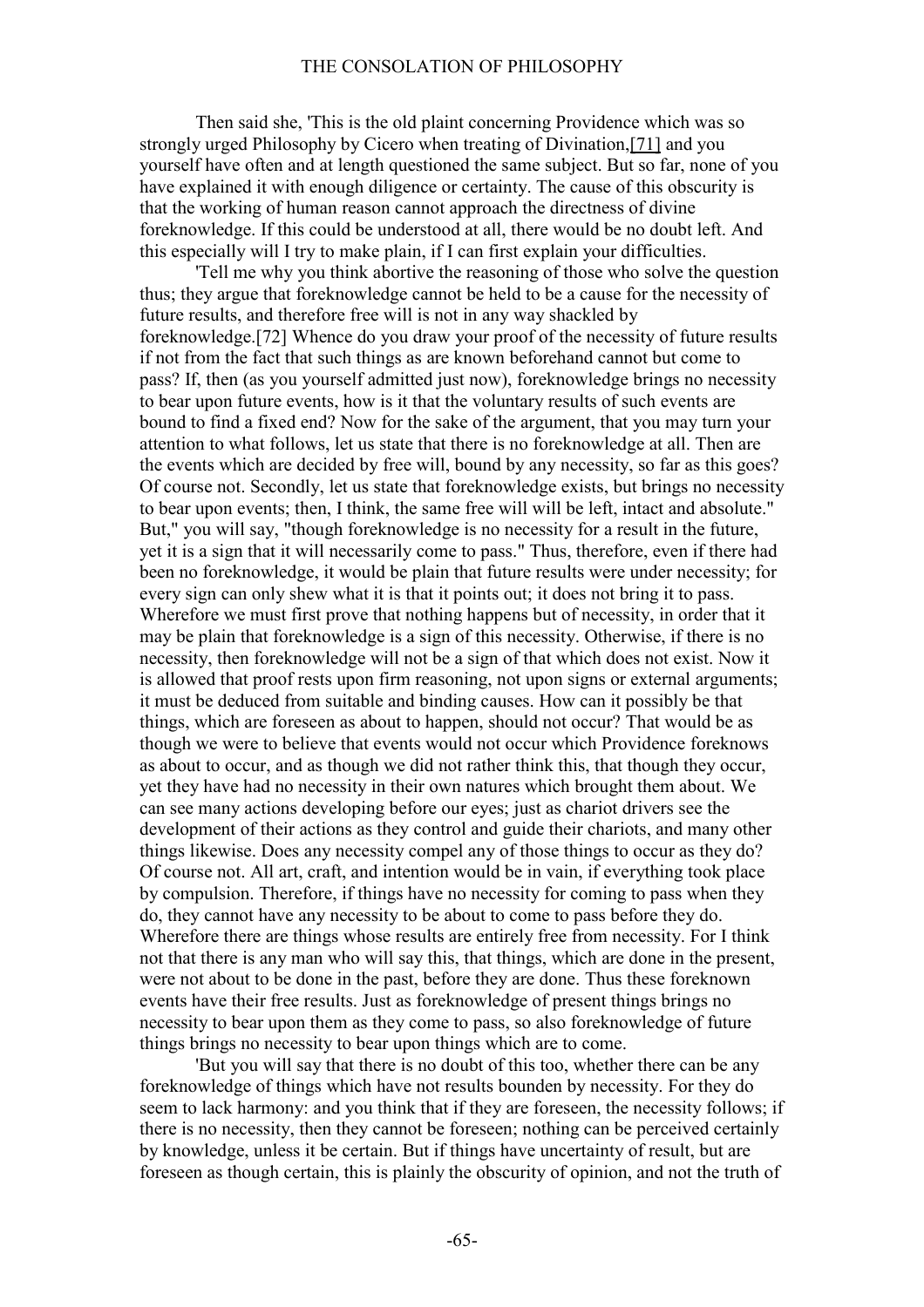Then said she, 'This is the old plaint concerning Providence which was so strongly urged Philosophy by Cicero when treating of Divination,[71] and you yourself have often and at length questioned the same subject. But so far, none of you have explained it with enough diligence or certainty. The cause of this obscurity is that the working of human reason cannot approach the directness of divine foreknowledge. If this could be understood at all, there would be no doubt left. And this especially will I try to make plain, if I can first explain your difficulties.

'Tell me why you think abortive the reasoning of those who solve the question thus; they argue that foreknowledge cannot be held to be a cause for the necessity of future results, and therefore free will is not in any way shackled by foreknowledge.[72] Whence do you draw your proof of the necessity of future results if not from the fact that such things as are known beforehand cannot but come to pass? If, then (as you yourself admitted just now), foreknowledge brings no necessity to bear upon future events, how is it that the voluntary results of such events are bound to find a fixed end? Now for the sake of the argument, that you may turn your attention to what follows, let us state that there is no foreknowledge at all. Then are the events which are decided by free will, bound by any necessity, so far as this goes? Of course not. Secondly, let us state that foreknowledge exists, but brings no necessity to bear upon events; then, I think, the same free will will be left, intact and absolute." But," you will say, "though foreknowledge is no necessity for a result in the future, yet it is a sign that it will necessarily come to pass." Thus, therefore, even if there had been no foreknowledge, it would be plain that future results were under necessity; for every sign can only shew what it is that it points out; it does not bring it to pass. Wherefore we must first prove that nothing happens but of necessity, in order that it may be plain that foreknowledge is a sign of this necessity. Otherwise, if there is no necessity, then foreknowledge will not be a sign of that which does not exist. Now it is allowed that proof rests upon firm reasoning, not upon signs or external arguments; it must be deduced from suitable and binding causes. How can it possibly be that things, which are foreseen as about to happen, should not occur? That would be as though we were to believe that events would not occur which Providence foreknows as about to occur, and as though we did not rather think this, that though they occur, yet they have had no necessity in their own natures which brought them about. We can see many actions developing before our eyes; just as chariot drivers see the development of their actions as they control and guide their chariots, and many other things likewise. Does any necessity compel any of those things to occur as they do? Of course not. All art, craft, and intention would be in vain, if everything took place by compulsion. Therefore, if things have no necessity for coming to pass when they do, they cannot have any necessity to be about to come to pass before they do. Wherefore there are things whose results are entirely free from necessity. For I think not that there is any man who will say this, that things, which are done in the present, were not about to be done in the past, before they are done. Thus these foreknown events have their free results. Just as foreknowledge of present things brings no necessity to bear upon them as they come to pass, so also foreknowledge of future things brings no necessity to bear upon things which are to come.

'But you will say that there is no doubt of this too, whether there can be any foreknowledge of things which have not results bounden by necessity. For they do seem to lack harmony: and you think that if they are foreseen, the necessity follows; if there is no necessity, then they cannot be foreseen; nothing can be perceived certainly by knowledge, unless it be certain. But if things have uncertainty of result, but are foreseen as though certain, this is plainly the obscurity of opinion, and not the truth of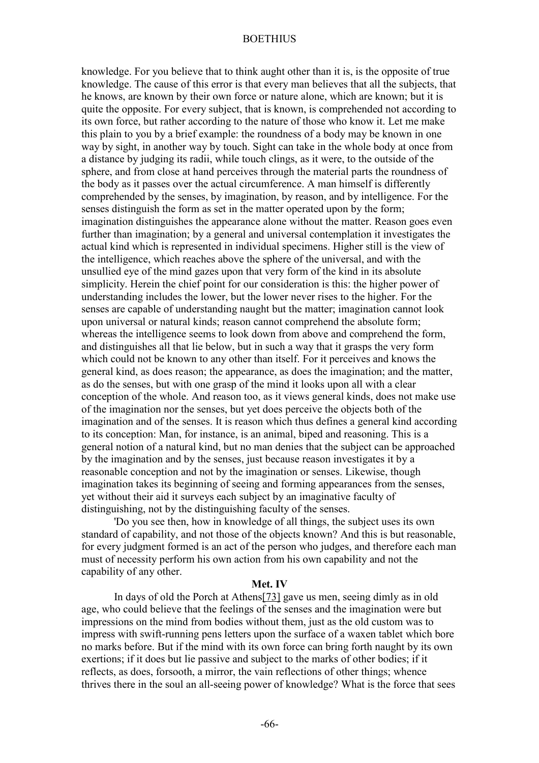knowledge. For you believe that to think aught other than it is, is the opposite of true knowledge. The cause of this error is that every man believes that all the subjects, that he knows, are known by their own force or nature alone, which are known; but it is quite the opposite. For every subject, that is known, is comprehended not according to its own force, but rather according to the nature of those who know it. Let me make this plain to you by a brief example: the roundness of a body may be known in one way by sight, in another way by touch. Sight can take in the whole body at once from a distance by judging its radii, while touch clings, as it were, to the outside of the sphere, and from close at hand perceives through the material parts the roundness of the body as it passes over the actual circumference. A man himself is differently comprehended by the senses, by imagination, by reason, and by intelligence. For the senses distinguish the form as set in the matter operated upon by the form; imagination distinguishes the appearance alone without the matter. Reason goes even further than imagination; by a general and universal contemplation it investigates the actual kind which is represented in individual specimens. Higher still is the view of the intelligence, which reaches above the sphere of the universal, and with the unsullied eye of the mind gazes upon that very form of the kind in its absolute simplicity. Herein the chief point for our consideration is this: the higher power of understanding includes the lower, but the lower never rises to the higher. For the senses are capable of understanding naught but the matter; imagination cannot look upon universal or natural kinds; reason cannot comprehend the absolute form; whereas the intelligence seems to look down from above and comprehend the form, and distinguishes all that lie below, but in such a way that it grasps the very form which could not be known to any other than itself. For it perceives and knows the general kind, as does reason; the appearance, as does the imagination; and the matter, as do the senses, but with one grasp of the mind it looks upon all with a clear conception of the whole. And reason too, as it views general kinds, does not make use of the imagination nor the senses, but yet does perceive the objects both of the imagination and of the senses. It is reason which thus defines a general kind according to its conception: Man, for instance, is an animal, biped and reasoning. This is a general notion of a natural kind, but no man denies that the subject can be approached by the imagination and by the senses, just because reason investigates it by a reasonable conception and not by the imagination or senses. Likewise, though imagination takes its beginning of seeing and forming appearances from the senses, yet without their aid it surveys each subject by an imaginative faculty of distinguishing, not by the distinguishing faculty of the senses.

'Do you see then, how in knowledge of all things, the subject uses its own standard of capability, and not those of the objects known? And this is but reasonable, for every judgment formed is an act of the person who judges, and therefore each man must of necessity perform his own action from his own capability and not the capability of any other.

**Met. IV**

In days of old the Porch at Athens[73] gave us men, seeing dimly as in old age, who could believe that the feelings of the senses and the imagination were but impressions on the mind from bodies without them, just as the old custom was to impress with swift-running pens letters upon the surface of a waxen tablet which bore no marks before. But if the mind with its own force can bring forth naught by its own exertions; if it does but lie passive and subject to the marks of other bodies; if it reflects, as does, forsooth, a mirror, the vain reflections of other things; whence thrives there in the soul an all-seeing power of knowledge? What is the force that sees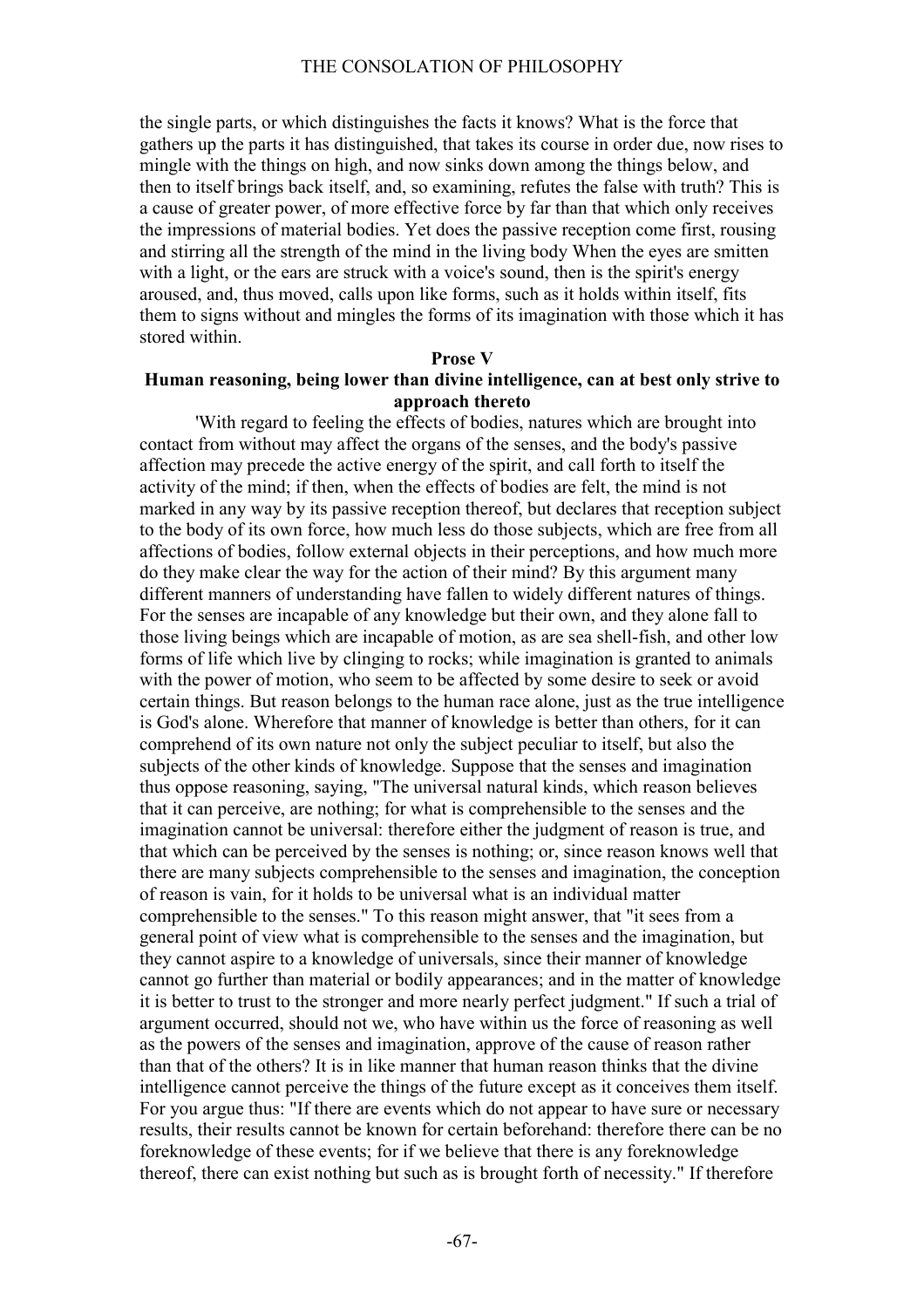the single parts, or which distinguishes the facts it knows? What is the force that gathers up the parts it has distinguished, that takes its course in order due, now rises to mingle with the things on high, and now sinks down among the things below, and then to itself brings back itself, and, so examining, refutes the false with truth? This is a cause of greater power, of more effective force by far than that which only receives the impressions of material bodies. Yet does the passive reception come first, rousing and stirring all the strength of the mind in the living body When the eyes are smitten with a light, or the ears are struck with a voice's sound, then is the spirit's energy aroused, and, thus moved, calls upon like forms, such as it holds within itself, fits them to signs without and mingles the forms of its imagination with those which it has stored within.

### Prose V

### Human reasoning, being lower than divine intelligence, can at best only strive to approach thereto

'With regard to feeling the effects of bodies, natures which are brought into contact from without may affect the organs of the senses, and the body's passive affection may precede the active energy of the spirit, and call forth to itself the activity of the mind; if then, when the effects of bodies are felt, the mind is not marked in any way by its passive reception thereof, but declares that reception subject to the body of its own force, how much less do those subjects, which are free from all affections of bodies, follow external objects in their perceptions, and how much more do they make clear the way for the action of their mind? By this argument many different manners of understanding have fallen to widely different natures of things. For the senses are incapable of any knowledge but their own, and they alone fall to those living beings which are incapable of motion, as are sea shell-fish, and other low forms of life which live by clinging to rocks; while imagination is granted to animals with the power of motion, who seem to be affected by some desire to seek or avoid certain things. But reason belongs to the human race alone, just as the true intelligence is God's alone. Wherefore that manner of knowledge is better than others, for it can comprehend of its own nature not only the subject peculiar to itself, but also the subjects of the other kinds of knowledge. Suppose that the senses and imagination thus oppose reasoning, saying, "The universal natural kinds, which reason believes that it can perceive, are nothing; for what is comprehensible to the senses and the imagination cannot be universal: therefore either the judgment of reason is true, and that which can be perceived by the senses is nothing; or, since reason knows well that there are many subjects comprehensible to the senses and imagination, the conception of reason is vain, for it holds to be universal what is an individual matter comprehensible to the senses." To this reason might answer, that "it sees from a general point of view what is comprehensible to the senses and the imagination, but they cannot aspire to a knowledge of universals, since their manner of knowledge cannot go further than material or bodily appearances; and in the matter of knowledge it is better to trust to the stronger and more nearly perfect judgment." If such a trial of argument occurred, should not we, who have within us the force of reasoning as well as the powers of the senses and imagination, approve of the cause of reason rather than that of the others? It is in like manner that human reason thinks that the divine intelligence cannot perceive the things of the future except as it conceives them itself. For you argue thus: "If there are events which do not appear to have sure or necessary results, their results cannot be known for certain beforehand: therefore there can be no foreknowledge of these events; for if we believe that there is any foreknowledge thereof, there can exist nothing but such as is brought forth of necessity." If therefore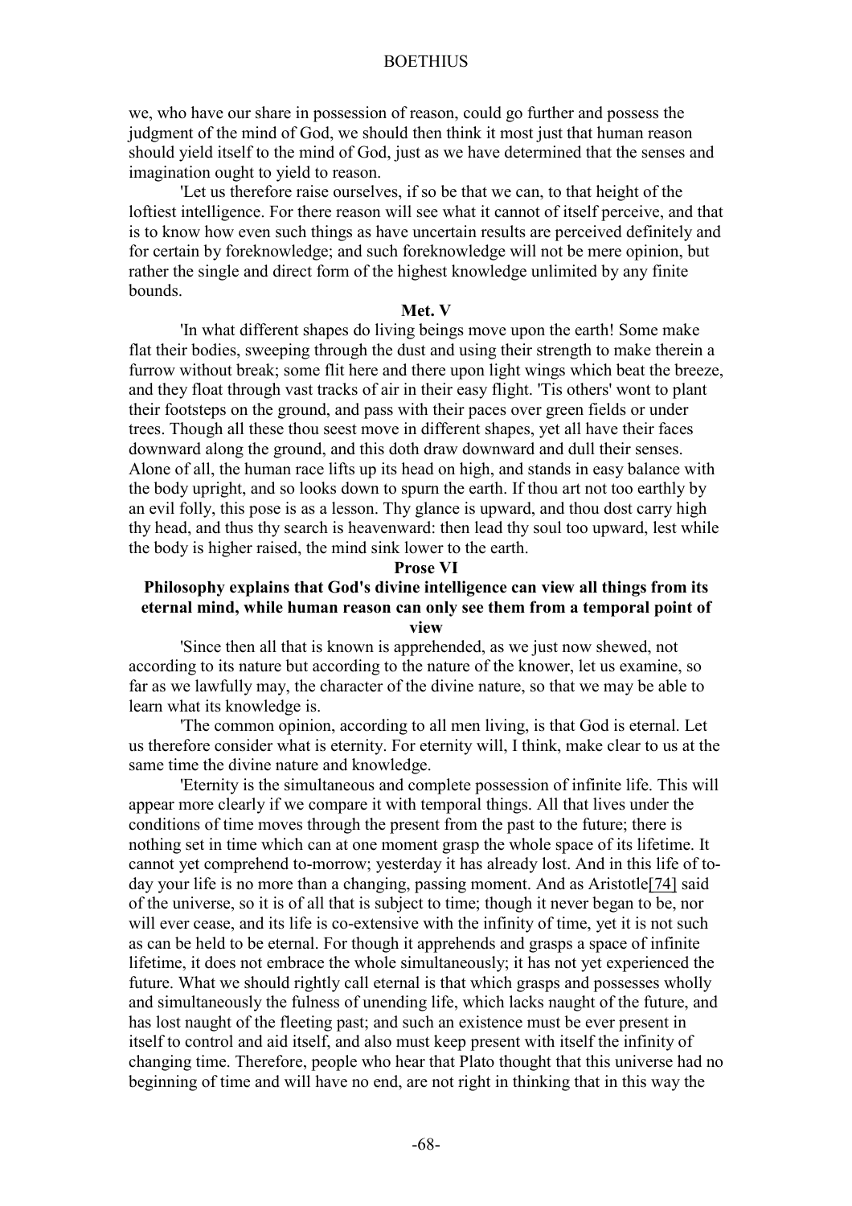we, who have our share in possession of reason, could go further and possess the judgment of the mind of God, we should then think it most just that human reason should yield itself to the mind of God, just as we have determined that the senses and imagination ought to yield to reason.

'Let us therefore raise ourselves, if so be that we can, to that height of the loftiest intelligence. For there reason will see what it cannot of itself perceive, and that is to know how even such things as have uncertain results are perceived definitely and for certain by foreknowledge; and such foreknowledge will not be mere opinion, but rather the single and direct form of the highest knowledge unlimited by any finite bounds.

### Met. V

'In what different shapes do living beings move upon the earth! Some make flat their bodies, sweeping through the dust and using their strength to make therein a furrow without break; some flit here and there upon light wings which beat the breeze, and they float through vast tracks of air in their easy flight. 'Tis others' wont to plant their footsteps on the ground, and pass with their paces over green fields or under trees. Though all these thou seest move in different shapes, yet all have their faces downward along the ground, and this doth draw downward and dull their senses. Alone of all, the human race lifts up its head on high, and stands in easy balance with the body upright, and so looks down to spurn the earth. If thou art not too earthly by an evil folly, this pose is as a lesson. Thy glance is upward, and thou dost carry high thy head, and thus thy search is heavenward: then lead thy soul too upward, lest while the body is higher raised, the mind sink lower to the earth.

### Prose VI

### Philosophy explains that God's divine intelligence can view all things from its eternal mind, while human reason can only see them from a temporal point of view

'Since then all that is known is apprehended, as we just now shewed, not according to its nature but according to the nature of the knower, let us examine, so far as we lawfully may, the character of the divine nature, so that we may be able to learn what its knowledge is.

'The common opinion, according to all men living, is that God is eternal. Let us therefore consider what is eternity. For eternity will, I think, make clear to us at the same time the divine nature and knowledge.

'Eternity is the simultaneous and complete possession of infinite life. This will appear more clearly if we compare it with temporal things. All that lives under the conditions of time moves through the present from the past to the future; there is nothing set in time which can at one moment grasp the whole space of its lifetime. It cannot yet comprehend to-morrow; yesterday it has already lost. And in this life of to-day your life is no more than a changing, passing moment. And as Aristotle[74] said of the universe, so it is of all that is subject to time; though it never began to be, nor will ever cease, and its life is co-extensive with the infinity of time, yet it is not such as can be held to be eternal. For though it apprehends and grasps a space of infinite lifetime, it does not embrace the whole simultaneously; it has not yet experienced the future. What we should rightly call eternal is that which grasps and possesses wholly and simultaneously the fulness of unending life, which lacks naught of the future, and has lost naught of the fleeting past; and such an existence must be ever present in itself to control and aid itself, and also must keep present with itself the infinity of changing time. Therefore, people who hear that Plato thought that this universe had no beginning of time and will have no end, are not right in thinking that in this way the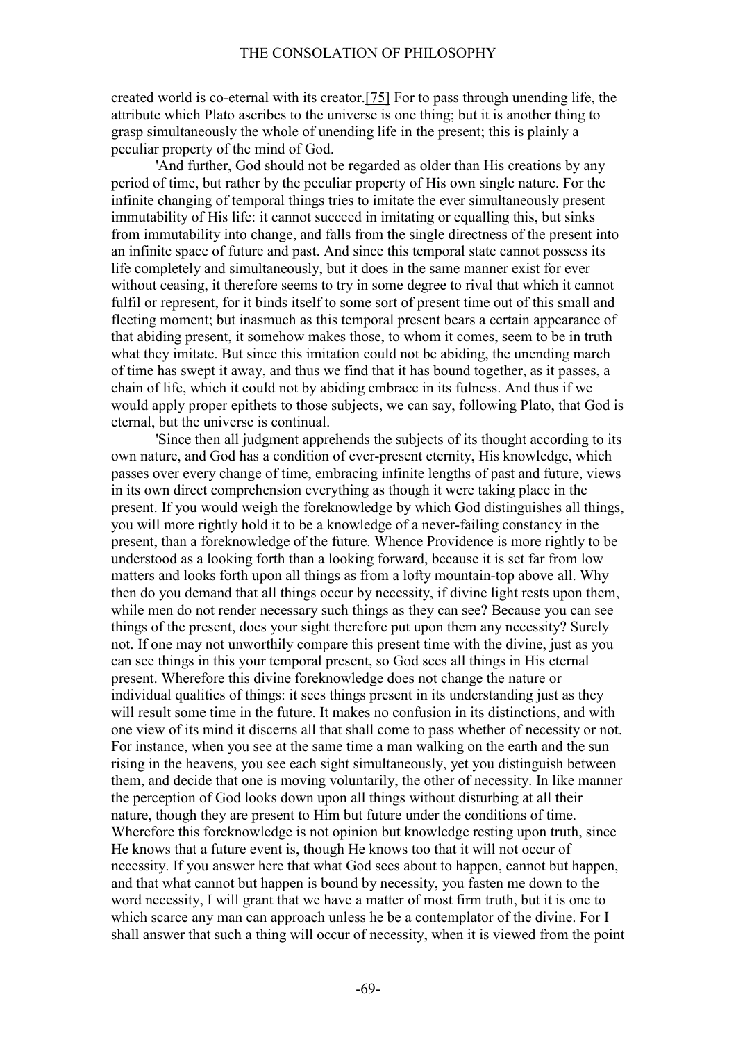created world is co-eternal with its creator.[75] For to pass through unending life, the attribute which Plato ascribes to the universe is one thing; but it is another thing to grasp simultaneously the whole of unending life in the present; this is plainly a peculiar property of the mind of God.

'And further, God should not be regarded as older than His creations by any period of time, but rather by the peculiar property of His own single nature. For the infinite changing of temporal things tries to imitate the ever simultaneously present immutability of His life: it cannot succeed in imitating or equalling this, but sinks from immutability into change, and falls from the single directness of the present into an infinite space of future and past. And since this temporal state cannot possess its life completely and simultaneously, but it does in the same manner exist for ever without ceasing, it therefore seems to try in some degree to rival that which it cannot fulfil or represent, for it binds itself to some sort of present time out of this small and fleeting moment; but inasmuch as this temporal present bears a certain appearance of that abiding present, it somehow makes those, to whom it comes, seem to be in truth what they imitate. But since this imitation could not be abiding, the unending march of time has swept it away, and thus we find that it has bound together, as it passes, a chain of life, which it could not by abiding embrace in its fulness. And thus if we would apply proper epithets to those subjects, we can say, following Plato, that God is eternal, but the universe is continual.

'Since then all judgment apprehends the subjects of its thought according to its own nature, and God has a condition of ever-present eternity, His knowledge, which passes over every change of time, embracing infinite lengths of past and future, views in its own direct comprehension everything as though it were taking place in the present. If you would weigh the foreknowledge by which God distinguishes all things, you will more rightly hold it to be a knowledge of a never-failing constancy in the present, than a foreknowledge of the future. Whence Providence is more rightly to be understood as a looking forth than a looking forward, because it is set far from low matters and looks forth upon all things as from a lofty mountain-top above all. Why then do you demand that all things occur by necessity, if divine light rests upon them, while men do not render necessary such things as they can see? Because you can see things of the present, does your sight therefore put upon them any necessity? Surely not. If one may not unworthily compare this present time with the divine, just as you can see things in this your temporal present, so God sees all things in His eternal present. Wherefore this divine foreknowledge does not change the nature or individual qualities of things: it sees things present in its understanding just as they will result some time in the future. It makes no confusion in its distinctions, and with one view of its mind it discerns all that shall come to pass whether of necessity or not. For instance, when you see at the same time a man walking on the earth and the sun rising in the heavens, you see each sight simultaneously, yet you distinguish between them, and decide that one is moving voluntarily, the other of necessity. In like manner the perception of God looks down upon all things without disturbing at all their nature, though they are present to Him but future under the conditions of time. Wherefore this foreknowledge is not opinion but knowledge resting upon truth, since He knows that a future event is, though He knows too that it will not occur of necessity. If you answer here that what God sees about to happen, cannot but happen, and that what cannot but happen is bound by necessity, you fasten me down to the word necessity, I will grant that we have a matter of most firm truth, but it is one to which scarce any man can approach unless he be a contemplator of the divine. For I shall answer that such a thing will occur of necessity, when it is viewed from the point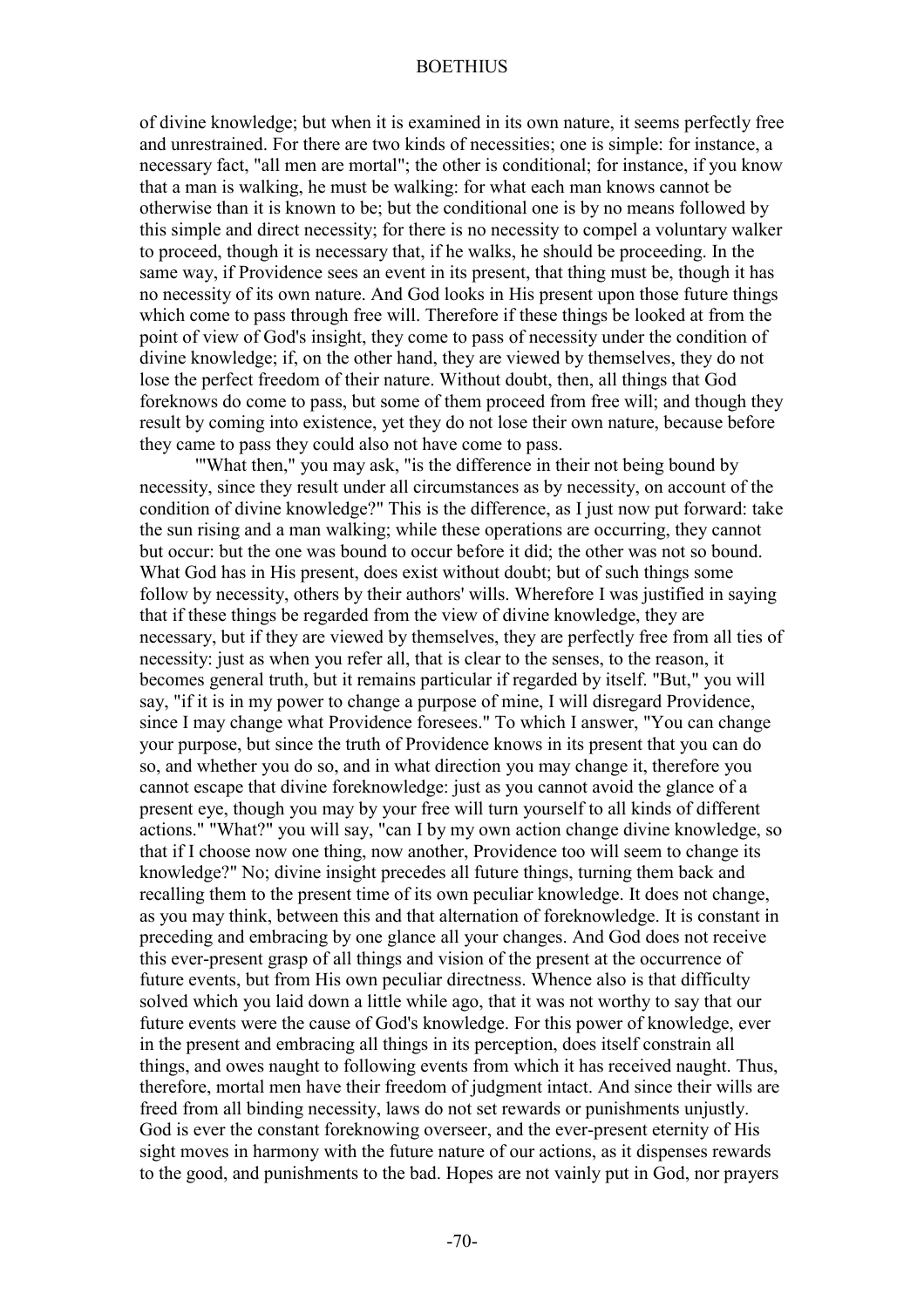of divine knowledge; but when it is examined in its own nature, it seems perfectly free and unrestrained. For there are two kinds of necessities; one is simple: for instance, a necessary fact, "all men are mortal"; the other is conditional; for instance, if you know that a man is walking, he must be walking: for what each man knows cannot be otherwise than it is known to be; but the conditional one is by no means followed by this simple and direct necessity; for there is no necessity to compel a voluntary walker to proceed, though it is necessary that, if he walks, he should be proceeding. In the same way, if Providence sees an event in its present, that thing must be, though it has no necessity of its own nature. And God looks in His present upon those future things which come to pass through free will. Therefore if these things be looked at from the point of view of God's insight, they come to pass of necessity under the condition of divine knowledge; if, on the other hand, they are viewed by themselves, they do not lose the perfect freedom of their nature. Without doubt, then, all things that God foreknows do come to pass, but some of them proceed from free will; and though they result by coming into existence, yet they do not lose their own nature, because before they came to pass they could also not have come to pass.

'"What then," you may ask, "is the difference in their not being bound by necessity, since they result under all circumstances as by necessity, on account of the condition of divine knowledge?" This is the difference, as I just now put forward: take the sun rising and a man walking; while these operations are occurring, they cannot but occur: but the one was bound to occur before it did; the other was not so bound. What God has in His present, does exist without doubt; but of such things some follow by necessity, others by their authors' wills. Wherefore I was justified in saying that if these things be regarded from the view of divine knowledge, they are necessary, but if they are viewed by themselves, they are perfectly free from all ties of necessity: just as when you refer all, that is clear to the senses, to the reason, it becomes general truth, but it remains particular if regarded by itself. "But," you will say, "if it is in my power to change a purpose of mine, I will disregard Providence, since I may change what Providence foresees." To which I answer, "You can change your purpose, but since the truth of Providence knows in its present that you can do so, and whether you do so, and in what direction you may change it, therefore you cannot escape that divine foreknowledge: just as you cannot avoid the glance of a present eye, though you may by your free will turn yourself to all kinds of different actions." "What?" you will say, "can I by my own action change divine knowledge, so that if I choose now one thing, now another, Providence too will seem to change its knowledge?" No; divine insight precedes all future things, turning them back and recalling them to the present time of its own peculiar knowledge. It does not change, as you may think, between this and that alternation of foreknowledge. It is constant in preceding and embracing by one glance all your changes. And God does not receive this ever-present grasp of all things and vision of the present at the occurrence of future events, but from His own peculiar directness. Whence also is that difficulty solved which you laid down a little while ago, that it was not worthy to say that our future events were the cause of God's knowledge. For this power of knowledge, ever in the present and embracing all things in its perception, does itself constrain all things, and owes naught to following events from which it has received naught. Thus, therefore, mortal men have their freedom of judgment intact. And since their wills are freed from all binding necessity, laws do not set rewards or punishments unjustly. God is ever the constant foreknowing overseer, and the ever-present eternity of His sight moves in harmony with the future nature of our actions, as it dispenses rewards to the good, and punishments to the bad. Hopes are not vainly put in God, nor prayers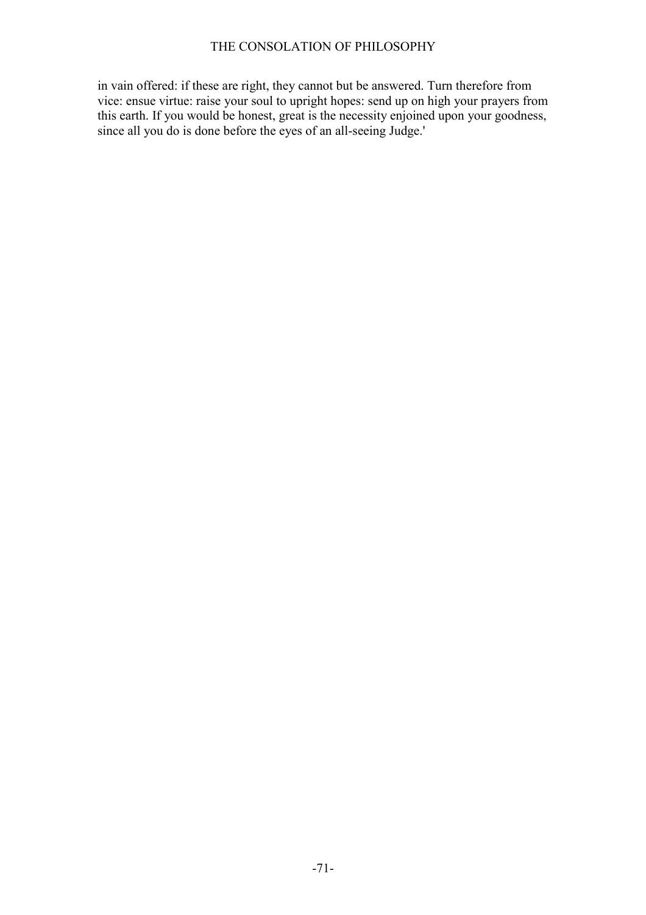in vain offered: if these are right, they cannot but be answered. Turn therefore from vice: ensue virtue: raise your soul to upright hopes: send up on high your prayers from this earth. If you would be honest, great is the necessity enjoined upon your goodness, since all you do is done before the eyes of an all-seeing Judge.'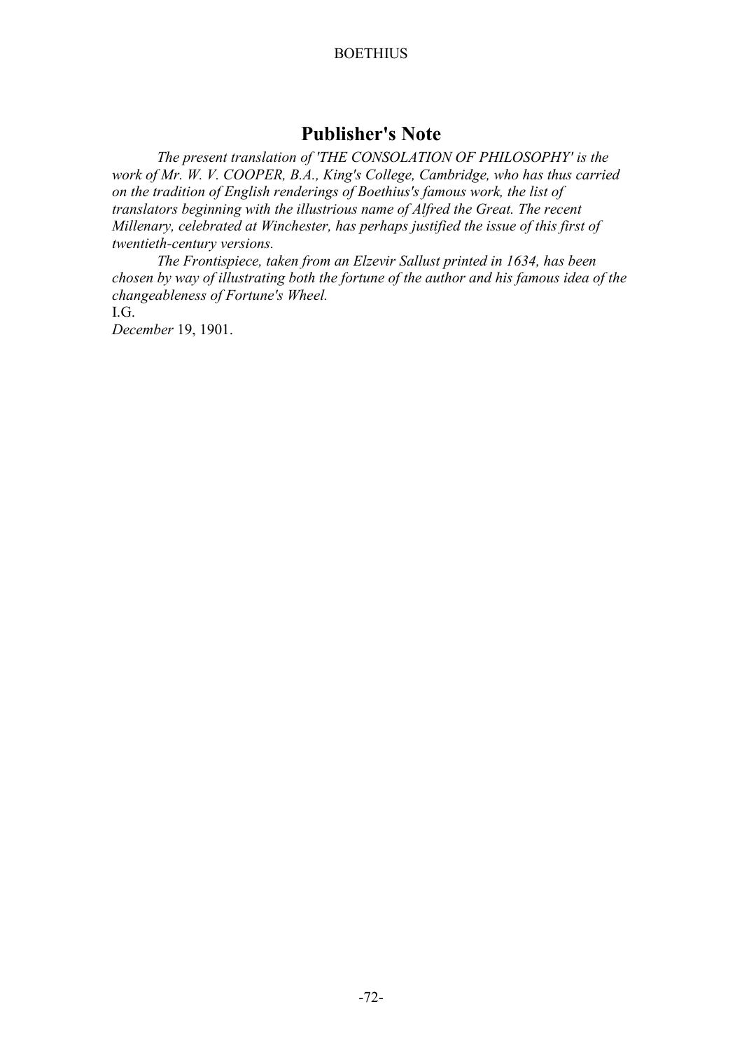## Publisher's Note

*The present translation of 'THE CONSOLATION OF PHILOSOPHY' is the work of Mr. W. V. COOPER, B.A., King's College, Cambridge, who has thus carried on the tradition of English renderings of Boethius's famous work, the list of translators beginning with the illustrious name of Alfred the Great. The recent Millenary, celebrated at Winchester, has perhaps justified the issue of this first of twentieth-century versions.*

*The Frontispiece, taken from an Elzevir Sallust printed in 1634, has been chosen by way of illustrating both the fortune of the author and his famous idea of the changeableness of Fortune's Wheel.*

I.G.

*December* 19, 1901.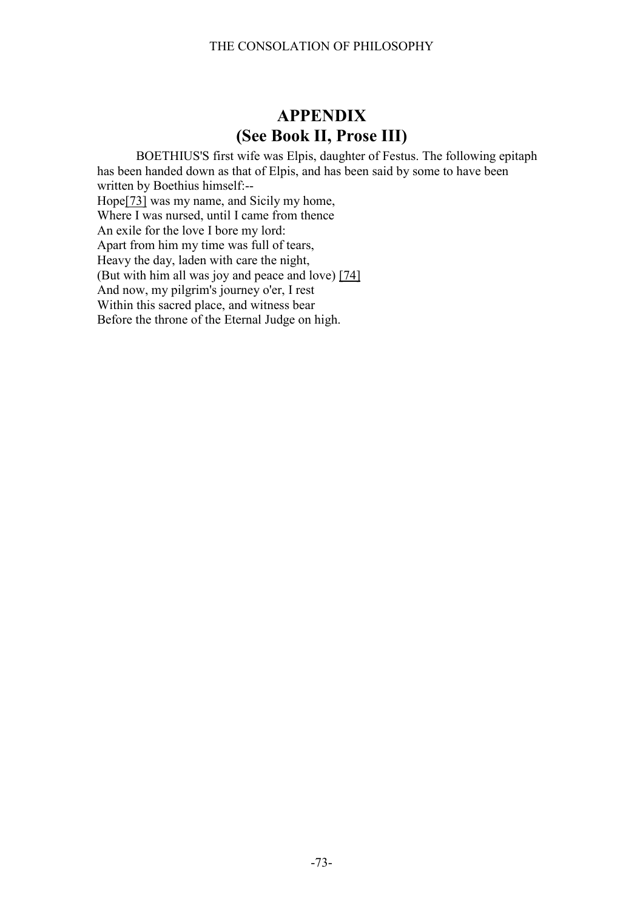# APPENDIX
## (See Book II, Prose III)

BOETHIUS'S first wife was Elpis, daughter of Festus. The following epitaph has been handed down as that of Elpis, and has been said by some to have been written by Boethius himself:--

Hope[73] was my name, and Sicily my home,
Where I was nursed, until I came from thence
An exile for the love I bore my lord:
Apart from him my time was full of tears,
Heavy the day, laden with care the night,
(But with him all was joy and peace and love) [74]
And now, my pilgrim's journey o'er, I rest
Within this sacred place, and witness bear
Before the throne of the Eternal Judge on high.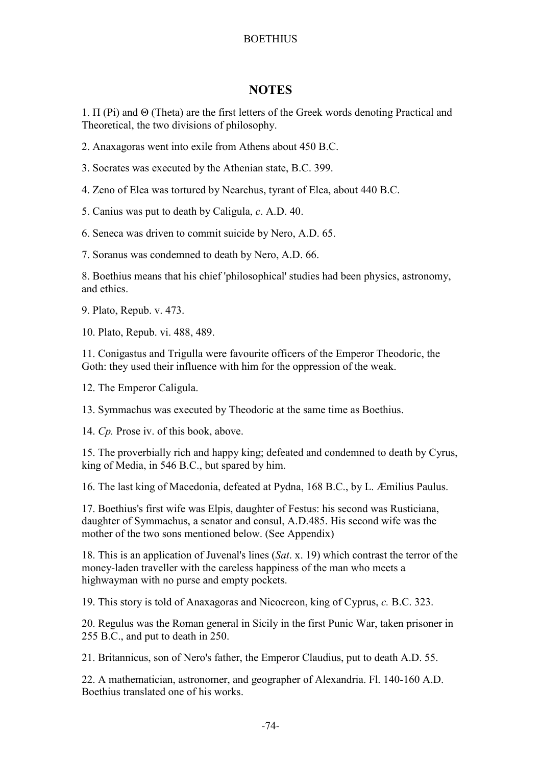## NOTES

1. Π (Pi) and Θ (Theta) are the first letters of the Greek words denoting Practical and Theoretical, the two divisions of philosophy.

2. Anaxagoras went into exile from Athens about 450 B.C.

3. Socrates was executed by the Athenian state, B.C. 399.

4. Zeno of Elea was tortured by Nearchus, tyrant of Elea, about 440 B.C.

5. Canius was put to death by Caligula, *c*. A.D. 40.

6. Seneca was driven to commit suicide by Nero, A.D. 65.

7. Soranus was condemned to death by Nero, A.D. 66.

8. Boethius means that his chief 'philosophical' studies had been physics, astronomy, and ethics.

9. Plato, Repub. v. 473.

10. Plato, Repub. vi. 488, 489.

11. Conigastus and Trigulla were favourite officers of the Emperor Theodoric, the Goth: they used their influence with him for the oppression of the weak.

12. The Emperor Caligula.

13. Symmachus was executed by Theodoric at the same time as Boethius.

14. *Cp.* Prose iv. of this book, above.

15. The proverbially rich and happy king; defeated and condemned to death by Cyrus, king of Media, in 546 B.C., but spared by him.

16. The last king of Macedonia, defeated at Pydna, 168 B.C., by L. Æmilius Paulus.

17. Boethius's first wife was Elpis, daughter of Festus: his second was Rusticiana, daughter of Symmachus, a senator and consul, A.D.485. His second wife was the mother of the two sons mentioned below. (See Appendix)

18. This is an application of Juvenal's lines (*Sat*. x. 19) which contrast the terror of the money-laden traveller with the careless happiness of the man who meets a highwayman with no purse and empty pockets.

19. This story is told of Anaxagoras and Nicocreon, king of Cyprus, *c.* B.C. 323.

20. Regulus was the Roman general in Sicily in the first Punic War, taken prisoner in 255 B.C., and put to death in 250.

21. Britannicus, son of Nero's father, the Emperor Claudius, put to death A.D. 55.

22. A mathematician, astronomer, and geographer of Alexandria. Fl. 140-160 A.D. Boethius translated one of his works.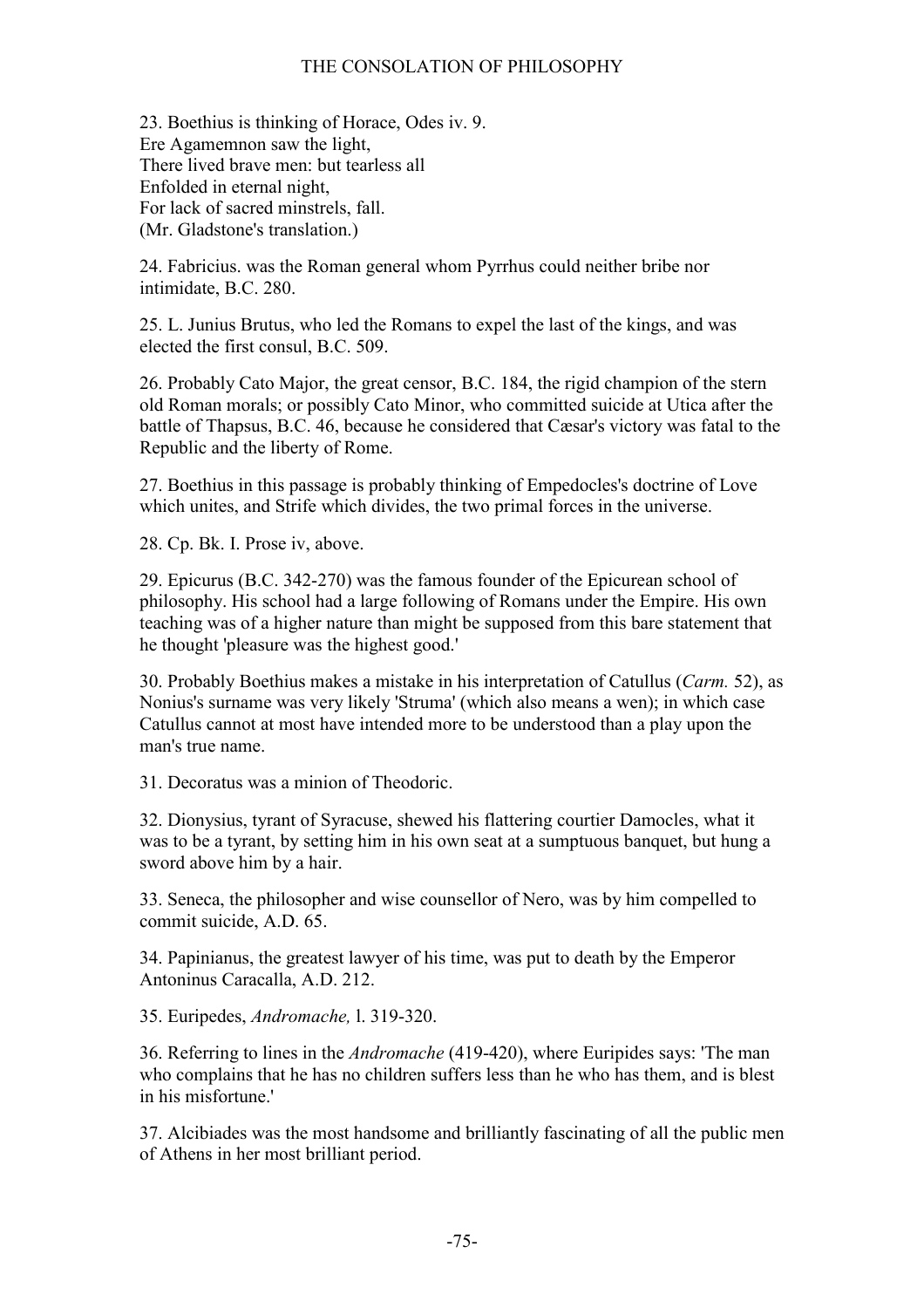23. Boethius is thinking of Horace, Odes iv. 9.
Ere Agamemnon saw the light,
There lived brave men: but tearless all
Enfolded in eternal night,
For lack of sacred minstrels, fall.
(Mr. Gladstone's translation.)

24. Fabricius. was the Roman general whom Pyrrhus could neither bribe nor intimidate, B.C. 280.

25. L. Junius Brutus, who led the Romans to expel the last of the kings, and was elected the first consul, B.C. 509.

26. Probably Cato Major, the great censor, B.C. 184, the rigid champion of the stern old Roman morals; or possibly Cato Minor, who committed suicide at Utica after the battle of Thapsus, B.C. 46, because he considered that Cæsar's victory was fatal to the Republic and the liberty of Rome.

27. Boethius in this passage is probably thinking of Empedocles's doctrine of Love which unites, and Strife which divides, the two primal forces in the universe.

28. Cp. Bk. I. Prose iv, above.

29. Epicurus (B.C. 342-270) was the famous founder of the Epicurean school of philosophy. His school had a large following of Romans under the Empire. His own teaching was of a higher nature than might be supposed from this bare statement that he thought 'pleasure was the highest good.'

30. Probably Boethius makes a mistake in his interpretation of Catullus (*Carm.* 52), as Nonius's surname was very likely 'Struma' (which also means a wen); in which case Catullus cannot at most have intended more to be understood than a play upon the man's true name.

31. Decoratus was a minion of Theodoric.

32. Dionysius, tyrant of Syracuse, shewed his flattering courtier Damocles, what it was to be a tyrant, by setting him in his own seat at a sumptuous banquet, but hung a sword above him by a hair.

33. Seneca, the philosopher and wise counsellor of Nero, was by him compelled to commit suicide, A.D. 65.

34. Papinianus, the greatest lawyer of his time, was put to death by the Emperor Antoninus Caracalla, A.D. 212.

35. Euripedes, *Andromache,* l. 319-320.

36. Referring to lines in the *Andromache* (419-420), where Euripides says: 'The man who complains that he has no children suffers less than he who has them, and is blest in his misfortune.'

37. Alcibiades was the most handsome and brilliantly fascinating of all the public men of Athens in her most brilliant period.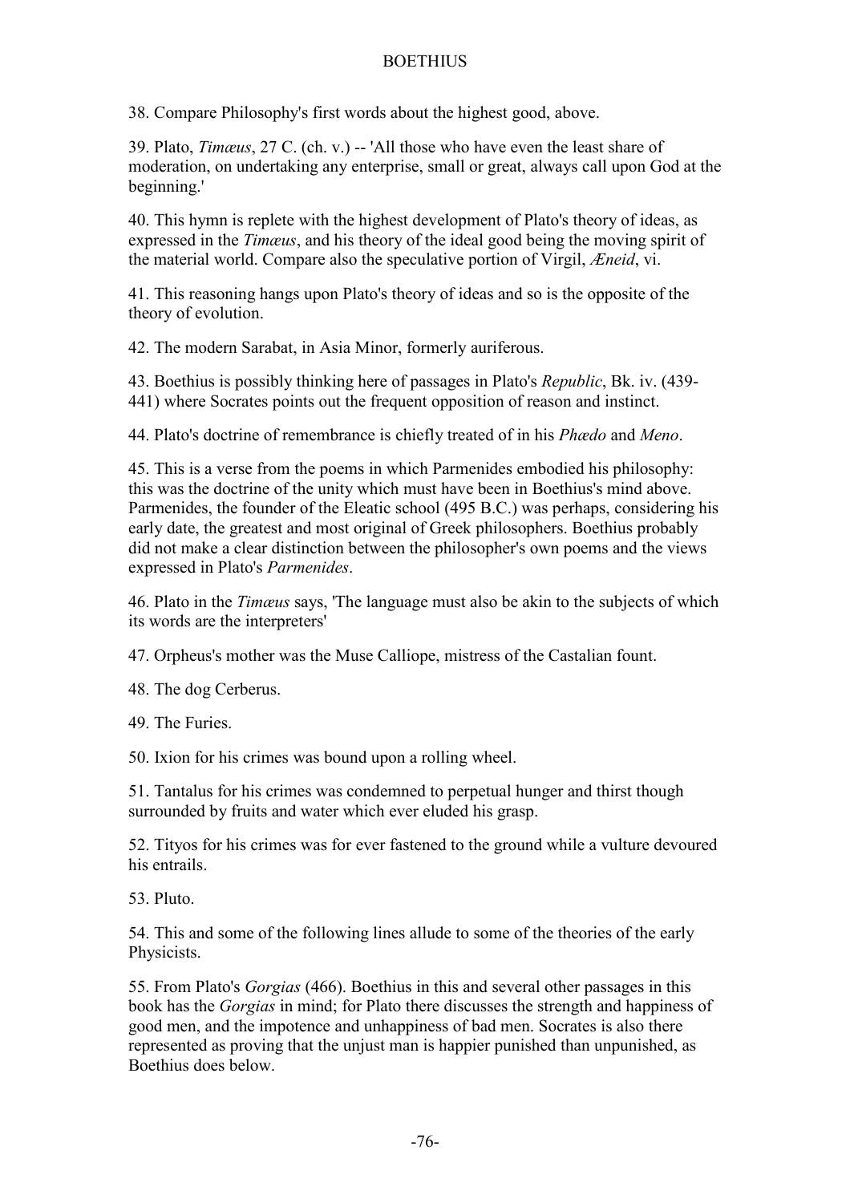38. Compare Philosophy's first words about the highest good, above.

39. Plato, *Timæus*, 27 C. (ch. v.) -- 'All those who have even the least share of moderation, on undertaking any enterprise, small or great, always call upon God at the beginning.'

40. This hymn is replete with the highest development of Plato's theory of ideas, as expressed in the *Timæus*, and his theory of the ideal good being the moving spirit of the material world. Compare also the speculative portion of Virgil, *Æneid*, vi.

41. This reasoning hangs upon Plato's theory of ideas and so is the opposite of the theory of evolution.

42. The modern Sarabat, in Asia Minor, formerly auriferous.

43. Boethius is possibly thinking here of passages in Plato's *Republic*, Bk. iv. (439-441) where Socrates points out the frequent opposition of reason and instinct.

44. Plato's doctrine of remembrance is chiefly treated of in his *Phædo* and *Meno*.

45. This is a verse from the poems in which Parmenides embodied his philosophy: this was the doctrine of the unity which must have been in Boethius's mind above. Parmenides, the founder of the Eleatic school (495 B.C.) was perhaps, considering his early date, the greatest and most original of Greek philosophers. Boethius probably did not make a clear distinction between the philosopher's own poems and the views expressed in Plato's *Parmenides*.

46. Plato in the *Timæus* says, 'The language must also be akin to the subjects of which its words are the interpreters'

47. Orpheus's mother was the Muse Calliope, mistress of the Castalian fount.

48. The dog Cerberus.

49. The Furies.

50. Ixion for his crimes was bound upon a rolling wheel.

51. Tantalus for his crimes was condemned to perpetual hunger and thirst though surrounded by fruits and water which ever eluded his grasp.

52. Tityos for his crimes was for ever fastened to the ground while a vulture devoured his entrails.

53. Pluto.

54. This and some of the following lines allude to some of the theories of the early Physicists.

55. From Plato's *Gorgias* (466). Boethius in this and several other passages in this book has the *Gorgias* in mind; for Plato there discusses the strength and happiness of good men, and the impotence and unhappiness of bad men. Socrates is also there represented as proving that the unjust man is happier punished than unpunished, as Boethius does below.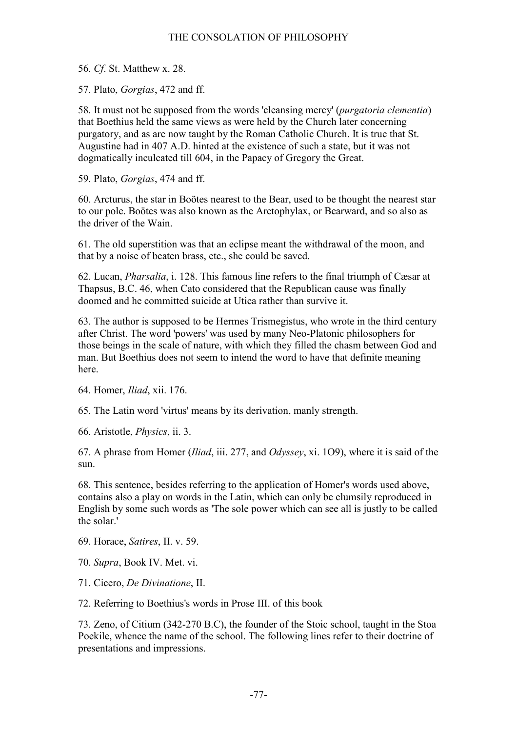56. *Cf.* St. Matthew x. 28.

57. Plato, *Gorgias*, 472 and ff.

58. It must not be supposed from the words 'cleansing mercy' (*purgatoria clementia*) that Boethius held the same views as were held by the Church later concerning purgatory, and as are now taught by the Roman Catholic Church. It is true that St. Augustine had in 407 A.D. hinted at the existence of such a state, but it was not dogmatically inculcated till 604, in the Papacy of Gregory the Great.

59. Plato, *Gorgias*, 474 and ff.

60. Arcturus, the star in Boötes nearest to the Bear, used to be thought the nearest star to our pole. Boötes was also known as the Arctophylax, or Bearward, and so also as the driver of the Wain.

61. The old superstition was that an eclipse meant the withdrawal of the moon, and that by a noise of beaten brass, etc., she could be saved.

62. Lucan, *Pharsalia*, i. 128. This famous line refers to the final triumph of Cæsar at Thapsus, B.C. 46, when Cato considered that the Republican cause was finally doomed and he committed suicide at Utica rather than survive it.

63. The author is supposed to be Hermes Trismegistus, who wrote in the third century after Christ. The word 'powers' was used by many Neo-Platonic philosophers for those beings in the scale of nature, with which they filled the chasm between God and man. But Boethius does not seem to intend the word to have that definite meaning here.

64. Homer, *Iliad*, xii. 176.

65. The Latin word 'virtus' means by its derivation, manly strength.

66. Aristotle, *Physics*, ii. 3.

67. A phrase from Homer (*Iliad*, iii. 277, and *Odyssey*, xi. 1O9), where it is said of the sun.

68. This sentence, besides referring to the application of Homer's words used above, contains also a play on words in the Latin, which can only be clumsily reproduced in English by some such words as 'The sole power which can see all is justly to be called the solar.'

69. Horace, *Satires*, II. v. 59.

70. *Supra*, Book IV. Met. vi.

71. Cicero, *De Divinatione*, II.

72. Referring to Boethius's words in Prose III. of this book

73. Zeno, of Citium (342-270 B.C), the founder of the Stoic school, taught in the Stoa Poekile, whence the name of the school. The following lines refer to their doctrine of presentations and impressions.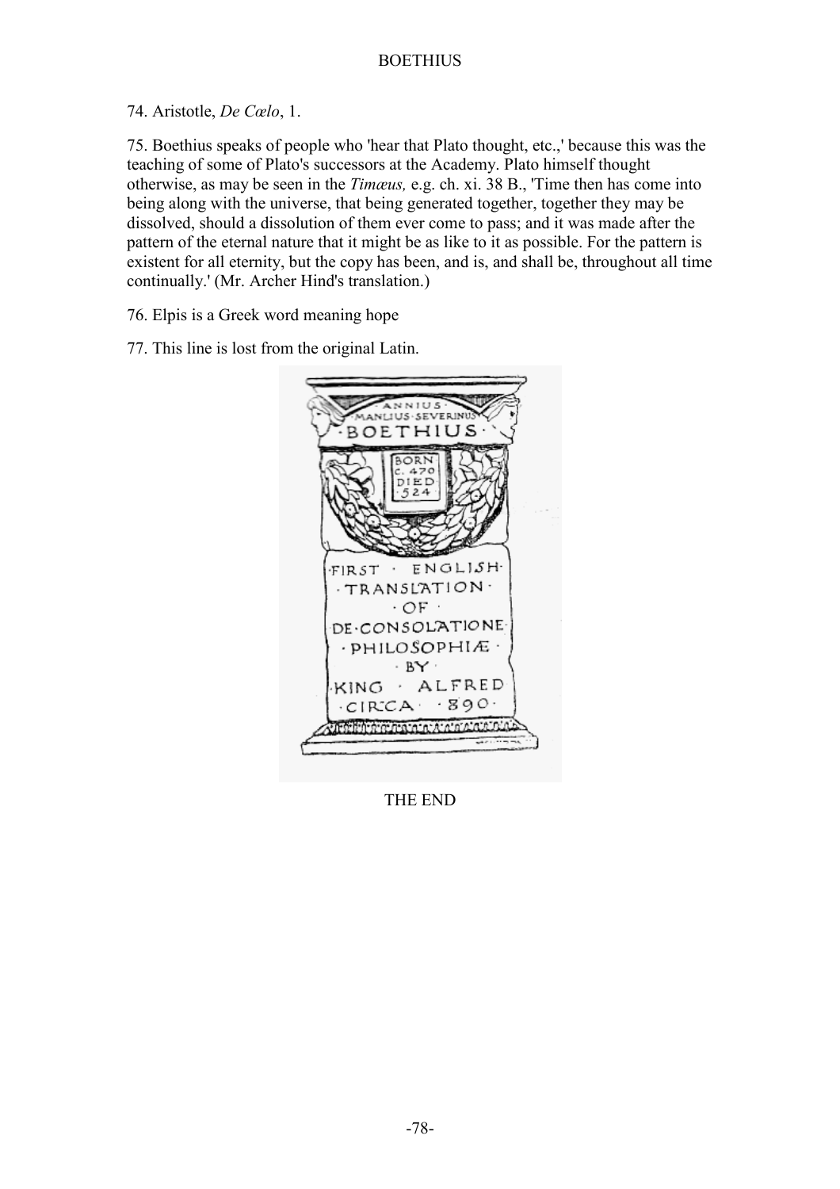74. Aristotle, *De Cœlo*, 1.

75. Boethius speaks of people who 'hear that Plato thought, etc.,' because this was the teaching of some of Plato's successors at the Academy. Plato himself thought otherwise, as may be seen in the *Timæus,* e.g. ch. xi. 38 B., 'Time then has come into being along with the universe, that being generated together, together they may be dissolved, should a dissolution of them ever come to pass; and it was made after the pattern of the eternal nature that it might be as like to it as possible. For the pattern is existent for all eternity, but the copy has been, and is, and shall be, throughout all time continually.' (Mr. Archer Hind's translation.)

76. Elpis is a Greek word meaning hope

77. This line is lost from the original Latin.

ANNIUS · MANLIUS · SEVERINUS · BOETHIUS ·

BORN c. 470 DIED · 524 ·

FIRST · ENGLISH · TRANSLATION · OF · DE · CONSOLATIONE · PHILOSOPHIÆ · BY · KING · ALFRED · CIRCA · 890 ·

THE END